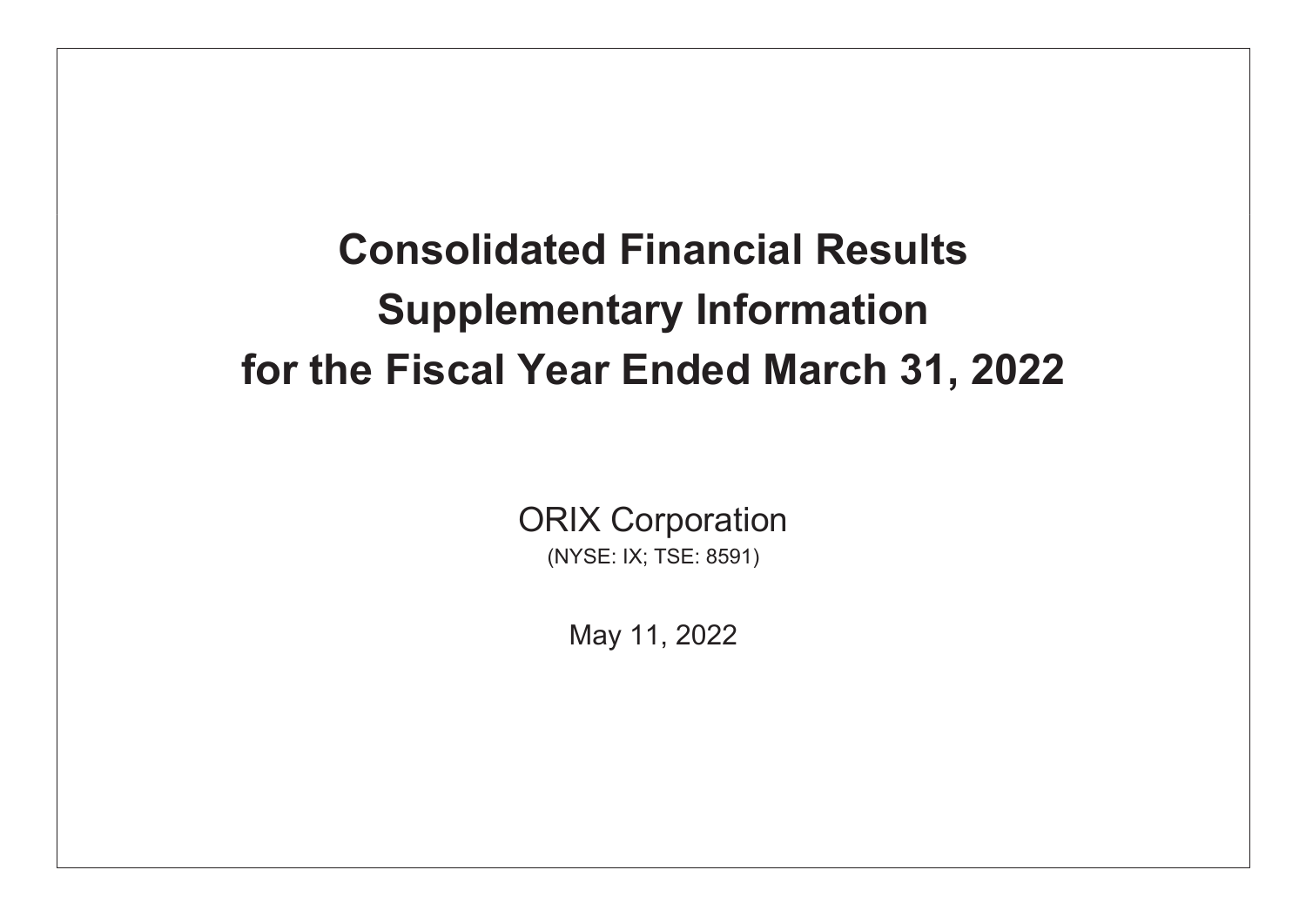# Consolidated Financial Results Supplementary Information for the Fiscal Year Ended March 31, 2022

ORIX Corporation

(NYSE: IX; TSE: 8591)

May 11, 2022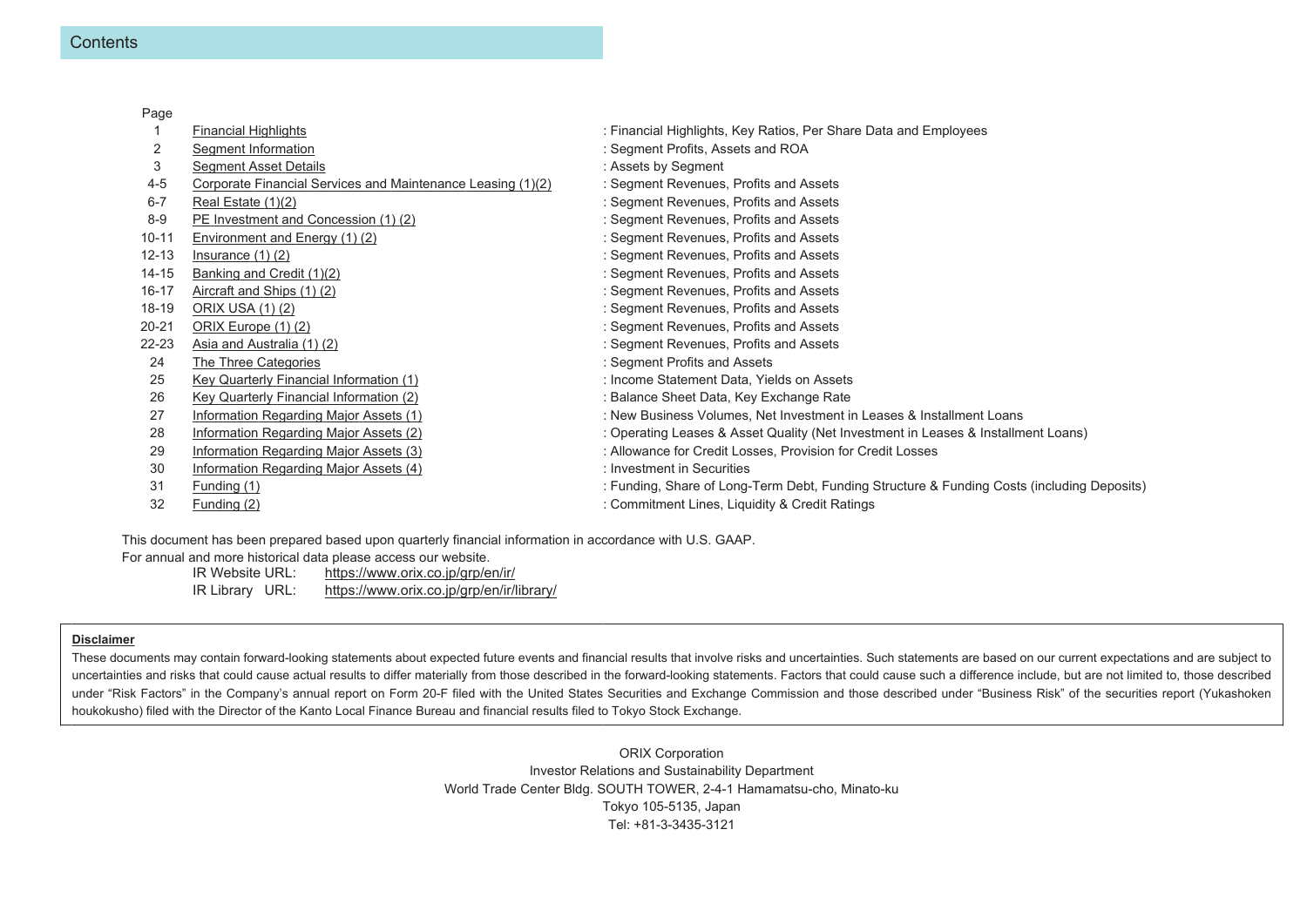# Contents

| Page | | |
|---|---|---|
| 1 | Financial Highlights | : Financial Highlights, Key Ratios, Per Share Data and Employees |
| 2 | Segment Information | : Segment Profits, Assets and ROA |
| 3 | Segment Asset Details | : Assets by Segment |
| 4-5 | Corporate Financial Services and Maintenance Leasing (1)(2) | : Segment Revenues, Profits and Assets |
| 6-7 | Real Estate (1)(2) | : Segment Revenues, Profits and Assets |
| 8-9 | PE Investment and Concession (1) (2) | : Segment Revenues, Profits and Assets |
| 10-11 | Environment and Energy (1) (2) | : Segment Revenues, Profits and Assets |
| 12-13 | Insurance (1) (2) | : Segment Revenues, Profits and Assets |
| 14-15 | Banking and Credit (1)(2) | : Segment Revenues, Profits and Assets |
| 16-17 | Aircraft and Ships (1) (2) | : Segment Revenues, Profits and Assets |
| 18-19 | ORIX USA (1) (2) | : Segment Revenues, Profits and Assets |
| 20-21 | ORIX Europe (1) (2) | : Segment Revenues, Profits and Assets |
| 22-23 | Asia and Australia (1) (2) | : Segment Revenues, Profits and Assets |
| 24 | The Three Categories | : Segment Profits and Assets |
| 25 | Key Quarterly Financial Information (1) | : Income Statement Data, Yields on Assets |
| 26 | Key Quarterly Financial Information (2) | : Balance Sheet Data, Key Exchange Rate |
| 27 | Information Regarding Major Assets (1) | : New Business Volumes, Net Investment in Leases & Installment Loans |
| 28 | Information Regarding Major Assets (2) | : Operating Leases & Asset Quality (Net Investment in Leases & Installment Loans) |
| 29 | Information Regarding Major Assets (3) | : Allowance for Credit Losses, Provision for Credit Losses |
| 30 | Information Regarding Major Assets (4) | : Investment in Securities |
| 31 | Funding (1) | : Funding, Share of Long-Term Debt, Funding Structure & Funding Costs (including Deposits) |
| 32 | Funding (2) | : Commitment Lines, Liquidity & Credit Ratings |

This document has been prepared based upon quarterly financial information in accordance with U.S. GAAP.
For annual and more historical data please access our website.

IR Website URL: https://www.orix.co.jp/grp/en/ir/
IR Library URL: https://www.orix.co.jp/grp/en/ir/library/

**Disclaimer**

These documents may contain forward-looking statements about expected future events and financial results that involve risks and uncertainties. Such statements are based on our current expectations and are subject to uncertainties and risks that could cause actual results to differ materially from those described in the forward-looking statements. Factors that could cause such a difference include, but are not limited to, those described under "Risk Factors" in the Company's annual report on Form 20-F filed with the United States Securities and Exchange Commission and those described under "Business Risk" of the securities report (Yukashoken houkokusho) filed with the Director of the Kanto Local Finance Bureau and financial results filed to Tokyo Stock Exchange.

ORIX Corporation
Investor Relations and Sustainability Department
World Trade Center Bldg. SOUTH TOWER, 2-4-1 Hamamatsu-cho, Minato-ku
Tokyo 105-5135, Japan
Tel: +81-3-3435-3121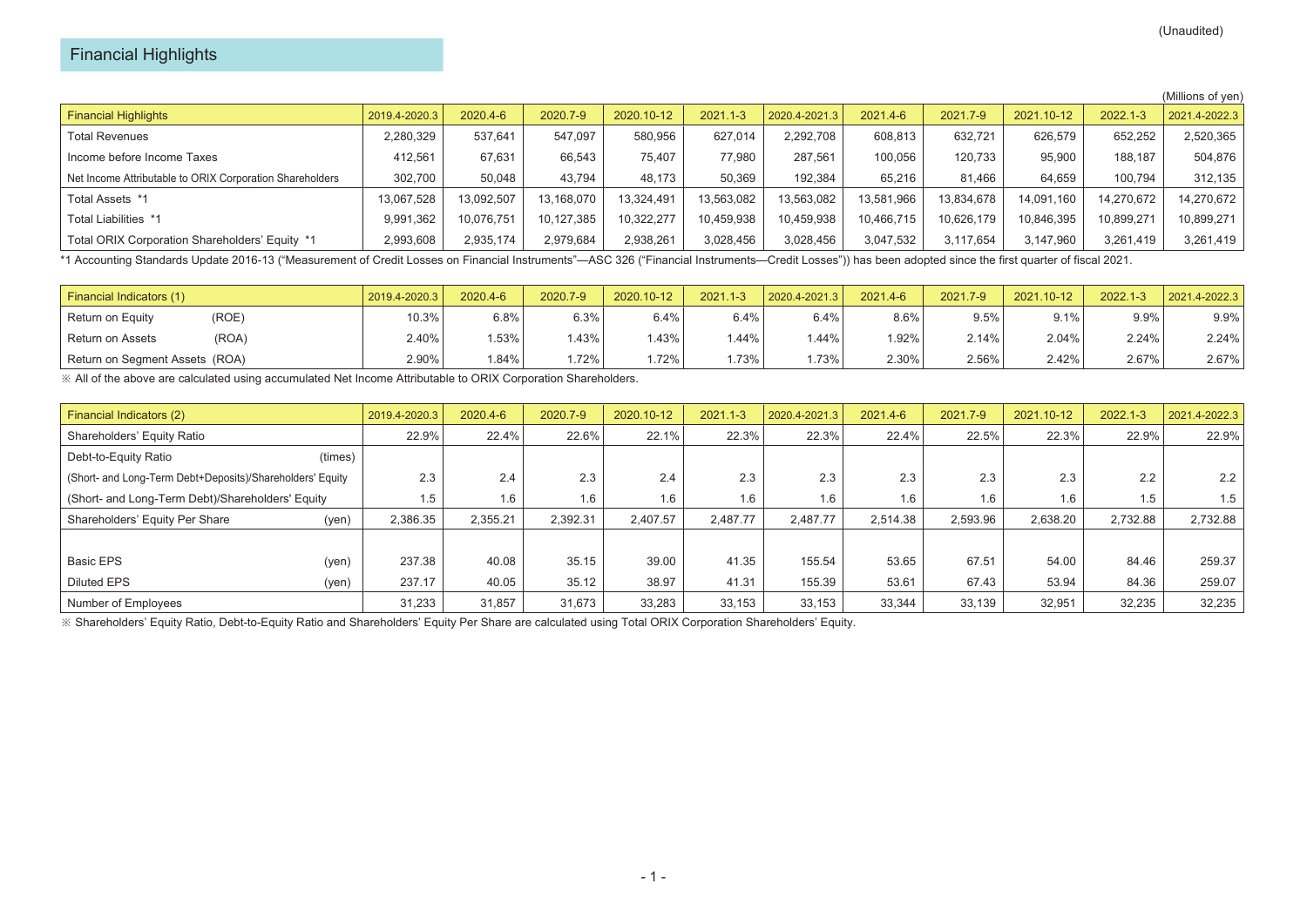(Unaudited)

## Financial Highlights

(Millions of yen)

| Financial Highlights | 2019.4-2020.3 | 2020.4-6 | 2020.7-9 | 2020.10-12 | 2021.1-3 | 2020.4-2021.3 | 2021.4-6 | 2021.7-9 | 2021.10-12 | 2022.1-3 | 2021.4-2022.3 |
|---|---|---|---|---|---|---|---|---|---|---|---|
| Total Revenues | 2,280,329 | 537,641 | 547,097 | 580,956 | 627,014 | 2,292,708 | 608,813 | 632,721 | 626,579 | 652,252 | 2,520,365 |
| Income before Income Taxes | 412,561 | 67,631 | 66,543 | 75,407 | 77,980 | 287,561 | 100,056 | 120,733 | 95,900 | 188,187 | 504,876 |
| Net Income Attributable to ORIX Corporation Shareholders | 302,700 | 50,048 | 43,794 | 48,173 | 50,369 | 192,384 | 65,216 | 81,466 | 64,659 | 100,794 | 312,135 |
| Total Assets *1 | 13,067,528 | 13,092,507 | 13,168,070 | 13,324,491 | 13,563,082 | 13,563,082 | 13,581,966 | 13,834,678 | 14,091,160 | 14,270,672 | 14,270,672 |
| Total Liabilities *1 | 9,991,362 | 10,076,751 | 10,127,385 | 10,322,277 | 10,459,938 | 10,459,938 | 10,466,715 | 10,626,179 | 10,846,395 | 10,899,271 | 10,899,271 |
| Total ORIX Corporation Shareholders' Equity *1 | 2,993,608 | 2,935,174 | 2,979,684 | 2,938,261 | 3,028,456 | 3,028,456 | 3,047,532 | 3,117,654 | 3,147,960 | 3,261,419 | 3,261,419 |

*1 Accounting Standards Update 2016-13 ("Measurement of Credit Losses on Financial Instruments"—ASC 326 ("Financial Instruments—Credit Losses")) has been adopted since the first quarter of fiscal 2021.

| Financial Indicators (1) | 2019.4-2020.3 | 2020.4-6 | 2020.7-9 | 2020.10-12 | 2021.1-3 | 2020.4-2021.3 | 2021.4-6 | 2021.7-9 | 2021.10-12 | 2022.1-3 | 2021.4-2022.3 |
|---|---|---|---|---|---|---|---|---|---|---|---|
| Return on Equity (ROE) | 10.3% | 6.8% | 6.3% | 6.4% | 6.4% | 6.4% | 8.6% | 9.5% | 9.1% | 9.9% | 9.9% |
| Return on Assets (ROA) | 2.40% | 1.53% | 1.43% | 1.43% | 1.44% | 1.44% | 1.92% | 2.14% | 2.04% | 2.24% | 2.24% |
| Return on Segment Assets (ROA) | 2.90% | 1.84% | 1.72% | 1.72% | 1.73% | 1.73% | 2.30% | 2.56% | 2.42% | 2.67% | 2.67% |

※ All of the above are calculated using accumulated Net Income Attributable to ORIX Corporation Shareholders.

| Financial Indicators (2) | 2019.4-2020.3 | 2020.4-6 | 2020.7-9 | 2020.10-12 | 2021.1-3 | 2020.4-2021.3 | 2021.4-6 | 2021.7-9 | 2021.10-12 | 2022.1-3 | 2021.4-2022.3 |
|---|---|---|---|---|---|---|---|---|---|---|---|
| Shareholders' Equity Ratio | 22.9% | 22.4% | 22.6% | 22.1% | 22.3% | 22.3% | 22.4% | 22.5% | 22.3% | 22.9% | 22.9% |
| Debt-to-Equity Ratio (times) | | | | | | | | | | | |
| (Short- and Long-Term Debt+Deposits)/Shareholders' Equity | 2.3 | 2.4 | 2.3 | 2.4 | 2.3 | 2.3 | 2.3 | 2.3 | 2.3 | 2.2 | 2.2 |
| (Short- and Long-Term Debt)/Shareholders' Equity | 1.5 | 1.6 | 1.6 | 1.6 | 1.6 | 1.6 | 1.6 | 1.6 | 1.6 | 1.5 | 1.5 |
| Shareholders' Equity Per Share (yen) | 2,386.35 | 2,355.21 | 2,392.31 | 2,407.57 | 2,487.77 | 2,487.77 | 2,514.38 | 2,593.96 | 2,638.20 | 2,732.88 | 2,732.88 |
| Basic EPS (yen) | 237.38 | 40.08 | 35.15 | 39.00 | 41.35 | 155.54 | 53.65 | 67.51 | 54.00 | 84.46 | 259.37 |
| Diluted EPS (yen) | 237.17 | 40.05 | 35.12 | 38.97 | 41.31 | 155.39 | 53.61 | 67.43 | 53.94 | 84.36 | 259.07 |
| Number of Employees | 31,233 | 31,857 | 31,673 | 33,283 | 33,153 | 33,153 | 33,344 | 33,139 | 32,951 | 32,235 | 32,235 |

※ Shareholders' Equity Ratio, Debt-to-Equity Ratio and Shareholders' Equity Per Share are calculated using Total ORIX Corporation Shareholders' Equity.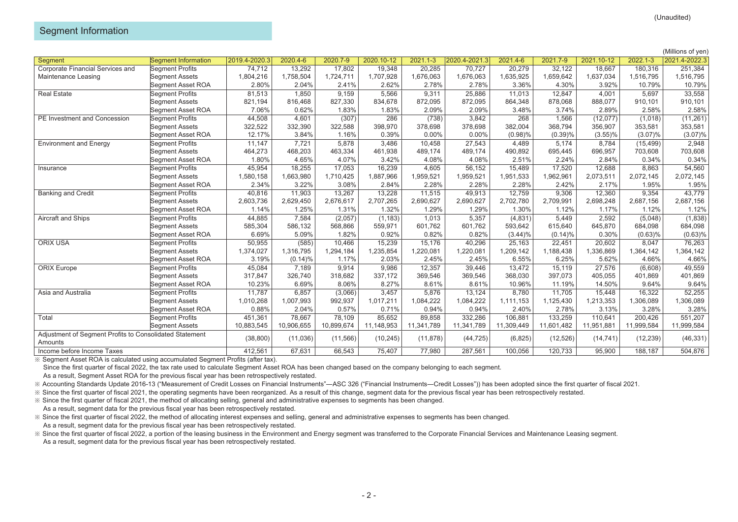(Unaudited)

## Segment Information

(Millions of yen)

| Segment | Segment Information | 2019.4-2020.3 | 2020.4-6 | 2020.7-9 | 2020.10-12 | 2021.1-3 | 2020.4-2021.3 | 2021.4-6 | 2021.7-9 | 2021.10-12 | 2022.1-3 | 2021.4-2022.3 |
|---|---|---|---|---|---|---|---|---|---|---|---|---|
| Corporate Financial Services and Maintenance Leasing | Segment Profits | 74,712 | 13,292 | 17,802 | 19,348 | 20,285 | 70,727 | 20,279 | 32,122 | 18,667 | 180,316 | 251,384 |
| | Segment Assets | 1,804,216 | 1,758,504 | 1,724,711 | 1,707,928 | 1,676,063 | 1,676,063 | 1,635,925 | 1,659,642 | 1,637,034 | 1,516,795 | 1,516,795 |
| | Segment Asset ROA | 2.80% | 2.04% | 2.41% | 2.62% | 2.78% | 2.78% | 3.36% | 4.30% | 3.92% | 10.79% | 10.79% |
| Real Estate | Segment Profits | 81,513 | 1,850 | 9,159 | 5,566 | 9,311 | 25,886 | 11,013 | 12,847 | 4,001 | 5,697 | 33,558 |
| | Segment Assets | 821,194 | 816,468 | 827,330 | 834,678 | 872,095 | 872,095 | 864,348 | 878,068 | 888,077 | 910,101 | 910,101 |
| | Segment Asset ROA | 7.06% | 0.62% | 1.83% | 1.83% | 2.09% | 2.09% | 3.48% | 3.74% | 2.89% | 2.58% | 2.58% |
| PE Investment and Concession | Segment Profits | 44,508 | 4,601 | (307) | 286 | (738) | 3,842 | 268 | 1,566 | (12,077) | (1,018) | (11,261) |
| | Segment Assets | 322,522 | 332,390 | 322,588 | 398,970 | 378,698 | 378,698 | 382,004 | 368,794 | 356,907 | 353,581 | 353,581 |
| | Segment Asset ROA | 12.17% | 3.84% | 1.16% | 0.39% | 0.00% | 0.00% | (0.98)% | (0.39)% | (3.55)% | (3.07)% | (3.07)% |
| Environment and Energy | Segment Profits | 11,147 | 7,721 | 5,878 | 3,486 | 10,458 | 27,543 | 4,489 | 5,174 | 8,784 | (15,499) | 2,948 |
| | Segment Assets | 464,273 | 468,203 | 463,334 | 461,938 | 489,174 | 489,174 | 490,892 | 695,445 | 696,957 | 703,608 | 703,608 |
| | Segment Asset ROA | 1.80% | 4.65% | 4.07% | 3.42% | 4.08% | 4.08% | 2.51% | 2.24% | 2.84% | 0.34% | 0.34% |
| Insurance | Segment Profits | 45,954 | 18,255 | 17,053 | 16,239 | 4,605 | 56,152 | 15,489 | 17,520 | 12,688 | 8,863 | 54,560 |
| | Segment Assets | 1,580,158 | 1,663,980 | 1,710,425 | 1,887,966 | 1,959,521 | 1,959,521 | 1,951,533 | 1,962,961 | 2,073,511 | 2,072,145 | 2,072,145 |
| | Segment Asset ROA | 2.34% | 3.22% | 3.08% | 2.84% | 2.28% | 2.28% | 2.28% | 2.42% | 2.17% | 1.95% | 1.95% |
| Banking and Credit | Segment Profits | 40,816 | 11,903 | 13,267 | 13,228 | 11,515 | 49,913 | 12,759 | 9,306 | 12,360 | 9,354 | 43,779 |
| | Segment Assets | 2,603,736 | 2,629,450 | 2,676,617 | 2,707,265 | 2,690,627 | 2,690,627 | 2,702,780 | 2,709,991 | 2,698,248 | 2,687,156 | 2,687,156 |
| | Segment Asset ROA | 1.14% | 1.25% | 1.31% | 1.32% | 1.29% | 1.29% | 1.30% | 1.12% | 1.17% | 1.12% | 1.12% |
| Aircraft and Ships | Segment Profits | 44,885 | 7,584 | (2,057) | (1,183) | 1,013 | 5,357 | (4,831) | 5,449 | 2,592 | (5,048) | (1,838) |
| | Segment Assets | 585,304 | 586,132 | 568,866 | 559,971 | 601,762 | 601,762 | 593,642 | 615,640 | 645,870 | 684,098 | 684,098 |
| | Segment Asset ROA | 6.69% | 5.09% | 1.82% | 0.92% | 0.82% | 0.82% | (3.44)% | (0.14)% | 0.30% | (0.63)% | (0.63)% |
| ORIX USA | Segment Profits | 50,955 | (585) | 10,466 | 15,239 | 15,176 | 40,296 | 25,163 | 22,451 | 20,602 | 8,047 | 76,263 |
| | Segment Assets | 1,374,027 | 1,316,795 | 1,294,184 | 1,235,854 | 1,220,081 | 1,220,081 | 1,209,142 | 1,188,438 | 1,336,869 | 1,364,142 | 1,364,142 |
| | Segment Asset ROA | 3.19% | (0.14)% | 1.17% | 2.03% | 2.45% | 2.45% | 6.55% | 6.25% | 5.62% | 4.66% | 4.66% |
| ORIX Europe | Segment Profits | 45,084 | 7,189 | 9,914 | 9,986 | 12,357 | 39,446 | 13,472 | 15,119 | 27,576 | (6,608) | 49,559 |
| | Segment Assets | 317,847 | 326,740 | 318,682 | 337,172 | 369,546 | 369,546 | 368,030 | 397,073 | 405,055 | 401,869 | 401,869 |
| | Segment Asset ROA | 10.23% | 6.69% | 8.06% | 8.27% | 8.61% | 8.61% | 10.96% | 11.19% | 14.50% | 9.64% | 9.64% |
| Asia and Australia | Segment Profits | 11,787 | 6,857 | (3,066) | 3,457 | 5,876 | 13,124 | 8,780 | 11,705 | 15,448 | 16,322 | 52,255 |
| | Segment Assets | 1,010,268 | 1,007,993 | 992,937 | 1,017,211 | 1,084,222 | 1,084,222 | 1,111,153 | 1,125,430 | 1,213,353 | 1,306,089 | 1,306,089 |
| | Segment Asset ROA | 0.88% | 2.04% | 0.57% | 0.71% | 0.94% | 0.94% | 2.40% | 2.78% | 3.13% | 3.28% | 3.28% |
| Total | Segment Profits | 451,361 | 78,667 | 78,109 | 85,652 | 89,858 | 332,286 | 106,881 | 133,259 | 110,641 | 200,426 | 551,207 |
| | Segment Assets | 10,883,545 | 10,906,655 | 10,899,674 | 11,148,953 | 11,341,789 | 11,341,789 | 11,309,449 | 11,601,482 | 11,951,881 | 11,999,584 | 11,999,584 |
| Adjustment of Segment Profits to Consolidated Statement Amounts | | (38,800) | (11,036) | (11,566) | (10,245) | (11,878) | (44,725) | (6,825) | (12,526) | (14,741) | (12,239) | (46,331) |
| Income before Income Taxes | | 412,561 | 67,631 | 66,543 | 75,407 | 77,980 | 287,561 | 100,056 | 120,733 | 95,900 | 188,187 | 504,876 |

※ Segment Asset ROA is calculated using accumulated Segment Profits (after tax).
Since the first quarter of fiscal 2022, the tax rate used to calculate Segment Asset ROA has been changed based on the company belonging to each segment.
As a result, Segment Asset ROA for the previous fiscal year has been retrospectively restated.

※ Accounting Standards Update 2016-13 ("Measurement of Credit Losses on Financial Instruments"—ASC 326 ("Financial Instruments—Credit Losses")) has been adopted since the first quarter of fiscal 2021.

※ Since the first quarter of fiscal 2021, the operating segments have been reorganized. As a result of this change, segment data for the previous fiscal year has been retrospectively restated.

※ Since the first quarter of fiscal 2021, the method of allocating selling, general and administrative expenses to segments has been changed.
As a result, segment data for the previous fiscal year has been retrospectively restated.

※ Since the first quarter of fiscal 2022, the method of allocating interest expenses and selling, general and administrative expenses to segments has been changed.
As a result, segment data for the previous fiscal year has been retrospectively restated.

※ Since the first quarter of fiscal 2022, a portion of the leasing business in the Environment and Energy segment was transferred to the Corporate Financial Services and Maintenance Leasing segment.
As a result, segment data for the previous fiscal year has been retrospectively restated.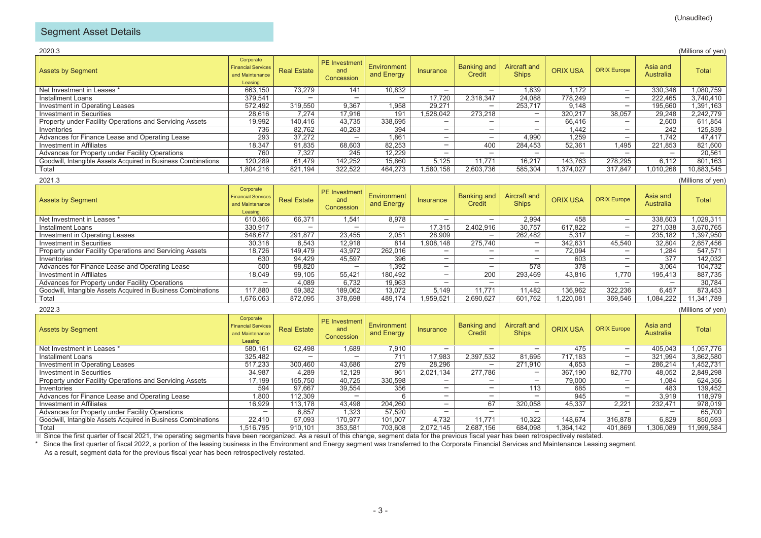(Unaudited)

## Segment Asset Details

2020.3

(Millions of yen)

| Assets by Segment | Corporate Financial Services and Maintenance Leasing | Real Estate | PE Investment and Concession | Environment and Energy | Insurance | Banking and Credit | Aircraft and Ships | ORIX USA | ORIX Europe | Asia and Australia | Total |
|---|---|---|---|---|---|---|---|---|---|---|---|
| Net Investment in Leases * | 663,150 | 73,279 | 141 | 10,832 | — | — | 1,839 | 1,172 | — | 330,346 | 1,080,759 |
| Installment Loans | 379,541 | — | — | — | 17,720 | 2,318,347 | 24,088 | 778,249 | — | 222,465 | 3,740,410 |
| Investment in Operating Leases | 572,492 | 319,550 | 9,367 | 1,958 | 29,271 | — | 253,717 | 9,148 | — | 195,660 | 1,391,163 |
| Investment in Securities | 28,616 | 7,274 | 17,916 | 191 | 1,528,042 | 273,218 | — | 320,217 | 38,057 | 29,248 | 2,242,779 |
| Property under Facility Operations and Servicing Assets | 19,992 | 140,416 | 43,735 | 338,695 | — | — | — | 66,416 | — | 2,600 | 611,854 |
| Inventories | 736 | 82,762 | 40,263 | 394 | — | — | — | 1,442 | — | 242 | 125,839 |
| Advances for Finance Lease and Operating Lease | 293 | 37,272 | — | 1,861 | — | — | 4,990 | 1,259 | — | 1,742 | 47,417 |
| Investment in Affiliates | 18,347 | 91,835 | 68,603 | 82,253 | — | 400 | 284,453 | 52,361 | 1,495 | 221,853 | 821,600 |
| Advances for Property under Facility Operations | 760 | 7,327 | 245 | 12,229 | — | — | — | — | — | — | 20,561 |
| Goodwill, Intangible Assets Acquired in Business Combinations | 120,289 | 61,479 | 142,252 | 15,860 | 5,125 | 11,771 | 16,217 | 143,763 | 278,295 | 6,112 | 801,163 |
| Total | 1,804,216 | 821,194 | 322,522 | 464,273 | 1,580,158 | 2,603,736 | 585,304 | 1,374,027 | 317,847 | 1,010,268 | 10,883,545 |

2021.3

(Millions of yen)

| Assets by Segment | Corporate Financial Services and Maintenance Leasing | Real Estate | PE Investment and Concession | Environment and Energy | Insurance | Banking and Credit | Aircraft and Ships | ORIX USA | ORIX Europe | Asia and Australia | Total |
|---|---|---|---|---|---|---|---|---|---|---|---|
| Net Investment in Leases * | 610,366 | 66,371 | 1,541 | 8,978 | — | — | 2,994 | 458 | — | 338,603 | 1,029,311 |
| Installment Loans | 330,917 | — | — | — | 17,315 | 2,402,916 | 30,757 | 617,822 | — | 271,038 | 3,670,765 |
| Investment in Operating Leases | 548,677 | 291,877 | 23,455 | 2,051 | 28,909 | — | 262,482 | 5,317 | — | 235,182 | 1,397,950 |
| Investment in Securities | 30,318 | 8,543 | 12,918 | 814 | 1,908,148 | 275,740 | — | 342,631 | 45,540 | 32,804 | 2,657,456 |
| Property under Facility Operations and Servicing Assets | 18,726 | 149,479 | 43,972 | 262,016 | — | — | — | 72,094 | — | 1,284 | 547,571 |
| Inventories | 630 | 94,429 | 45,597 | 396 | — | — | — | 603 | — | 377 | 142,032 |
| Advances for Finance Lease and Operating Lease | 500 | 98,820 | — | 1,392 | — | — | 578 | 378 | — | 3,064 | 104,732 |
| Investment in Affiliates | 18,049 | 99,105 | 55,421 | 180,492 | — | 200 | 293,469 | 43,816 | 1,770 | 195,413 | 887,735 |
| Advances for Property under Facility Operations | — | 4,089 | 6,732 | 19,963 | — | — | — | — | — | — | 30,784 |
| Goodwill, Intangible Assets Acquired in Business Combinations | 117,880 | 59,382 | 189,062 | 13,072 | 5,149 | 11,771 | 11,482 | 136,962 | 322,236 | 6,457 | 873,453 |
| Total | 1,676,063 | 872,095 | 378,698 | 489,174 | 1,959,521 | 2,690,627 | 601,762 | 1,220,081 | 369,546 | 1,084,222 | 11,341,789 |

2022.3

(Millions of yen)

| Assets by Segment | Corporate Financial Services and Maintenance Leasing | Real Estate | PE Investment and Concession | Environment and Energy | Insurance | Banking and Credit | Aircraft and Ships | ORIX USA | ORIX Europe | Asia and Australia | Total |
|---|---|---|---|---|---|---|---|---|---|---|---|
| Net Investment in Leases * | 580,161 | 62,498 | 1,689 | 7,910 | — | — | 81,695 | 475 | — | 405,043 | 1,057,776 |
| Installment Loans | 325,482 | — | — | 711 | 17,983 | 2,397,532 | 81,695 | 717,183 | — | 321,994 | 3,862,580 |
| Investment in Operating Leases | 517,233 | 300,460 | 43,686 | 279 | 28,296 | — | 271,910 | 4,653 | — | 286,214 | 1,452,731 |
| Investment in Securities | 34,987 | 4,289 | 12,129 | 961 | 2,021,134 | 277,786 | — | 367,190 | 82,770 | 48,052 | 2,849,298 |
| Property under Facility Operations and Servicing Assets | 17,199 | 155,750 | 40,725 | 330,598 | — | — | — | 79,000 | — | 1,084 | 624,356 |
| Inventories | 594 | 97,667 | 39,554 | 356 | — | — | 113 | 685 | — | 483 | 139,452 |
| Advances for Finance Lease and Operating Lease | 1,800 | 112,309 | — | 6 | — | — | — | 945 | — | 3,919 | 118,979 |
| Investment in Affiliates | 16,929 | 113,178 | 43,498 | 204,260 | — | 67 | 320,058 | 45,337 | 2,221 | 232,471 | 978,019 |
| Advances for Property under Facility Operations | — | 6,857 | 1,323 | 57,520 | — | — | — | — | — | — | 65,700 |
| Goodwill, Intangible Assets Acquired in Business Combinations | 22,410 | 57,093 | 170,977 | 101,007 | 4,732 | 11,771 | 10,322 | 148,674 | 316,878 | 6,829 | 850,693 |
| Total | 1,516,795 | 910,101 | 353,581 | 703,608 | 2,072,145 | 2,687,156 | 684,098 | 1,364,142 | 401,869 | 1,306,089 | 11,999,584 |

※ Since the first quarter of fiscal 2021, the operating segments have been reorganized. As a result of this change, segment data for the previous fiscal year has been retrospectively restated.

\* Since the first quarter of fiscal 2022, a portion of the leasing business in the Environment and Energy segment was transferred to the Corporate Financial Services and Maintenance Leasing segment. As a result, segment data for the previous fiscal year has been retrospectively restated.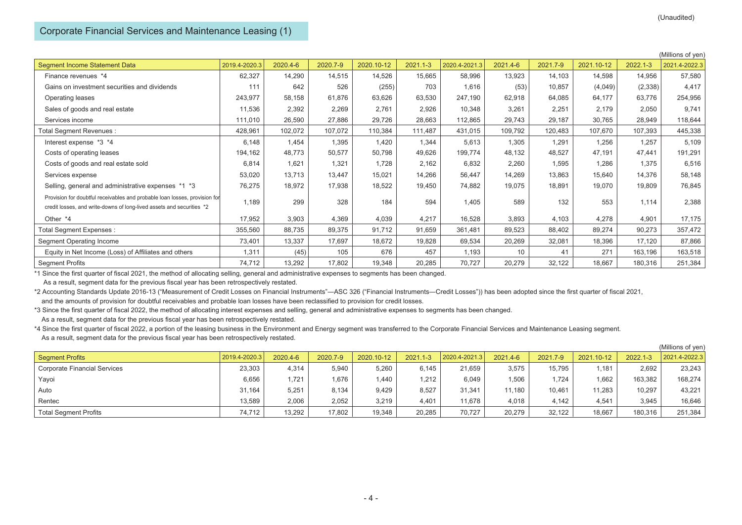(Unaudited)

## Corporate Financial Services and Maintenance Leasing (1)

(Millions of yen)

| Segment Income Statement Data | 2019.4-2020.3 | 2020.4-6 | 2020.7-9 | 2020.10-12 | 2021.1-3 | 2020.4-2021.3 | 2021.4-6 | 2021.7-9 | 2021.10-12 | 2022.1-3 | 2021.4-2022.3 |
|---|---|---|---|---|---|---|---|---|---|---|---|
| Finance revenues *4 | 62,327 | 14,290 | 14,515 | 14,526 | 15,665 | 58,996 | 13,923 | 14,103 | 14,598 | 14,956 | 57,580 |
| Gains on investment securities and dividends | 111 | 642 | 526 | (255) | 703 | 1,616 | (53) | 10,857 | (4,049) | (2,338) | 4,417 |
| Operating leases | 243,977 | 58,158 | 61,876 | 63,626 | 63,530 | 247,190 | 62,918 | 64,085 | 64,177 | 63,776 | 254,956 |
| Sales of goods and real estate | 11,536 | 2,392 | 2,269 | 2,761 | 2,926 | 10,348 | 3,261 | 2,251 | 2,179 | 2,050 | 9,741 |
| Services income | 111,010 | 26,590 | 27,886 | 29,726 | 28,663 | 112,865 | 29,743 | 29,187 | 30,765 | 28,949 | 118,644 |
| Total Segment Revenues : | 428,961 | 102,072 | 107,072 | 110,384 | 111,487 | 431,015 | 109,792 | 120,483 | 107,670 | 107,393 | 445,338 |
| Interest expense *3 *4 | 6,148 | 1,454 | 1,395 | 1,420 | 1,344 | 5,613 | 1,305 | 1,291 | 1,256 | 1,257 | 5,109 |
| Costs of operating leases | 194,162 | 48,773 | 50,577 | 50,798 | 49,626 | 199,774 | 48,132 | 48,527 | 47,191 | 47,441 | 191,291 |
| Costs of goods and real estate sold | 6,814 | 1,621 | 1,321 | 1,728 | 2,162 | 6,832 | 2,260 | 1,595 | 1,286 | 1,375 | 6,516 |
| Services expense | 53,020 | 13,713 | 13,447 | 15,021 | 14,266 | 56,447 | 14,269 | 13,863 | 15,640 | 14,376 | 58,148 |
| Selling, general and administrative expenses *1 *3 | 76,275 | 18,972 | 17,938 | 18,522 | 19,450 | 74,882 | 19,075 | 18,891 | 19,070 | 19,809 | 76,845 |
| Provision for doubtful receivables and probable loan losses, provision for credit losses, and write-downs of long-lived assets and securities *2 | 1,189 | 299 | 328 | 184 | 594 | 1,405 | 589 | 132 | 553 | 1,114 | 2,388 |
| Other *4 | 17,952 | 3,903 | 4,369 | 4,039 | 4,217 | 16,528 | 3,893 | 4,103 | 4,278 | 4,901 | 17,175 |
| Total Segment Expenses : | 355,560 | 88,735 | 89,375 | 91,712 | 91,659 | 361,481 | 89,523 | 88,402 | 89,274 | 90,273 | 357,472 |
| Segment Operating Income | 73,401 | 13,337 | 17,697 | 18,672 | 19,828 | 69,534 | 20,269 | 32,081 | 18,396 | 17,120 | 87,866 |
| Equity in Net Income (Loss) of Affiliates and others | 1,311 | (45) | 105 | 676 | 457 | 1,193 | 10 | 41 | 271 | 163,196 | 163,518 |
| Segment Profits | 74,712 | 13,292 | 17,802 | 19,348 | 20,285 | 70,727 | 20,279 | 32,122 | 18,667 | 180,316 | 251,384 |

*1 Since the first quarter of fiscal 2021, the method of allocating selling, general and administrative expenses to segments has been changed.
As a result, segment data for the previous fiscal year has been retrospectively restated.

*2 Accounting Standards Update 2016-13 ("Measurement of Credit Losses on Financial Instruments"—ASC 326 ("Financial Instruments—Credit Losses")) has been adopted since the first quarter of fiscal 2021,
and the amounts of provision for doubtful receivables and probable loan losses have been reclassified to provision for credit losses.

*3 Since the first quarter of fiscal 2022, the method of allocating interest expenses and selling, general and administrative expenses to segments has been changed.
As a result, segment data for the previous fiscal year has been retrospectively restated.

*4 Since the first quarter of fiscal 2022, a portion of the leasing business in the Environment and Energy segment was transferred to the Corporate Financial Services and Maintenance Leasing segment.
As a result, segment data for the previous fiscal year has been retrospectively restated.

(Millions of yen)

| Segment Profits | 2019.4-2020.3 | 2020.4-6 | 2020.7-9 | 2020.10-12 | 2021.1-3 | 2020.4-2021.3 | 2021.4-6 | 2021.7-9 | 2021.10-12 | 2022.1-3 | 2021.4-2022.3 |
|---|---|---|---|---|---|---|---|---|---|---|---|
| Corporate Financial Services | 23,303 | 4,314 | 5,940 | 5,260 | 6,145 | 21,659 | 3,575 | 15,795 | 1,181 | 2,692 | 23,243 |
| Yayoi | 6,656 | 1,721 | 1,676 | 1,440 | 1,212 | 6,049 | 1,506 | 1,724 | 1,662 | 163,382 | 168,274 |
| Auto | 31,164 | 5,251 | 8,134 | 9,429 | 8,527 | 31,341 | 11,180 | 10,461 | 11,283 | 10,297 | 43,221 |
| Rentec | 13,589 | 2,006 | 2,052 | 3,219 | 4,401 | 11,678 | 4,018 | 4,142 | 4,541 | 3,945 | 16,646 |
| Total Segment Profits | 74,712 | 13,292 | 17,802 | 19,348 | 20,285 | 70,727 | 20,279 | 32,122 | 18,667 | 180,316 | 251,384 |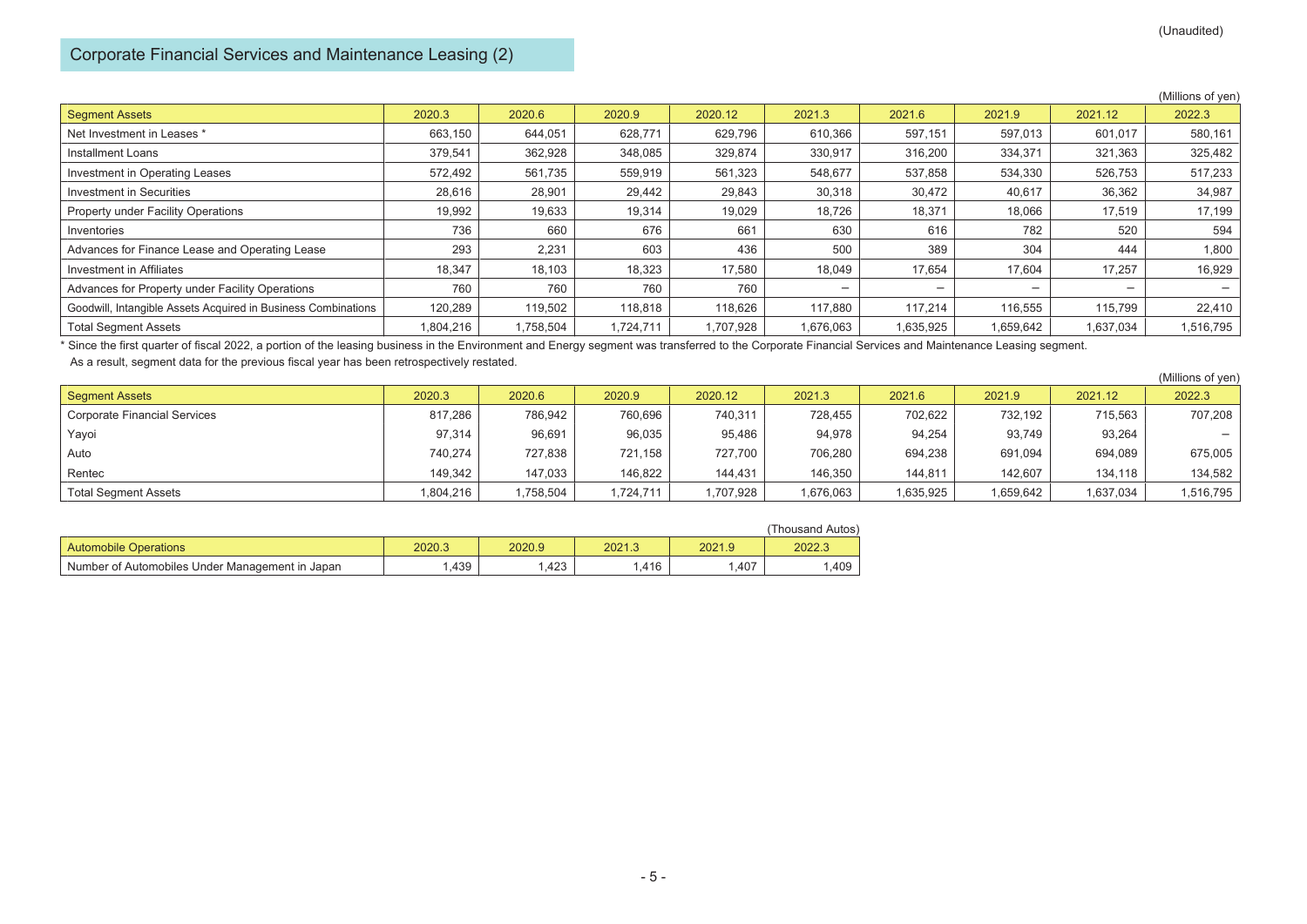(Unaudited)

## Corporate Financial Services and Maintenance Leasing (2)

(Millions of yen)

| Segment Assets | 2020.3 | 2020.6 | 2020.9 | 2020.12 | 2021.3 | 2021.6 | 2021.9 | 2021.12 | 2022.3 |
|---|---|---|---|---|---|---|---|---|---|
| Net Investment in Leases * | 663,150 | 644,051 | 628,771 | 629,796 | 610,366 | 597,151 | 597,013 | 601,017 | 580,161 |
| Installment Loans | 379,541 | 362,928 | 348,085 | 329,874 | 330,917 | 316,200 | 334,371 | 321,363 | 325,482 |
| Investment in Operating Leases | 572,492 | 561,735 | 559,919 | 561,323 | 548,677 | 537,858 | 534,330 | 526,753 | 517,233 |
| Investment in Securities | 28,616 | 28,901 | 29,442 | 29,843 | 30,318 | 30,472 | 40,617 | 36,362 | 34,987 |
| Property under Facility Operations | 19,992 | 19,633 | 19,314 | 19,029 | 18,726 | 18,371 | 18,066 | 17,519 | 17,199 |
| Inventories | 736 | 660 | 676 | 661 | 630 | 616 | 782 | 520 | 594 |
| Advances for Finance Lease and Operating Lease | 293 | 2,231 | 603 | 436 | 500 | 389 | 304 | 444 | 1,800 |
| Investment in Affiliates | 18,347 | 18,103 | 18,323 | 17,580 | 18,049 | 17,654 | 17,604 | 17,257 | 16,929 |
| Advances for Property under Facility Operations | 760 | 760 | 760 | 760 | − | − | − | − | − |
| Goodwill, Intangible Assets Acquired in Business Combinations | 120,289 | 119,502 | 118,818 | 118,626 | 117,880 | 117,214 | 116,555 | 115,799 | 22,410 |
| Total Segment Assets | 1,804,216 | 1,758,504 | 1,724,711 | 1,707,928 | 1,676,063 | 1,635,925 | 1,659,642 | 1,637,034 | 1,516,795 |

* Since the first quarter of fiscal 2022, a portion of the leasing business in the Environment and Energy segment was transferred to the Corporate Financial Services and Maintenance Leasing segment.
As a result, segment data for the previous fiscal year has been retrospectively restated.

(Millions of yen)

| Segment Assets | 2020.3 | 2020.6 | 2020.9 | 2020.12 | 2021.3 | 2021.6 | 2021.9 | 2021.12 | 2022.3 |
|---|---|---|---|---|---|---|---|---|---|
| Corporate Financial Services | 817,286 | 786,942 | 760,696 | 740,311 | 728,455 | 702,622 | 732,192 | 715,563 | 707,208 |
| Yayoi | 97,314 | 96,691 | 96,035 | 95,486 | 94,978 | 94,254 | 93,749 | 93,264 | − |
| Auto | 740,274 | 727,838 | 721,158 | 727,700 | 706,280 | 694,238 | 691,094 | 694,089 | 675,005 |
| Rentec | 149,342 | 147,033 | 146,822 | 144,431 | 146,350 | 144,811 | 142,607 | 134,118 | 134,582 |
| Total Segment Assets | 1,804,216 | 1,758,504 | 1,724,711 | 1,707,928 | 1,676,063 | 1,635,925 | 1,659,642 | 1,637,034 | 1,516,795 |

(Thousand Autos)

| Automobile Operations | 2020.3 | 2020.9 | 2021.3 | 2021.9 | 2022.3 |
|---|---|---|---|---|---|
| Number of Automobiles Under Management in Japan | 1,439 | 1,423 | 1,416 | 1,407 | 1,409 |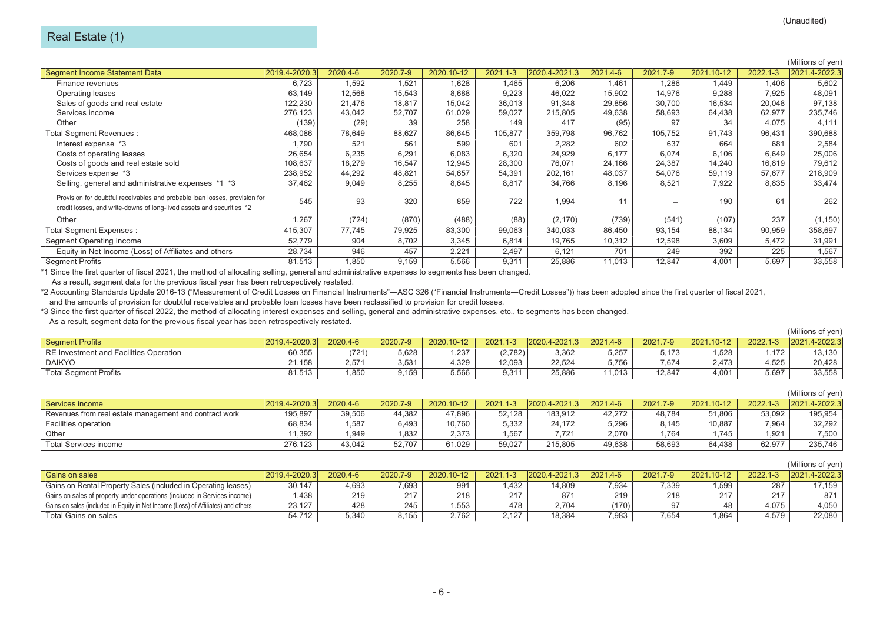(Unaudited)

## Real Estate (1)

(Millions of yen)

| Segment Income Statement Data | 2019.4-2020.3 | 2020.4-6 | 2020.7-9 | 2020.10-12 | 2021.1-3 | 2020.4-2021.3 | 2021.4-6 | 2021.7-9 | 2021.10-12 | 2022.1-3 | 2021.4-2022.3 |
|---|---|---|---|---|---|---|---|---|---|---|---|
| Finance revenues | 6,723 | 1,592 | 1,521 | 1,628 | 1,465 | 6,206 | 1,461 | 1,286 | 1,449 | 1,406 | 5,602 |
| Operating leases | 63,149 | 12,568 | 15,543 | 8,688 | 9,223 | 46,022 | 15,902 | 14,976 | 9,288 | 7,925 | 48,091 |
| Sales of goods and real estate | 122,230 | 21,476 | 18,817 | 15,042 | 36,013 | 91,348 | 29,856 | 30,700 | 16,534 | 20,048 | 97,138 |
| Services income | 276,123 | 43,042 | 52,707 | 61,029 | 59,027 | 215,805 | 49,638 | 58,693 | 64,438 | 62,977 | 235,746 |
| Other | (139) | (29) | 39 | 258 | 149 | 417 | (95) | 97 | 34 | 4,075 | 4,111 |
| Total Segment Revenues : | 468,086 | 78,649 | 88,627 | 86,645 | 105,877 | 359,798 | 96,762 | 105,752 | 91,743 | 96,431 | 390,688 |
| Interest expense *3 | 1,790 | 521 | 561 | 599 | 601 | 2,282 | 602 | 637 | 664 | 681 | 2,584 |
| Costs of operating leases | 26,654 | 6,235 | 6,291 | 6,083 | 6,320 | 24,929 | 6,177 | 6,074 | 6,106 | 6,649 | 25,006 |
| Costs of goods and real estate sold | 108,637 | 18,279 | 16,547 | 12,945 | 28,300 | 76,071 | 24,166 | 24,387 | 14,240 | 16,819 | 79,612 |
| Services expense *3 | 238,952 | 44,292 | 48,821 | 54,657 | 54,391 | 202,161 | 48,037 | 54,076 | 59,119 | 57,677 | 218,909 |
| Selling, general and administrative expenses *1 *3 | 37,462 | 9,049 | 8,255 | 8,645 | 8,817 | 34,766 | 8,196 | 8,521 | 7,922 | 8,835 | 33,474 |
| Provision for doubtful receivables and probable loan losses, provision for credit losses, and write-downs of long-lived assets and securities *2 | 545 | 93 | 320 | 859 | 722 | 1,994 | 11 | – | 190 | 61 | 262 |
| Other | 1,267 | (724) | (870) | (488) | (88) | (2,170) | (739) | (541) | (107) | 237 | (1,150) |
| Total Segment Expenses : | 415,307 | 77,745 | 79,925 | 83,300 | 99,063 | 340,033 | 86,450 | 93,154 | 88,134 | 90,959 | 358,697 |
| Segment Operating Income | 52,779 | 904 | 8,702 | 3,345 | 6,814 | 19,765 | 10,312 | 12,598 | 3,609 | 5,472 | 31,991 |
| Equity in Net Income (Loss) of Affiliates and others | 28,734 | 946 | 457 | 2,221 | 2,497 | 6,121 | 701 | 249 | 392 | 225 | 1,567 |
| Segment Profits | 81,513 | 1,850 | 9,159 | 5,566 | 9,311 | 25,886 | 11,013 | 12,847 | 4,001 | 5,697 | 33,558 |

*1 Since the first quarter of fiscal 2021, the method of allocating selling, general and administrative expenses to segments has been changed.
As a result, segment data for the previous fiscal year has been retrospectively restated.

*2 Accounting Standards Update 2016-13 ("Measurement of Credit Losses on Financial Instruments"—ASC 326 ("Financial Instruments—Credit Losses")) has been adopted since the first quarter of fiscal 2021,
and the amounts of provision for doubtful receivables and probable loan losses have been reclassified to provision for credit losses.

*3 Since the first quarter of fiscal 2022, the method of allocating interest expenses and selling, general and administrative expenses, etc., to segments has been changed.
As a result, segment data for the previous fiscal year has been retrospectively restated.

(Millions of yen)

| Segment Profits | 2019.4-2020.3 | 2020.4-6 | 2020.7-9 | 2020.10-12 | 2021.1-3 | 2020.4-2021.3 | 2021.4-6 | 2021.7-9 | 2021.10-12 | 2022.1-3 | 2021.4-2022.3 |
|---|---|---|---|---|---|---|---|---|---|---|---|
| RE Investment and Facilities Operation | 60,355 | (721) | 5,628 | 1,237 | (2,782) | 3,362 | 5,257 | 5,173 | 1,528 | 1,172 | 13,130 |
| DAIKYO | 21,158 | 2,571 | 3,531 | 4,329 | 12,093 | 22,524 | 5,756 | 7,674 | 2,473 | 4,525 | 20,428 |
| Total Segment Profits | 81,513 | 1,850 | 9,159 | 5,566 | 9,311 | 25,886 | 11,013 | 12,847 | 4,001 | 5,697 | 33,558 |

(Millions of yen)

| Services income | 2019.4-2020.3 | 2020.4-6 | 2020.7-9 | 2020.10-12 | 2021.1-3 | 2020.4-2021.3 | 2021.4-6 | 2021.7-9 | 2021.10-12 | 2022.1-3 | 2021.4-2022.3 |
|---|---|---|---|---|---|---|---|---|---|---|---|
| Revenues from real estate management and contract work | 195,897 | 39,506 | 44,382 | 47,896 | 52,128 | 183,912 | 42,272 | 48,784 | 51,806 | 53,092 | 195,954 |
| Facilities operation | 68,834 | 1,587 | 6,493 | 10,760 | 5,332 | 24,172 | 5,296 | 8,145 | 10,887 | 7,964 | 32,292 |
| Other | 11,392 | 1,949 | 1,832 | 2,373 | 1,567 | 7,721 | 2,070 | 1,764 | 1,745 | 1,921 | 7,500 |
| Total Services income | 276,123 | 43,042 | 52,707 | 61,029 | 59,027 | 215,805 | 49,638 | 58,693 | 64,438 | 62,977 | 235,746 |

(Millions of yen)

| Gains on sales | 2019.4-2020.3 | 2020.4-6 | 2020.7-9 | 2020.10-12 | 2021.1-3 | 2020.4-2021.3 | 2021.4-6 | 2021.7-9 | 2021.10-12 | 2022.1-3 | 2021.4-2022.3 |
|---|---|---|---|---|---|---|---|---|---|---|---|
| Gains on Rental Property Sales (included in Operating leases) | 30,147 | 4,693 | 7,693 | 991 | 1,432 | 14,809 | 7,934 | 7,339 | 1,599 | 287 | 17,159 |
| Gains on sales of property under operations (included in Services income) | 1,438 | 219 | 217 | 218 | 217 | 871 | 219 | 218 | 217 | 217 | 871 |
| Gains on sales (included in Equity in Net Income (Loss) of Affiliates) and others | 23,127 | 428 | 245 | 1,553 | 478 | 2,704 | (170) | 97 | 48 | 4,075 | 4,050 |
| Total Gains on sales | 54,712 | 5,340 | 8,155 | 2,762 | 2,127 | 18,384 | 7,983 | 7,654 | 1,864 | 4,579 | 22,080 |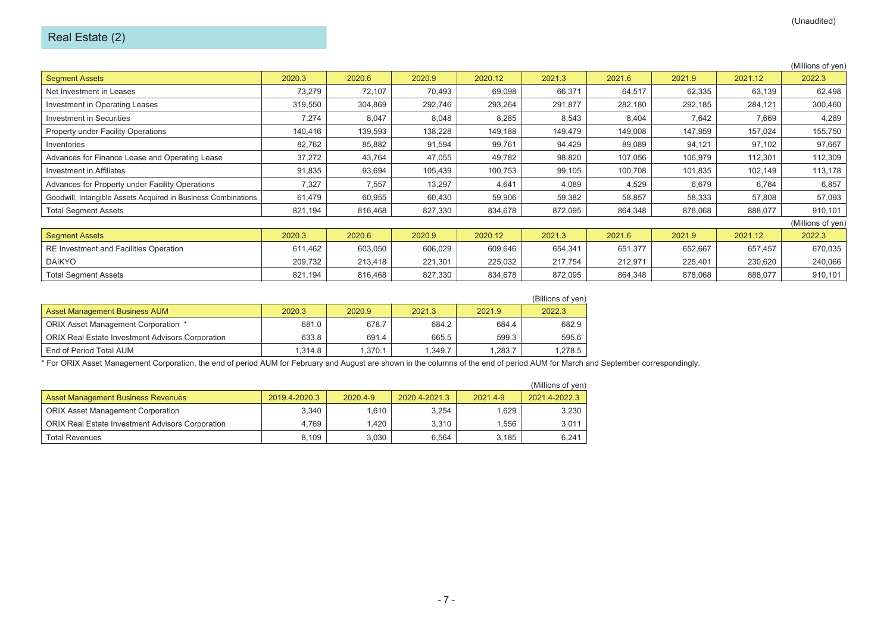(Unaudited)

## Real Estate (2)

(Millions of yen)

| Segment Assets | 2020.3 | 2020.6 | 2020.9 | 2020.12 | 2021.3 | 2021.6 | 2021.9 | 2021.12 | 2022.3 |
|---|---|---|---|---|---|---|---|---|---|
| Net Investment in Leases | 73,279 | 72,107 | 70,493 | 69,098 | 66,371 | 64,517 | 62,335 | 63,139 | 62,498 |
| Investment in Operating Leases | 319,550 | 304,869 | 292,746 | 293,264 | 291,877 | 282,180 | 292,185 | 284,121 | 300,460 |
| Investment in Securities | 7,274 | 8,047 | 8,048 | 8,285 | 8,543 | 8,404 | 7,642 | 7,669 | 4,289 |
| Property under Facility Operations | 140,416 | 139,593 | 138,228 | 149,188 | 149,479 | 149,008 | 147,959 | 157,024 | 155,750 |
| Inventories | 82,762 | 85,882 | 91,594 | 99,761 | 94,429 | 89,089 | 94,121 | 97,102 | 97,667 |
| Advances for Finance Lease and Operating Lease | 37,272 | 43,764 | 47,055 | 49,782 | 98,820 | 107,056 | 106,979 | 112,301 | 112,309 |
| Investment in Affiliates | 91,835 | 93,694 | 105,439 | 100,753 | 99,105 | 100,708 | 101,835 | 102,149 | 113,178 |
| Advances for Property under Facility Operations | 7,327 | 7,557 | 13,297 | 4,641 | 4,089 | 4,529 | 6,679 | 6,764 | 6,857 |
| Goodwill, Intangible Assets Acquired in Business Combinations | 61,479 | 60,955 | 60,430 | 59,906 | 59,382 | 58,857 | 58,333 | 57,808 | 57,093 |
| Total Segment Assets | 821,194 | 816,468 | 827,330 | 834,678 | 872,095 | 864,348 | 878,068 | 888,077 | 910,101 |

(Millions of yen)

| Segment Assets | 2020.3 | 2020.6 | 2020.9 | 2020.12 | 2021.3 | 2021.6 | 2021.9 | 2021.12 | 2022.3 |
|---|---|---|---|---|---|---|---|---|---|
| RE Investment and Facilities Operation | 611,462 | 603,050 | 606,029 | 609,646 | 654,341 | 651,377 | 652,667 | 657,457 | 670,035 |
| DAIKYO | 209,732 | 213,418 | 221,301 | 225,032 | 217,754 | 212,971 | 225,401 | 230,620 | 240,066 |
| Total Segment Assets | 821,194 | 816,468 | 827,330 | 834,678 | 872,095 | 864,348 | 878,068 | 888,077 | 910,101 |

(Billions of yen)

| Asset Management Business AUM | 2020.3 | 2020.9 | 2021.3 | 2021.9 | 2022.3 |
|---|---|---|---|---|---|
| ORIX Asset Management Corporation * | 681.0 | 678.7 | 684.2 | 684.4 | 682.9 |
| ORIX Real Estate Investment Advisors Corporation | 633.8 | 691.4 | 665.5 | 599.3 | 595.6 |
| End of Period Total AUM | 1,314.8 | 1,370.1 | 1,349.7 | 1,283.7 | 1,278.5 |

* For ORIX Asset Management Corporation, the end of period AUM for February and August are shown in the columns of the end of period AUM for March and September correspondingly.

(Millions of yen)

| Asset Management Business Revenues | 2019.4-2020.3 | 2020.4-9 | 2020.4-2021.3 | 2021.4-9 | 2021.4-2022.3 |
|---|---|---|---|---|---|
| ORIX Asset Management Corporation | 3,340 | 1,610 | 3,254 | 1,629 | 3,230 |
| ORIX Real Estate Investment Advisors Corporation | 4,769 | 1,420 | 3,310 | 1,556 | 3,011 |
| Total Revenues | 8,109 | 3,030 | 6,564 | 3,185 | 6,241 |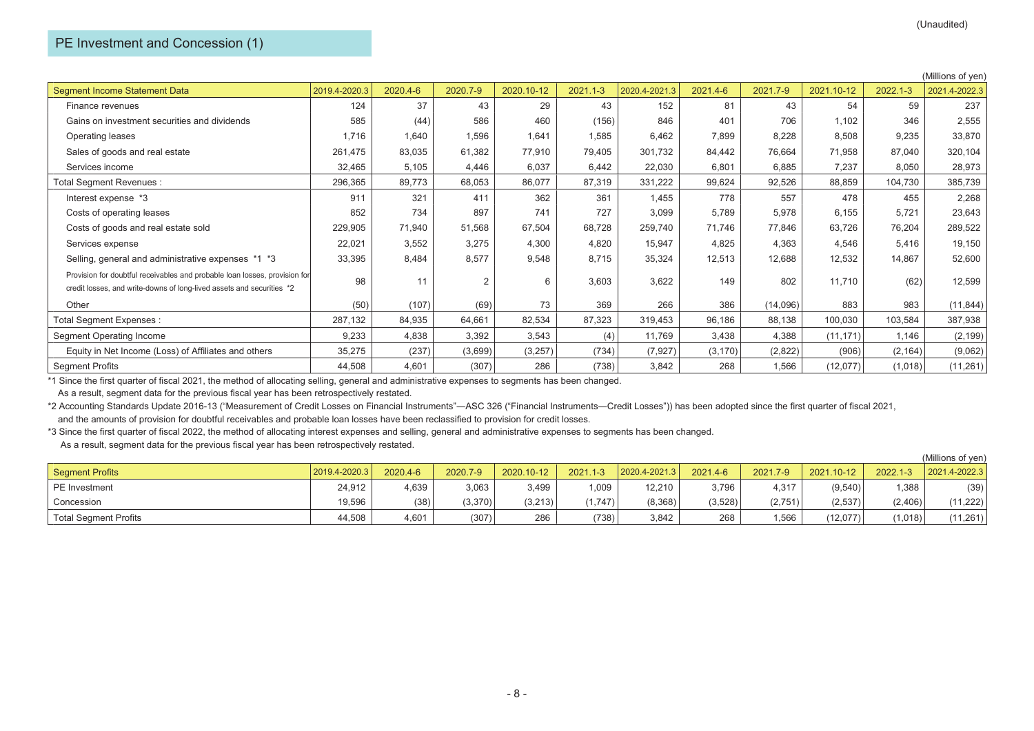(Unaudited)

## PE Investment and Concession (1)

(Millions of yen)

| Segment Income Statement Data | 2019.4-2020.3 | 2020.4-6 | 2020.7-9 | 2020.10-12 | 2021.1-3 | 2020.4-2021.3 | 2021.4-6 | 2021.7-9 | 2021.10-12 | 2022.1-3 | 2021.4-2022.3 |
|---|---|---|---|---|---|---|---|---|---|---|---|
| Finance revenues | 124 | 37 | 43 | 29 | 43 | 152 | 81 | 43 | 54 | 59 | 237 |
| Gains on investment securities and dividends | 585 | (44) | 586 | 460 | (156) | 846 | 401 | 706 | 1,102 | 346 | 2,555 |
| Operating leases | 1,716 | 1,640 | 1,596 | 1,641 | 1,585 | 6,462 | 7,899 | 8,228 | 8,508 | 9,235 | 33,870 |
| Sales of goods and real estate | 261,475 | 83,035 | 61,382 | 77,910 | 79,405 | 301,732 | 84,442 | 76,664 | 71,958 | 87,040 | 320,104 |
| Services income | 32,465 | 5,105 | 4,446 | 6,037 | 6,442 | 22,030 | 6,801 | 6,885 | 7,237 | 8,050 | 28,973 |
| Total Segment Revenues : | 296,365 | 89,773 | 68,053 | 86,077 | 87,319 | 331,222 | 99,624 | 92,526 | 88,859 | 104,730 | 385,739 |
| Interest expense *3 | 911 | 321 | 411 | 362 | 361 | 1,455 | 778 | 557 | 478 | 455 | 2,268 |
| Costs of operating leases | 852 | 734 | 897 | 741 | 727 | 3,099 | 5,789 | 5,978 | 6,155 | 5,721 | 23,643 |
| Costs of goods and real estate sold | 229,905 | 71,940 | 51,568 | 67,504 | 68,728 | 259,740 | 71,746 | 77,846 | 63,726 | 76,204 | 289,522 |
| Services expense | 22,021 | 3,552 | 3,275 | 4,300 | 4,820 | 15,947 | 4,825 | 4,363 | 4,546 | 5,416 | 19,150 |
| Selling, general and administrative expenses *1 *3 | 33,395 | 8,484 | 8,577 | 9,548 | 8,715 | 35,324 | 12,513 | 12,688 | 12,532 | 14,867 | 52,600 |
| Provision for doubtful receivables and probable loan losses, provision for credit losses, and write-downs of long-lived assets and securities *2 | 98 | 11 | 2 | 6 | 3,603 | 3,622 | 149 | 802 | 11,710 | (62) | 12,599 |
| Other | (50) | (107) | (69) | 73 | 369 | 266 | 386 | (14,096) | 883 | 983 | (11,844) |
| Total Segment Expenses : | 287,132 | 84,935 | 64,661 | 82,534 | 87,323 | 319,453 | 96,186 | 88,138 | 100,030 | 103,584 | 387,938 |
| Segment Operating Income | 9,233 | 4,838 | 3,392 | 3,543 | (4) | 11,769 | 3,438 | 4,388 | (11,171) | 1,146 | (2,199) |
| Equity in Net Income (Loss) of Affiliates and others | 35,275 | (237) | (3,699) | (3,257) | (734) | (7,927) | (3,170) | (2,822) | (906) | (2,164) | (9,062) |
| Segment Profits | 44,508 | 4,601 | (307) | 286 | (738) | 3,842 | 268 | 1,566 | (12,077) | (1,018) | (11,261) |

*1 Since the first quarter of fiscal 2021, the method of allocating selling, general and administrative expenses to segments has been changed.
As a result, segment data for the previous fiscal year has been retrospectively restated.

*2 Accounting Standards Update 2016-13 ("Measurement of Credit Losses on Financial Instruments"—ASC 326 ("Financial Instruments—Credit Losses")) has been adopted since the first quarter of fiscal 2021,
and the amounts of provision for doubtful receivables and probable loan losses have been reclassified to provision for credit losses.

*3 Since the first quarter of fiscal 2022, the method of allocating interest expenses and selling, general and administrative expenses to segments has been changed.
As a result, segment data for the previous fiscal year has been retrospectively restated.

(Millions of yen)

| Segment Profits | 2019.4-2020.3 | 2020.4-6 | 2020.7-9 | 2020.10-12 | 2021.1-3 | 2020.4-2021.3 | 2021.4-6 | 2021.7-9 | 2021.10-12 | 2022.1-3 | 2021.4-2022.3 |
|---|---|---|---|---|---|---|---|---|---|---|---|
| PE Investment | 24,912 | 4,639 | 3,063 | 3,499 | 1,009 | 12,210 | 3,796 | 4,317 | (9,540) | 1,388 | (39) |
| Concession | 19,596 | (38) | (3,370) | (3,213) | (1,747) | (8,368) | (3,528) | (2,751) | (2,537) | (2,406) | (11,222) |
| Total Segment Profits | 44,508 | 4,601 | (307) | 286 | (738) | 3,842 | 268 | 1,566 | (12,077) | (1,018) | (11,261) |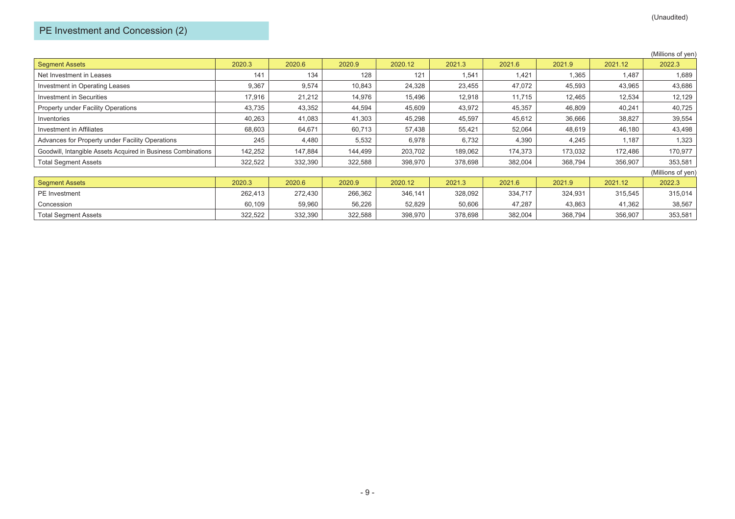(Unaudited)

## PE Investment and Concession (2)

(Millions of yen)

| Segment Assets | 2020.3 | 2020.6 | 2020.9 | 2020.12 | 2021.3 | 2021.6 | 2021.9 | 2021.12 | 2022.3 |
|---|---|---|---|---|---|---|---|---|---|
| Net Investment in Leases | 141 | 134 | 128 | 121 | 1,541 | 1,421 | 1,365 | 1,487 | 1,689 |
| Investment in Operating Leases | 9,367 | 9,574 | 10,843 | 24,328 | 23,455 | 47,072 | 45,593 | 43,965 | 43,686 |
| Investment in Securities | 17,916 | 21,212 | 14,976 | 15,496 | 12,918 | 11,715 | 12,465 | 12,534 | 12,129 |
| Property under Facility Operations | 43,735 | 43,352 | 44,594 | 45,609 | 43,972 | 45,357 | 46,809 | 40,241 | 40,725 |
| Inventories | 40,263 | 41,083 | 41,303 | 45,298 | 45,597 | 45,612 | 36,666 | 38,827 | 39,554 |
| Investment in Affiliates | 68,603 | 64,671 | 60,713 | 57,438 | 55,421 | 52,064 | 48,619 | 46,180 | 43,498 |
| Advances for Property under Facility Operations | 245 | 4,480 | 5,532 | 6,978 | 6,732 | 4,390 | 4,245 | 1,187 | 1,323 |
| Goodwill, Intangible Assets Acquired in Business Combinations | 142,252 | 147,884 | 144,499 | 203,702 | 189,062 | 174,373 | 173,032 | 172,486 | 170,977 |
| Total Segment Assets | 322,522 | 332,390 | 322,588 | 398,970 | 378,698 | 382,004 | 368,794 | 356,907 | 353,581 |

(Millions of yen)

| Segment Assets | 2020.3 | 2020.6 | 2020.9 | 2020.12 | 2021.3 | 2021.6 | 2021.9 | 2021.12 | 2022.3 |
|---|---|---|---|---|---|---|---|---|---|
| PE Investment | 262,413 | 272,430 | 266,362 | 346,141 | 328,092 | 334,717 | 324,931 | 315,545 | 315,014 |
| Concession | 60,109 | 59,960 | 56,226 | 52,829 | 50,606 | 47,287 | 43,863 | 41,362 | 38,567 |
| Total Segment Assets | 322,522 | 332,390 | 322,588 | 398,970 | 378,698 | 382,004 | 368,794 | 356,907 | 353,581 |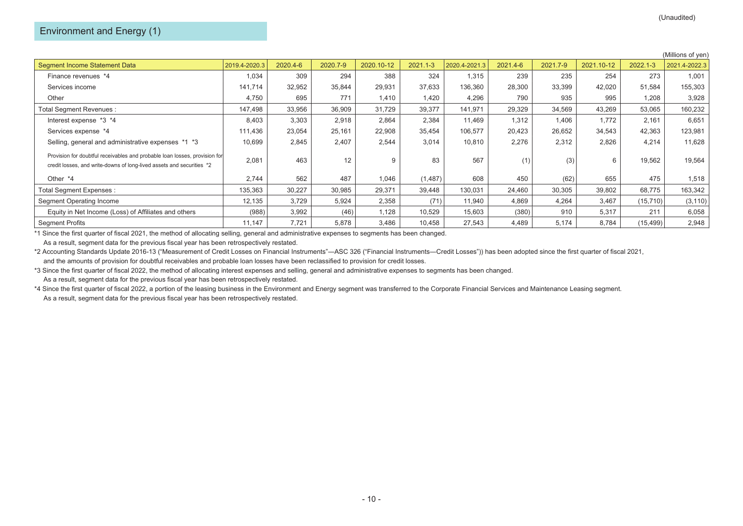(Unaudited)

## Environment and Energy (1)

(Millions of yen)

| Segment Income Statement Data | 2019.4-2020.3 | 2020.4-6 | 2020.7-9 | 2020.10-12 | 2021.1-3 | 2020.4-2021.3 | 2021.4-6 | 2021.7-9 | 2021.10-12 | 2022.1-3 | 2021.4-2022.3 |
|---|---|---|---|---|---|---|---|---|---|---|---|
| Finance revenues *4 | 1,034 | 309 | 294 | 388 | 324 | 1,315 | 239 | 235 | 254 | 273 | 1,001 |
| Services income | 141,714 | 32,952 | 35,844 | 29,931 | 37,633 | 136,360 | 28,300 | 33,399 | 42,020 | 51,584 | 155,303 |
| Other | 4,750 | 695 | 771 | 1,410 | 1,420 | 4,296 | 790 | 935 | 995 | 1,208 | 3,928 |
| Total Segment Revenues : | 147,498 | 33,956 | 36,909 | 31,729 | 39,377 | 141,971 | 29,329 | 34,569 | 43,269 | 53,065 | 160,232 |
| Interest expense *3 *4 | 8,403 | 3,303 | 2,918 | 2,864 | 2,384 | 11,469 | 1,312 | 1,406 | 1,772 | 2,161 | 6,651 |
| Services expense *4 | 111,436 | 23,054 | 25,161 | 22,908 | 35,454 | 106,577 | 20,423 | 26,652 | 34,543 | 42,363 | 123,981 |
| Selling, general and administrative expenses *1 *3 | 10,699 | 2,845 | 2,407 | 2,544 | 3,014 | 10,810 | 2,276 | 2,312 | 2,826 | 4,214 | 11,628 |
| Provision for doubtful receivables and probable loan losses, provision for credit losses, and write-downs of long-lived assets and securities *2 | 2,081 | 463 | 12 | 9 | 83 | 567 | (1) | (3) | 6 | 19,562 | 19,564 |
| Other *4 | 2,744 | 562 | 487 | 1,046 | (1,487) | 608 | 450 | (62) | 655 | 475 | 1,518 |
| Total Segment Expenses : | 135,363 | 30,227 | 30,985 | 29,371 | 39,448 | 130,031 | 24,460 | 30,305 | 39,802 | 68,775 | 163,342 |
| Segment Operating Income | 12,135 | 3,729 | 5,924 | 2,358 | (71) | 11,940 | 4,869 | 4,264 | 3,467 | (15,710) | (3,110) |
| Equity in Net Income (Loss) of Affiliates and others | (988) | 3,992 | (46) | 1,128 | 10,529 | 15,603 | (380) | 910 | 5,317 | 211 | 6,058 |
| Segment Profits | 11,147 | 7,721 | 5,878 | 3,486 | 10,458 | 27,543 | 4,489 | 5,174 | 8,784 | (15,499) | 2,948 |

*1 Since the first quarter of fiscal 2021, the method of allocating selling, general and administrative expenses to segments has been changed.
As a result, segment data for the previous fiscal year has been retrospectively restated.

*2 Accounting Standards Update 2016-13 ("Measurement of Credit Losses on Financial Instruments"—ASC 326 ("Financial Instruments—Credit Losses")) has been adopted since the first quarter of fiscal 2021,
and the amounts of provision for doubtful receivables and probable loan losses have been reclassified to provision for credit losses.

*3 Since the first quarter of fiscal 2022, the method of allocating interest expenses and selling, general and administrative expenses to segments has been changed.
As a result, segment data for the previous fiscal year has been retrospectively restated.

*4 Since the first quarter of fiscal 2022, a portion of the leasing business in the Environment and Energy segment was transferred to the Corporate Financial Services and Maintenance Leasing segment.
As a result, segment data for the previous fiscal year has been retrospectively restated.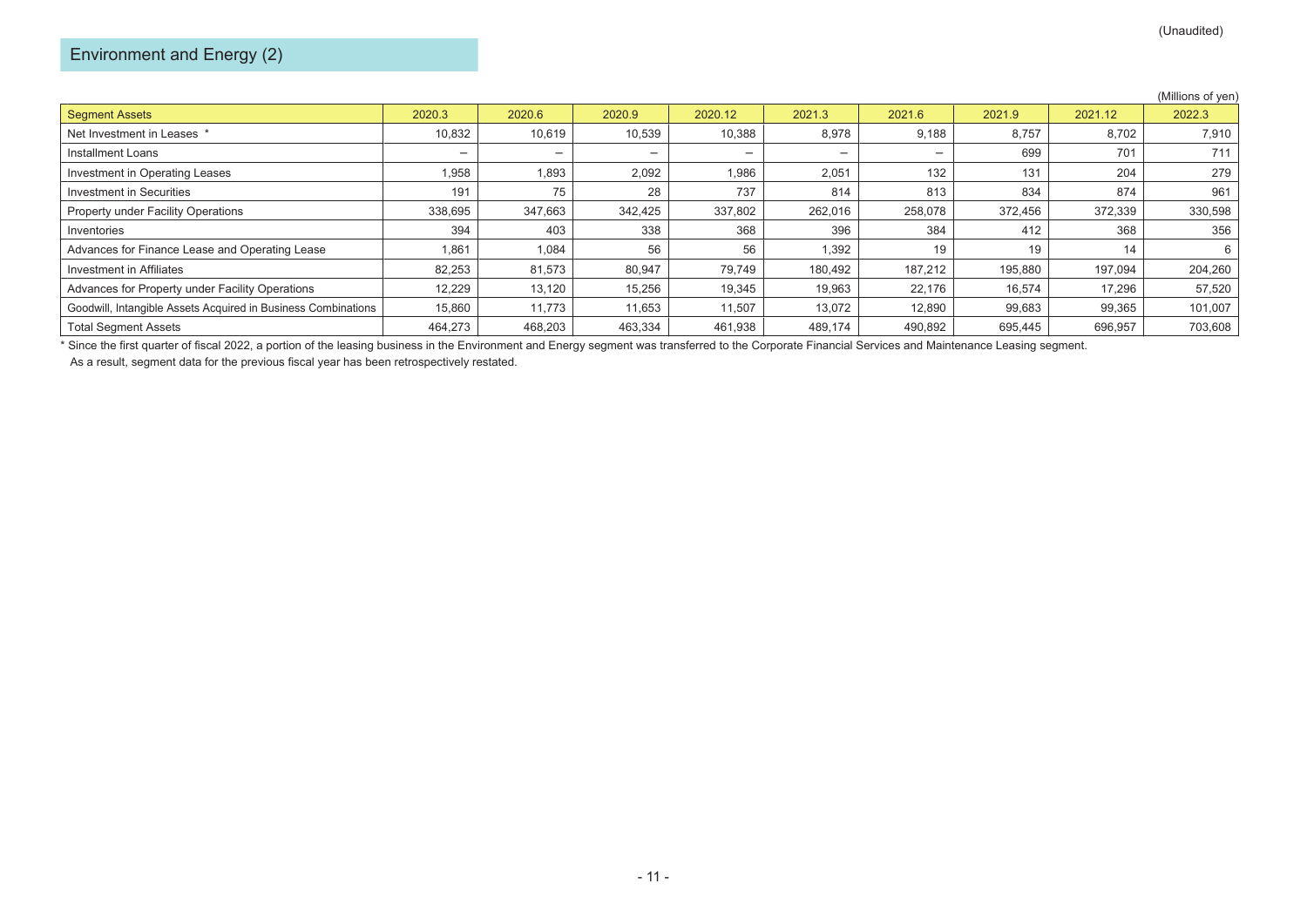(Unaudited)

## Environment and Energy (2)

(Millions of yen)

| Segment Assets | 2020.3 | 2020.6 | 2020.9 | 2020.12 | 2021.3 | 2021.6 | 2021.9 | 2021.12 | 2022.3 |
|---|---|---|---|---|---|---|---|---|---|
| Net Investment in Leases * | 10,832 | 10,619 | 10,539 | 10,388 | 8,978 | 9,188 | 8,757 | 8,702 | 7,910 |
| Installment Loans | − | − | − | − | − | − | 699 | 701 | 711 |
| Investment in Operating Leases | 1,958 | 1,893 | 2,092 | 1,986 | 2,051 | 132 | 131 | 204 | 279 |
| Investment in Securities | 191 | 75 | 28 | 737 | 814 | 813 | 834 | 874 | 961 |
| Property under Facility Operations | 338,695 | 347,663 | 342,425 | 337,802 | 262,016 | 258,078 | 372,456 | 372,339 | 330,598 |
| Inventories | 394 | 403 | 338 | 368 | 396 | 384 | 412 | 368 | 356 |
| Advances for Finance Lease and Operating Lease | 1,861 | 1,084 | 56 | 56 | 1,392 | 19 | 19 | 14 | 6 |
| Investment in Affiliates | 82,253 | 81,573 | 80,947 | 79,749 | 180,492 | 187,212 | 195,880 | 197,094 | 204,260 |
| Advances for Property under Facility Operations | 12,229 | 13,120 | 15,256 | 19,345 | 19,963 | 22,176 | 16,574 | 17,296 | 57,520 |
| Goodwill, Intangible Assets Acquired in Business Combinations | 15,860 | 11,773 | 11,653 | 11,507 | 13,072 | 12,890 | 99,683 | 99,365 | 101,007 |
| Total Segment Assets | 464,273 | 468,203 | 463,334 | 461,938 | 489,174 | 490,892 | 695,445 | 696,957 | 703,608 |

* Since the first quarter of fiscal 2022, a portion of the leasing business in the Environment and Energy segment was transferred to the Corporate Financial Services and Maintenance Leasing segment.
As a result, segment data for the previous fiscal year has been retrospectively restated.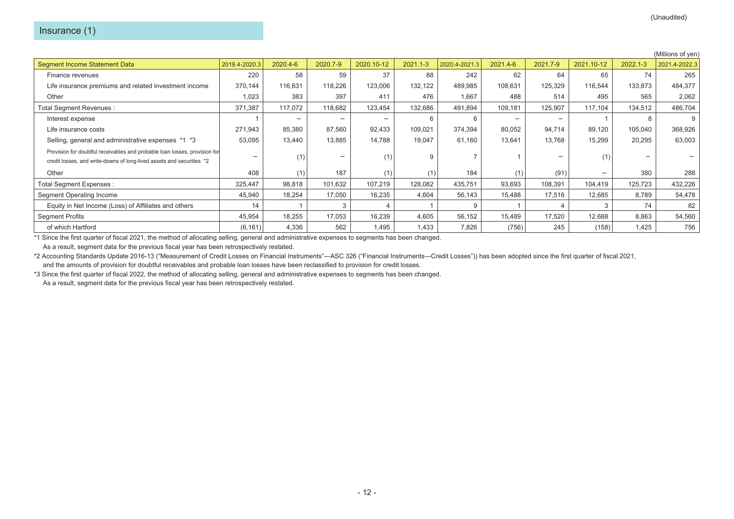(Unaudited)

## Insurance (1)

(Millions of yen)

| Segment Income Statement Data | 2019.4-2020.3 | 2020.4-6 | 2020.7-9 | 2020.10-12 | 2021.1-3 | 2020.4-2021.3 | 2021.4-6 | 2021.7-9 | 2021.10-12 | 2022.1-3 | 2021.4-2022.3 |
|---|---|---|---|---|---|---|---|---|---|---|---|
| Finance revenues | 220 | 58 | 59 | 37 | 88 | 242 | 62 | 64 | 65 | 74 | 265 |
| Life insurance premiums and related investment income | 370,144 | 116,631 | 118,226 | 123,006 | 132,122 | 489,985 | 108,631 | 125,329 | 116,544 | 133,873 | 484,377 |
| Other | 1,023 | 383 | 397 | 411 | 476 | 1,667 | 488 | 514 | 495 | 565 | 2,062 |
| Total Segment Revenues : | 371,387 | 117,072 | 118,682 | 123,454 | 132,686 | 491,894 | 109,181 | 125,907 | 117,104 | 134,512 | 486,704 |
| Interest expense | 1 | − | − | − | 6 | 6 | − | − | 1 | 8 | 9 |
| Life insurance costs | 271,943 | 85,380 | 87,560 | 92,433 | 109,021 | 374,394 | 80,052 | 94,714 | 89,120 | 105,040 | 368,926 |
| Selling, general and administrative expenses *1 *3 | 53,095 | 13,440 | 13,885 | 14,788 | 19,047 | 61,160 | 13,641 | 13,768 | 15,299 | 20,295 | 63,003 |
| Provision for doubtful receivables and probable loan losses, provision for credit losses, and write-downs of long-lived assets and securities *2 | − | (1) | − | (1) | 9 | 7 | 1 | − | (1) | − | − |
| Other | 408 | (1) | 187 | (1) | (1) | 184 | (1) | (91) | − | 380 | 288 |
| Total Segment Expenses : | 325,447 | 98,818 | 101,632 | 107,219 | 128,082 | 435,751 | 93,693 | 108,391 | 104,419 | 125,723 | 432,226 |
| Segment Operating Income | 45,940 | 18,254 | 17,050 | 16,235 | 4,604 | 56,143 | 15,488 | 17,516 | 12,685 | 8,789 | 54,478 |
| Equity in Net Income (Loss) of Affiliates and others | 14 | 1 | 3 | 4 | 1 | 9 | 1 | 4 | 3 | 74 | 82 |
| Segment Profits | 45,954 | 18,255 | 17,053 | 16,239 | 4,605 | 56,152 | 15,489 | 17,520 | 12,688 | 8,863 | 54,560 |
| of which Hartford | (6,161) | 4,336 | 562 | 1,495 | 1,433 | 7,826 | (756) | 245 | (158) | 1,425 | 756 |

*1 Since the first quarter of fiscal 2021, the method of allocating selling, general and administrative expenses to segments has been changed.
As a result, segment data for the previous fiscal year has been retrospectively restated.

*2 Accounting Standards Update 2016-13 ("Measurement of Credit Losses on Financial Instruments"—ASC 326 ("Financial Instruments—Credit Losses")) has been adopted since the first quarter of fiscal 2021, and the amounts of provision for doubtful receivables and probable loan losses have been reclassified to provision for credit losses.

*3 Since the first quarter of fiscal 2022, the method of allocating selling, general and administrative expenses to segments has been changed.
As a result, segment data for the previous fiscal year has been retrospectively restated.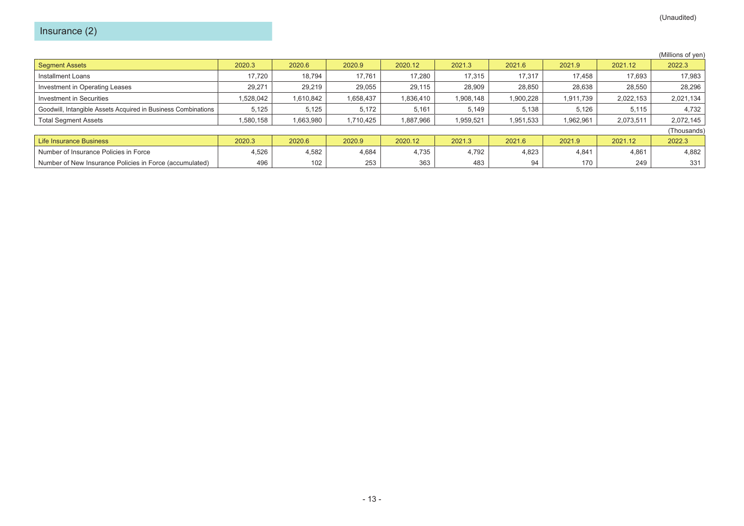(Unaudited)

## Insurance (2)

(Millions of yen)

| Segment Assets | 2020.3 | 2020.6 | 2020.9 | 2020.12 | 2021.3 | 2021.6 | 2021.9 | 2021.12 | 2022.3 |
|---|---|---|---|---|---|---|---|---|---|
| Installment Loans | 17,720 | 18,794 | 17,761 | 17,280 | 17,315 | 17,317 | 17,458 | 17,693 | 17,983 |
| Investment in Operating Leases | 29,271 | 29,219 | 29,055 | 29,115 | 28,909 | 28,850 | 28,638 | 28,550 | 28,296 |
| Investment in Securities | 1,528,042 | 1,610,842 | 1,658,437 | 1,836,410 | 1,908,148 | 1,900,228 | 1,911,739 | 2,022,153 | 2,021,134 |
| Goodwill, Intangible Assets Acquired in Business Combinations | 5,125 | 5,125 | 5,172 | 5,161 | 5,149 | 5,138 | 5,126 | 5,115 | 4,732 |
| Total Segment Assets | 1,580,158 | 1,663,980 | 1,710,425 | 1,887,966 | 1,959,521 | 1,951,533 | 1,962,961 | 2,073,511 | 2,072,145 |

(Thousands)

| Life Insurance Business | 2020.3 | 2020.6 | 2020.9 | 2020.12 | 2021.3 | 2021.6 | 2021.9 | 2021.12 | 2022.3 |
|---|---|---|---|---|---|---|---|---|---|
| Number of Insurance Policies in Force | 4,526 | 4,582 | 4,684 | 4,735 | 4,792 | 4,823 | 4,841 | 4,861 | 4,882 |
| Number of New Insurance Policies in Force (accumulated) | 496 | 102 | 253 | 363 | 483 | 94 | 170 | 249 | 331 |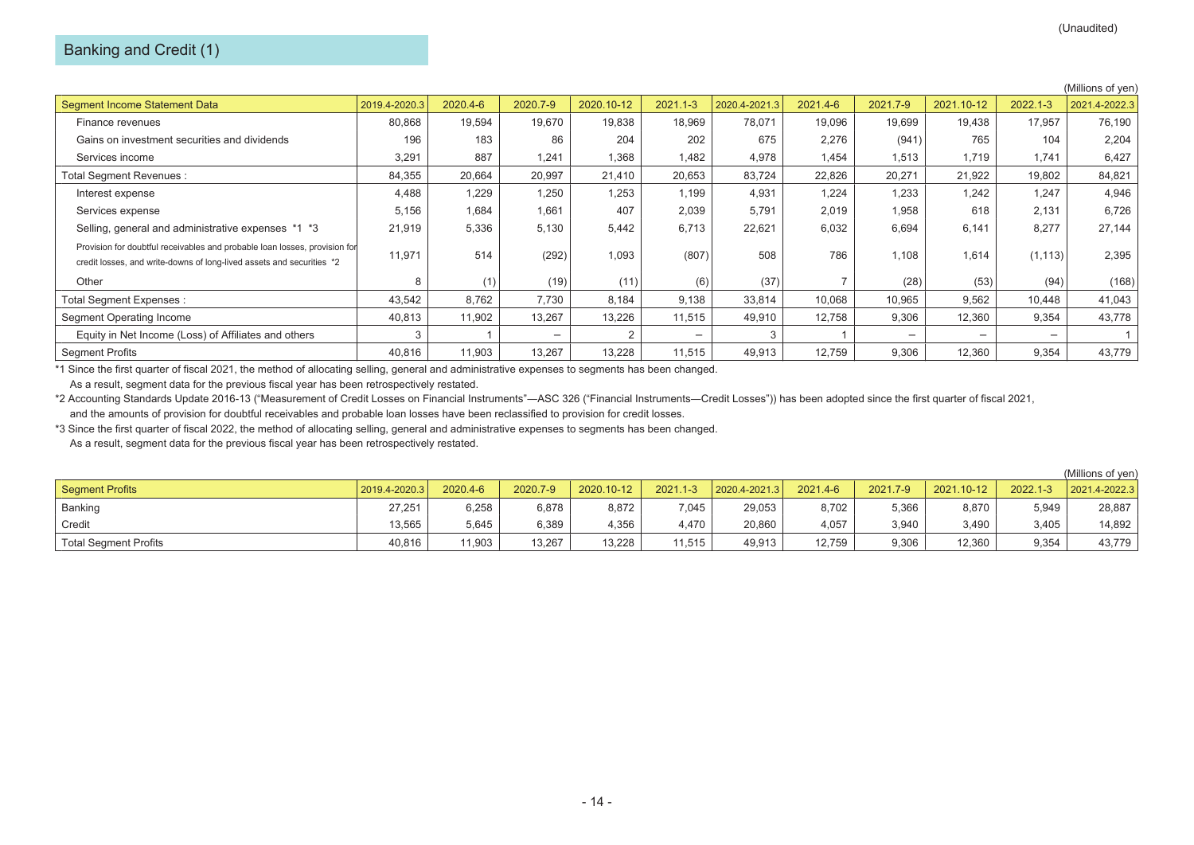(Unaudited)

## Banking and Credit (1)

(Millions of yen)

| Segment Income Statement Data | 2019.4-2020.3 | 2020.4-6 | 2020.7-9 | 2020.10-12 | 2021.1-3 | 2020.4-2021.3 | 2021.4-6 | 2021.7-9 | 2021.10-12 | 2022.1-3 | 2021.4-2022.3 |
|---|---|---|---|---|---|---|---|---|---|---|---|
| Finance revenues | 80,868 | 19,594 | 19,670 | 19,838 | 18,969 | 78,071 | 19,096 | 19,699 | 19,438 | 17,957 | 76,190 |
| Gains on investment securities and dividends | 196 | 183 | 86 | 204 | 202 | 675 | 2,276 | (941) | 765 | 104 | 2,204 |
| Services income | 3,291 | 887 | 1,241 | 1,368 | 1,482 | 4,978 | 1,454 | 1,513 | 1,719 | 1,741 | 6,427 |
| Total Segment Revenues : | 84,355 | 20,664 | 20,997 | 21,410 | 20,653 | 83,724 | 22,826 | 20,271 | 21,922 | 19,802 | 84,821 |
| Interest expense | 4,488 | 1,229 | 1,250 | 1,253 | 1,199 | 4,931 | 1,224 | 1,233 | 1,242 | 1,247 | 4,946 |
| Services expense | 5,156 | 1,684 | 1,661 | 407 | 2,039 | 5,791 | 2,019 | 1,958 | 618 | 2,131 | 6,726 |
| Selling, general and administrative expenses *1 *3 | 21,919 | 5,336 | 5,130 | 5,442 | 6,713 | 22,621 | 6,032 | 6,694 | 6,141 | 8,277 | 27,144 |
| Provision for doubtful receivables and probable loan losses, provision for credit losses, and write-downs of long-lived assets and securities *2 | 11,971 | 514 | (292) | 1,093 | (807) | 508 | 786 | 1,108 | 1,614 | (1,113) | 2,395 |
| Other | 8 | (1) | (19) | (11) | (6) | (37) | 7 | (28) | (53) | (94) | (168) |
| Total Segment Expenses : | 43,542 | 8,762 | 7,730 | 8,184 | 9,138 | 33,814 | 10,068 | 10,965 | 9,562 | 10,448 | 41,043 |
| Segment Operating Income | 40,813 | 11,902 | 13,267 | 13,226 | 11,515 | 49,910 | 12,758 | 9,306 | 12,360 | 9,354 | 43,778 |
| Equity in Net Income (Loss) of Affiliates and others | 3 | 1 | − | 2 | − | 3 | 1 | − | − | − | 1 |
| Segment Profits | 40,816 | 11,903 | 13,267 | 13,228 | 11,515 | 49,913 | 12,759 | 9,306 | 12,360 | 9,354 | 43,779 |

*1 Since the first quarter of fiscal 2021, the method of allocating selling, general and administrative expenses to segments has been changed.
As a result, segment data for the previous fiscal year has been retrospectively restated.

*2 Accounting Standards Update 2016-13 ("Measurement of Credit Losses on Financial Instruments"—ASC 326 ("Financial Instruments—Credit Losses")) has been adopted since the first quarter of fiscal 2021,
and the amounts of provision for doubtful receivables and probable loan losses have been reclassified to provision for credit losses.

*3 Since the first quarter of fiscal 2022, the method of allocating selling, general and administrative expenses to segments has been changed.
As a result, segment data for the previous fiscal year has been retrospectively restated.

(Millions of yen)

| Segment Profits | 2019.4-2020.3 | 2020.4-6 | 2020.7-9 | 2020.10-12 | 2021.1-3 | 2020.4-2021.3 | 2021.4-6 | 2021.7-9 | 2021.10-12 | 2022.1-3 | 2021.4-2022.3 |
|---|---|---|---|---|---|---|---|---|---|---|---|
| Banking | 27,251 | 6,258 | 6,878 | 8,872 | 7,045 | 29,053 | 8,702 | 5,366 | 8,870 | 5,949 | 28,887 |
| Credit | 13,565 | 5,645 | 6,389 | 4,356 | 4,470 | 20,860 | 4,057 | 3,940 | 3,490 | 3,405 | 14,892 |
| Total Segment Profits | 40,816 | 11,903 | 13,267 | 13,228 | 11,515 | 49,913 | 12,759 | 9,306 | 12,360 | 9,354 | 43,779 |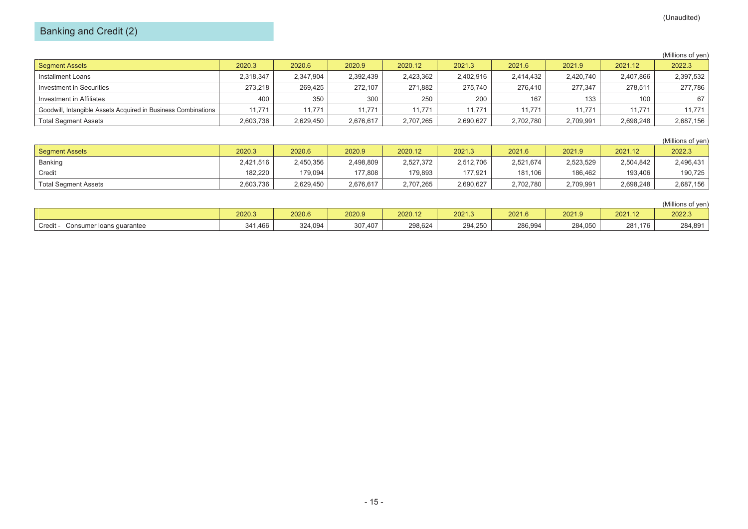(Unaudited)

## Banking and Credit (2)

(Millions of yen)

| Segment Assets | 2020.3 | 2020.6 | 2020.9 | 2020.12 | 2021.3 | 2021.6 | 2021.9 | 2021.12 | 2022.3 |
|---|---|---|---|---|---|---|---|---|---|
| Installment Loans | 2,318,347 | 2,347,904 | 2,392,439 | 2,423,362 | 2,402,916 | 2,414,432 | 2,420,740 | 2,407,866 | 2,397,532 |
| Investment in Securities | 273,218 | 269,425 | 272,107 | 271,882 | 275,740 | 276,410 | 277,347 | 278,511 | 277,786 |
| Investment in Affiliates | 400 | 350 | 300 | 250 | 200 | 167 | 133 | 100 | 67 |
| Goodwill, Intangible Assets Acquired in Business Combinations | 11,771 | 11,771 | 11,771 | 11,771 | 11,771 | 11,771 | 11,771 | 11,771 | 11,771 |
| Total Segment Assets | 2,603,736 | 2,629,450 | 2,676,617 | 2,707,265 | 2,690,627 | 2,702,780 | 2,709,991 | 2,698,248 | 2,687,156 |

(Millions of yen)

| Segment Assets | 2020.3 | 2020.6 | 2020.9 | 2020.12 | 2021.3 | 2021.6 | 2021.9 | 2021.12 | 2022.3 |
|---|---|---|---|---|---|---|---|---|---|
| Banking | 2,421,516 | 2,450,356 | 2,498,809 | 2,527,372 | 2,512,706 | 2,521,674 | 2,523,529 | 2,504,842 | 2,496,431 |
| Credit | 182,220 | 179,094 | 177,808 | 179,893 | 177,921 | 181,106 | 186,462 | 193,406 | 190,725 |
| Total Segment Assets | 2,603,736 | 2,629,450 | 2,676,617 | 2,707,265 | 2,690,627 | 2,702,780 | 2,709,991 | 2,698,248 | 2,687,156 |

(Millions of yen)

| | 2020.3 | 2020.6 | 2020.9 | 2020.12 | 2021.3 | 2021.6 | 2021.9 | 2021.12 | 2022.3 |
|---|---|---|---|---|---|---|---|---|---|
| Credit - Consumer loans guarantee | 341,466 | 324,094 | 307,407 | 298,624 | 294,250 | 286,994 | 284,050 | 281,176 | 284,891 |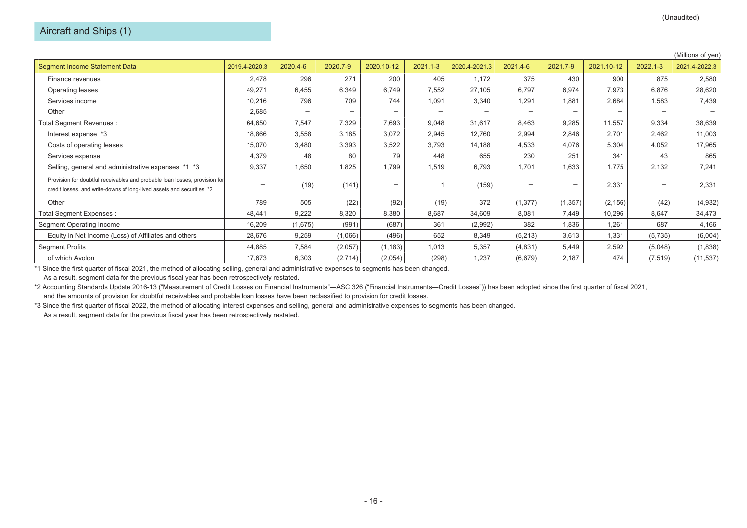(Unaudited)

## Aircraft and Ships (1)

(Millions of yen)

| Segment Income Statement Data | 2019.4-2020.3 | 2020.4-6 | 2020.7-9 | 2020.10-12 | 2021.1-3 | 2020.4-2021.3 | 2021.4-6 | 2021.7-9 | 2021.10-12 | 2022.1-3 | 2021.4-2022.3 |
|---|---|---|---|---|---|---|---|---|---|---|---|
| Finance revenues | 2,478 | 296 | 271 | 200 | 405 | 1,172 | 375 | 430 | 900 | 875 | 2,580 |
| Operating leases | 49,271 | 6,455 | 6,349 | 6,749 | 7,552 | 27,105 | 6,797 | 6,974 | 7,973 | 6,876 | 28,620 |
| Services income | 10,216 | 796 | 709 | 744 | 1,091 | 3,340 | 1,291 | 1,881 | 2,684 | 1,583 | 7,439 |
| Other | 2,685 | － | － | － | － | － | － | － | － | － | － |
| Total Segment Revenues : | 64,650 | 7,547 | 7,329 | 7,693 | 9,048 | 31,617 | 8,463 | 9,285 | 11,557 | 9,334 | 38,639 |
| Interest expense *3 | 18,866 | 3,558 | 3,185 | 3,072 | 2,945 | 12,760 | 2,994 | 2,846 | 2,701 | 2,462 | 11,003 |
| Costs of operating leases | 15,070 | 3,480 | 3,393 | 3,522 | 3,793 | 14,188 | 4,533 | 4,076 | 5,304 | 4,052 | 17,965 |
| Services expense | 4,379 | 48 | 80 | 79 | 448 | 655 | 230 | 251 | 341 | 43 | 865 |
| Selling, general and administrative expenses *1 *3 | 9,337 | 1,650 | 1,825 | 1,799 | 1,519 | 6,793 | 1,701 | 1,633 | 1,775 | 2,132 | 7,241 |
| Provision for doubtful receivables and probable loan losses, provision for credit losses, and write-downs of long-lived assets and securities *2 | － | (19) | (141) | － | 1 | (159) | － | － | 2,331 | － | 2,331 |
| Other | 789 | 505 | (22) | (92) | (19) | 372 | (1,377) | (1,357) | (2,156) | (42) | (4,932) |
| Total Segment Expenses : | 48,441 | 9,222 | 8,320 | 8,380 | 8,687 | 34,609 | 8,081 | 7,449 | 10,296 | 8,647 | 34,473 |
| Segment Operating Income | 16,209 | (1,675) | (991) | (687) | 361 | (2,992) | 382 | 1,836 | 1,261 | 687 | 4,166 |
| Equity in Net Income (Loss) of Affiliates and others | 28,676 | 9,259 | (1,066) | (496) | 652 | 8,349 | (5,213) | 3,613 | 1,331 | (5,735) | (6,004) |
| Segment Profits | 44,885 | 7,584 | (2,057) | (1,183) | 1,013 | 5,357 | (4,831) | 5,449 | 2,592 | (5,048) | (1,838) |
| of which Avolon | 17,673 | 6,303 | (2,714) | (2,054) | (298) | 1,237 | (6,679) | 2,187 | 474 | (7,519) | (11,537) |

*1 Since the first quarter of fiscal 2021, the method of allocating selling, general and administrative expenses to segments has been changed.
As a result, segment data for the previous fiscal year has been retrospectively restated.

*2 Accounting Standards Update 2016-13 ("Measurement of Credit Losses on Financial Instruments"—ASC 326 ("Financial Instruments—Credit Losses")) has been adopted since the first quarter of fiscal 2021,
and the amounts of provision for doubtful receivables and probable loan losses have been reclassified to provision for credit losses.

*3 Since the first quarter of fiscal 2022, the method of allocating interest expenses and selling, general and administrative expenses to segments has been changed.
As a result, segment data for the previous fiscal year has been retrospectively restated.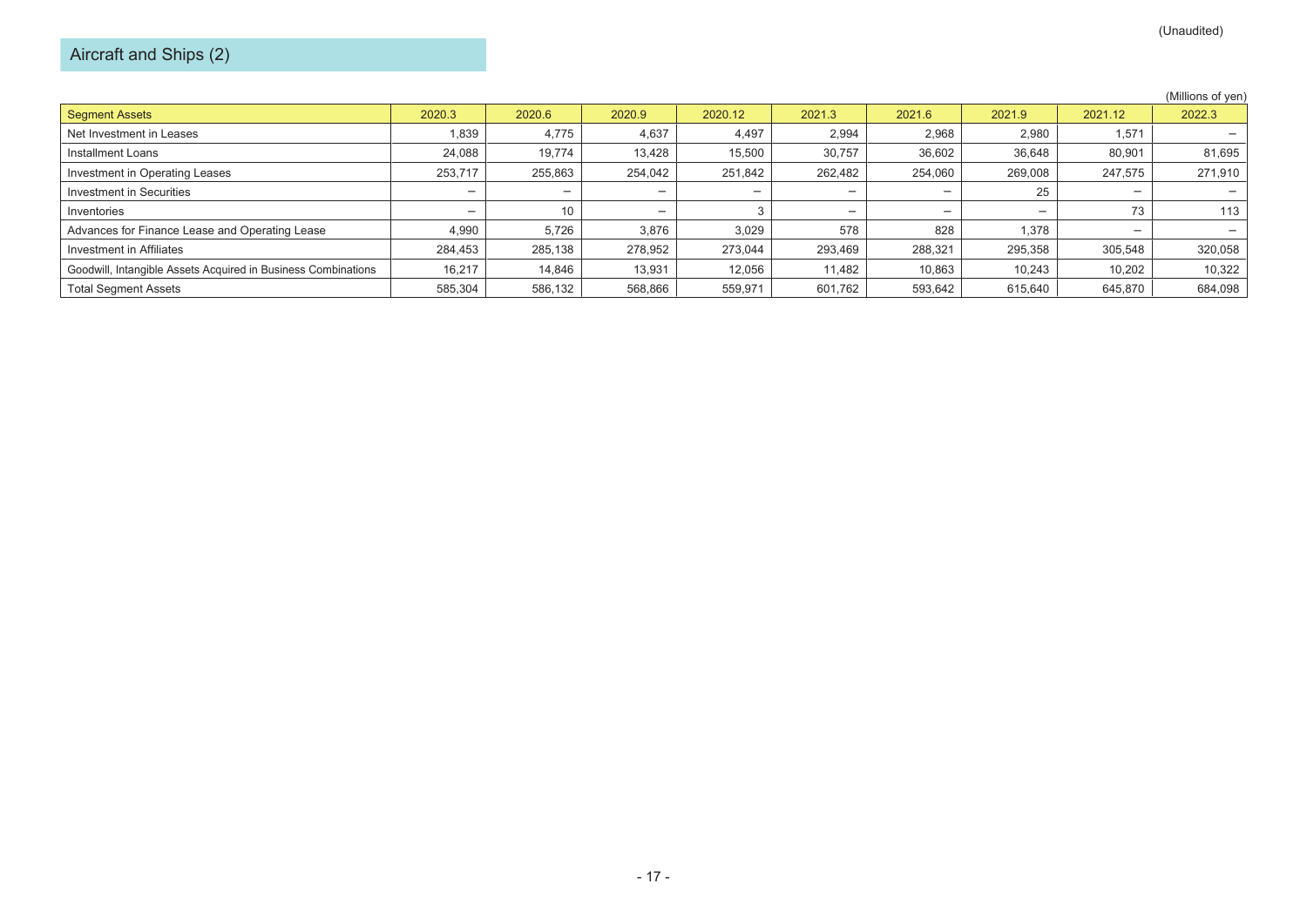(Unaudited)

## Aircraft and Ships (2)

(Millions of yen)

| Segment Assets | 2020.3 | 2020.6 | 2020.9 | 2020.12 | 2021.3 | 2021.6 | 2021.9 | 2021.12 | 2022.3 |
|---|---|---|---|---|---|---|---|---|---|
| Net Investment in Leases | 1,839 | 4,775 | 4,637 | 4,497 | 2,994 | 2,968 | 2,980 | 1,571 | − |
| Installment Loans | 24,088 | 19,774 | 13,428 | 15,500 | 30,757 | 36,602 | 36,648 | 80,901 | 81,695 |
| Investment in Operating Leases | 253,717 | 255,863 | 254,042 | 251,842 | 262,482 | 254,060 | 269,008 | 247,575 | 271,910 |
| Investment in Securities | − | − | − | − | − | − | 25 | − | − |
| Inventories | − | 10 | − | 3 | − | − | − | 73 | 113 |
| Advances for Finance Lease and Operating Lease | 4,990 | 5,726 | 3,876 | 3,029 | 578 | 828 | 1,378 | − | − |
| Investment in Affiliates | 284,453 | 285,138 | 278,952 | 273,044 | 293,469 | 288,321 | 295,358 | 305,548 | 320,058 |
| Goodwill, Intangible Assets Acquired in Business Combinations | 16,217 | 14,846 | 13,931 | 12,056 | 11,482 | 10,863 | 10,243 | 10,202 | 10,322 |
| Total Segment Assets | 585,304 | 586,132 | 568,866 | 559,971 | 601,762 | 593,642 | 615,640 | 645,870 | 684,098 |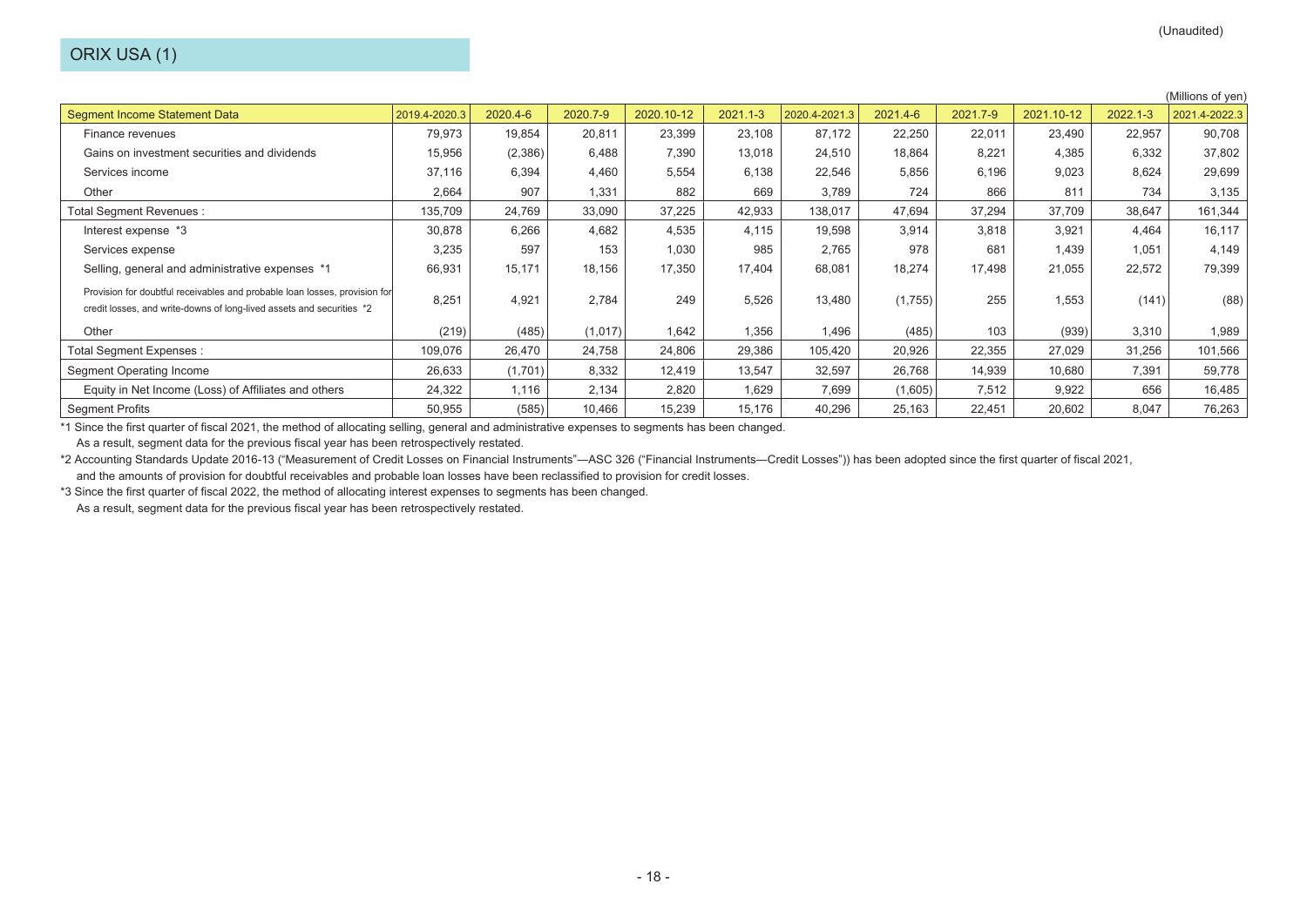(Unaudited)

## ORIX USA (1)

(Millions of yen)

| Segment Income Statement Data | 2019.4-2020.3 | 2020.4-6 | 2020.7-9 | 2020.10-12 | 2021.1-3 | 2020.4-2021.3 | 2021.4-6 | 2021.7-9 | 2021.10-12 | 2022.1-3 | 2021.4-2022.3 |
|---|---|---|---|---|---|---|---|---|---|---|---|
| Finance revenues | 79,973 | 19,854 | 20,811 | 23,399 | 23,108 | 87,172 | 22,250 | 22,011 | 23,490 | 22,957 | 90,708 |
| Gains on investment securities and dividends | 15,956 | (2,386) | 6,488 | 7,390 | 13,018 | 24,510 | 18,864 | 8,221 | 4,385 | 6,332 | 37,802 |
| Services income | 37,116 | 6,394 | 4,460 | 5,554 | 6,138 | 22,546 | 5,856 | 6,196 | 9,023 | 8,624 | 29,699 |
| Other | 2,664 | 907 | 1,331 | 882 | 669 | 3,789 | 724 | 866 | 811 | 734 | 3,135 |
| Total Segment Revenues : | 135,709 | 24,769 | 33,090 | 37,225 | 42,933 | 138,017 | 47,694 | 37,294 | 37,709 | 38,647 | 161,344 |
| Interest expense *3 | 30,878 | 6,266 | 4,682 | 4,535 | 4,115 | 19,598 | 3,914 | 3,818 | 3,921 | 4,464 | 16,117 |
| Services expense | 3,235 | 597 | 153 | 1,030 | 985 | 2,765 | 978 | 681 | 1,439 | 1,051 | 4,149 |
| Selling, general and administrative expenses *1 | 66,931 | 15,171 | 18,156 | 17,350 | 17,404 | 68,081 | 18,274 | 17,498 | 21,055 | 22,572 | 79,399 |
| Provision for doubtful receivables and probable loan losses, provision for credit losses, and write-downs of long-lived assets and securities *2 | 8,251 | 4,921 | 2,784 | 249 | 5,526 | 13,480 | (1,755) | 255 | 1,553 | (141) | (88) |
| Other | (219) | (485) | (1,017) | 1,642 | 1,356 | 1,496 | (485) | 103 | (939) | 3,310 | 1,989 |
| Total Segment Expenses : | 109,076 | 26,470 | 24,758 | 24,806 | 29,386 | 105,420 | 20,926 | 22,355 | 27,029 | 31,256 | 101,566 |
| Segment Operating Income | 26,633 | (1,701) | 8,332 | 12,419 | 13,547 | 32,597 | 26,768 | 14,939 | 10,680 | 7,391 | 59,778 |
| Equity in Net Income (Loss) of Affiliates and others | 24,322 | 1,116 | 2,134 | 2,820 | 1,629 | 7,699 | (1,605) | 7,512 | 9,922 | 656 | 16,485 |
| Segment Profits | 50,955 | (585) | 10,466 | 15,239 | 15,176 | 40,296 | 25,163 | 22,451 | 20,602 | 8,047 | 76,263 |

*1 Since the first quarter of fiscal 2021, the method of allocating selling, general and administrative expenses to segments has been changed.
As a result, segment data for the previous fiscal year has been retrospectively restated.

*2 Accounting Standards Update 2016-13 ("Measurement of Credit Losses on Financial Instruments"—ASC 326 ("Financial Instruments—Credit Losses")) has been adopted since the first quarter of fiscal 2021,
and the amounts of provision for doubtful receivables and probable loan losses have been reclassified to provision for credit losses.

*3 Since the first quarter of fiscal 2022, the method of allocating interest expenses to segments has been changed.
As a result, segment data for the previous fiscal year has been retrospectively restated.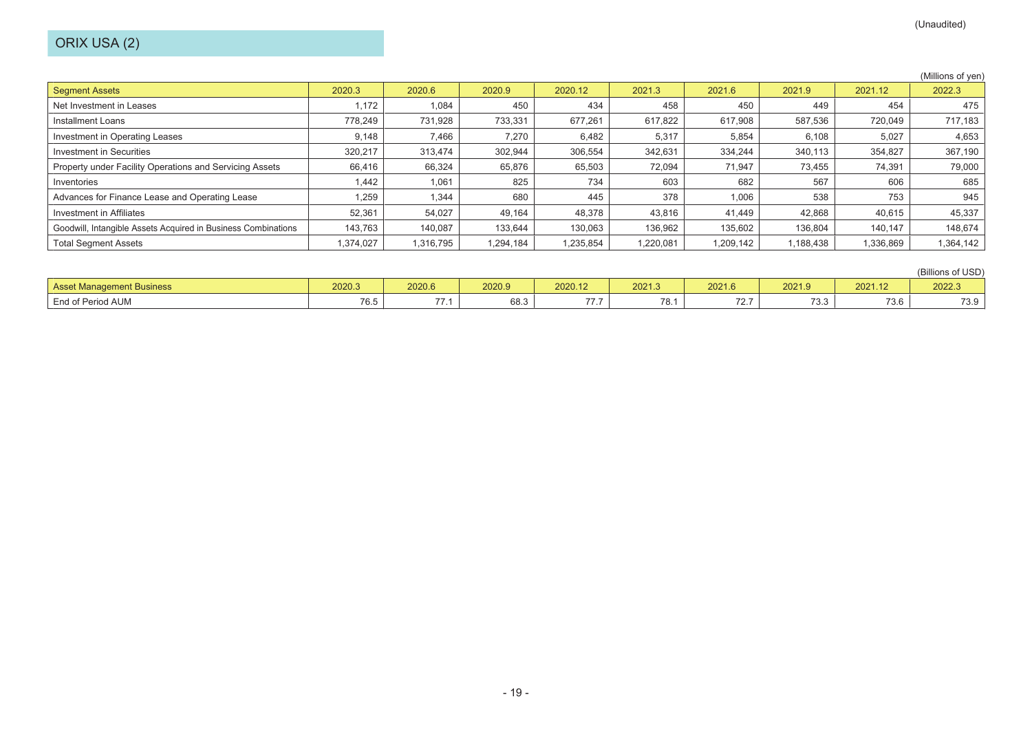(Unaudited)

# ORIX USA (2)

(Millions of yen)

| Segment Assets | 2020.3 | 2020.6 | 2020.9 | 2020.12 | 2021.3 | 2021.6 | 2021.9 | 2021.12 | 2022.3 |
|---|---|---|---|---|---|---|---|---|---|
| Net Investment in Leases | 1,172 | 1,084 | 450 | 434 | 458 | 450 | 449 | 454 | 475 |
| Installment Loans | 778,249 | 731,928 | 733,331 | 677,261 | 617,822 | 617,908 | 587,536 | 720,049 | 717,183 |
| Investment in Operating Leases | 9,148 | 7,466 | 7,270 | 6,482 | 5,317 | 5,854 | 6,108 | 5,027 | 4,653 |
| Investment in Securities | 320,217 | 313,474 | 302,944 | 306,554 | 342,631 | 334,244 | 340,113 | 354,827 | 367,190 |
| Property under Facility Operations and Servicing Assets | 66,416 | 66,324 | 65,876 | 65,503 | 72,094 | 71,947 | 73,455 | 74,391 | 79,000 |
| Inventories | 1,442 | 1,061 | 825 | 734 | 603 | 682 | 567 | 606 | 685 |
| Advances for Finance Lease and Operating Lease | 1,259 | 1,344 | 680 | 445 | 378 | 1,006 | 538 | 753 | 945 |
| Investment in Affiliates | 52,361 | 54,027 | 49,164 | 48,378 | 43,816 | 41,449 | 42,868 | 40,615 | 45,337 |
| Goodwill, Intangible Assets Acquired in Business Combinations | 143,763 | 140,087 | 133,644 | 130,063 | 136,962 | 135,602 | 136,804 | 140,147 | 148,674 |
| Total Segment Assets | 1,374,027 | 1,316,795 | 1,294,184 | 1,235,854 | 1,220,081 | 1,209,142 | 1,188,438 | 1,336,869 | 1,364,142 |

(Billions of USD)

| Asset Management Business | 2020.3 | 2020.6 | 2020.9 | 2020.12 | 2021.3 | 2021.6 | 2021.9 | 2021.12 | 2022.3 |
|---|---|---|---|---|---|---|---|---|---|
| End of Period AUM | 76.5 | 77.1 | 68.3 | 77.7 | 78.1 | 72.7 | 73.3 | 73.6 | 73.9 |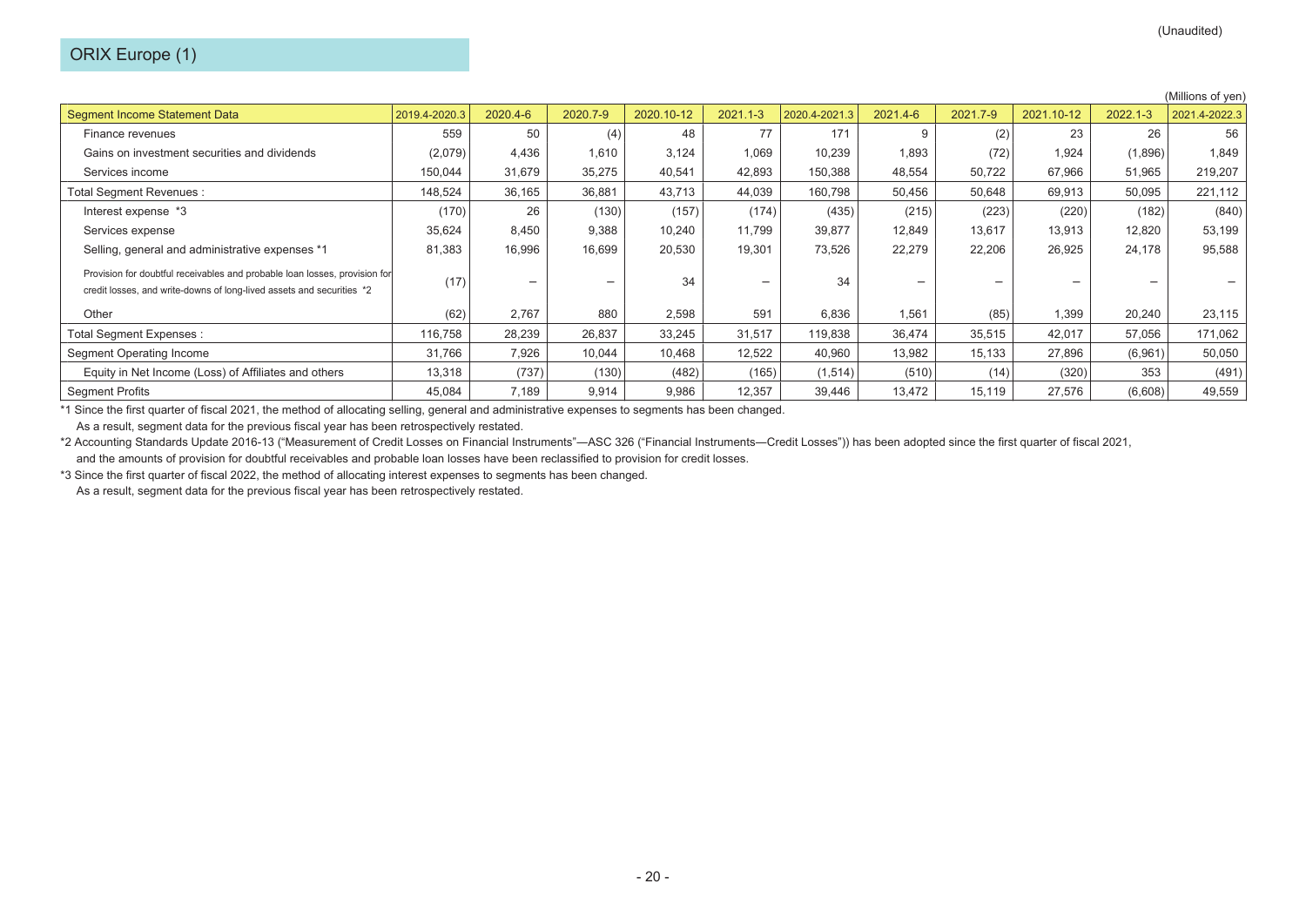(Unaudited)

## ORIX Europe (1)

(Millions of yen)

| Segment Income Statement Data | 2019.4-2020.3 | 2020.4-6 | 2020.7-9 | 2020.10-12 | 2021.1-3 | 2020.4-2021.3 | 2021.4-6 | 2021.7-9 | 2021.10-12 | 2022.1-3 | 2021.4-2022.3 |
|---|---|---|---|---|---|---|---|---|---|---|---|
| Finance revenues | 559 | 50 | (4) | 48 | 77 | 171 | 9 | (2) | 23 | 26 | 56 |
| Gains on investment securities and dividends | (2,079) | 4,436 | 1,610 | 3,124 | 1,069 | 10,239 | 1,893 | (72) | 1,924 | (1,896) | 1,849 |
| Services income | 150,044 | 31,679 | 35,275 | 40,541 | 42,893 | 150,388 | 48,554 | 50,722 | 67,966 | 51,965 | 219,207 |
| Total Segment Revenues : | 148,524 | 36,165 | 36,881 | 43,713 | 44,039 | 160,798 | 50,456 | 50,648 | 69,913 | 50,095 | 221,112 |
| Interest expense *3 | (170) | 26 | (130) | (157) | (174) | (435) | (215) | (223) | (220) | (182) | (840) |
| Services expense | 35,624 | 8,450 | 9,388 | 10,240 | 11,799 | 39,877 | 12,849 | 13,617 | 13,913 | 12,820 | 53,199 |
| Selling, general and administrative expenses *1 | 81,383 | 16,996 | 16,699 | 20,530 | 19,301 | 73,526 | 22,279 | 22,206 | 26,925 | 24,178 | 95,588 |
| Provision for doubtful receivables and probable loan losses, provision for credit losses, and write-downs of long-lived assets and securities *2 | (17) | − | − | 34 | − | 34 | − | − | − | − | − |
| Other | (62) | 2,767 | 880 | 2,598 | 591 | 6,836 | 1,561 | (85) | 1,399 | 20,240 | 23,115 |
| Total Segment Expenses : | 116,758 | 28,239 | 26,837 | 33,245 | 31,517 | 119,838 | 36,474 | 35,515 | 42,017 | 57,056 | 171,062 |
| Segment Operating Income | 31,766 | 7,926 | 10,044 | 10,468 | 12,522 | 40,960 | 13,982 | 15,133 | 27,896 | (6,961) | 50,050 |
| Equity in Net Income (Loss) of Affiliates and others | 13,318 | (737) | (130) | (482) | (165) | (1,514) | (510) | (14) | (320) | 353 | (491) |
| Segment Profits | 45,084 | 7,189 | 9,914 | 9,986 | 12,357 | 39,446 | 13,472 | 15,119 | 27,576 | (6,608) | 49,559 |

*1 Since the first quarter of fiscal 2021, the method of allocating selling, general and administrative expenses to segments has been changed.
As a result, segment data for the previous fiscal year has been retrospectively restated.

*2 Accounting Standards Update 2016-13 ("Measurement of Credit Losses on Financial Instruments"—ASC 326 ("Financial Instruments—Credit Losses")) has been adopted since the first quarter of fiscal 2021,
and the amounts of provision for doubtful receivables and probable loan losses have been reclassified to provision for credit losses.

*3 Since the first quarter of fiscal 2022, the method of allocating interest expenses to segments has been changed.
As a result, segment data for the previous fiscal year has been retrospectively restated.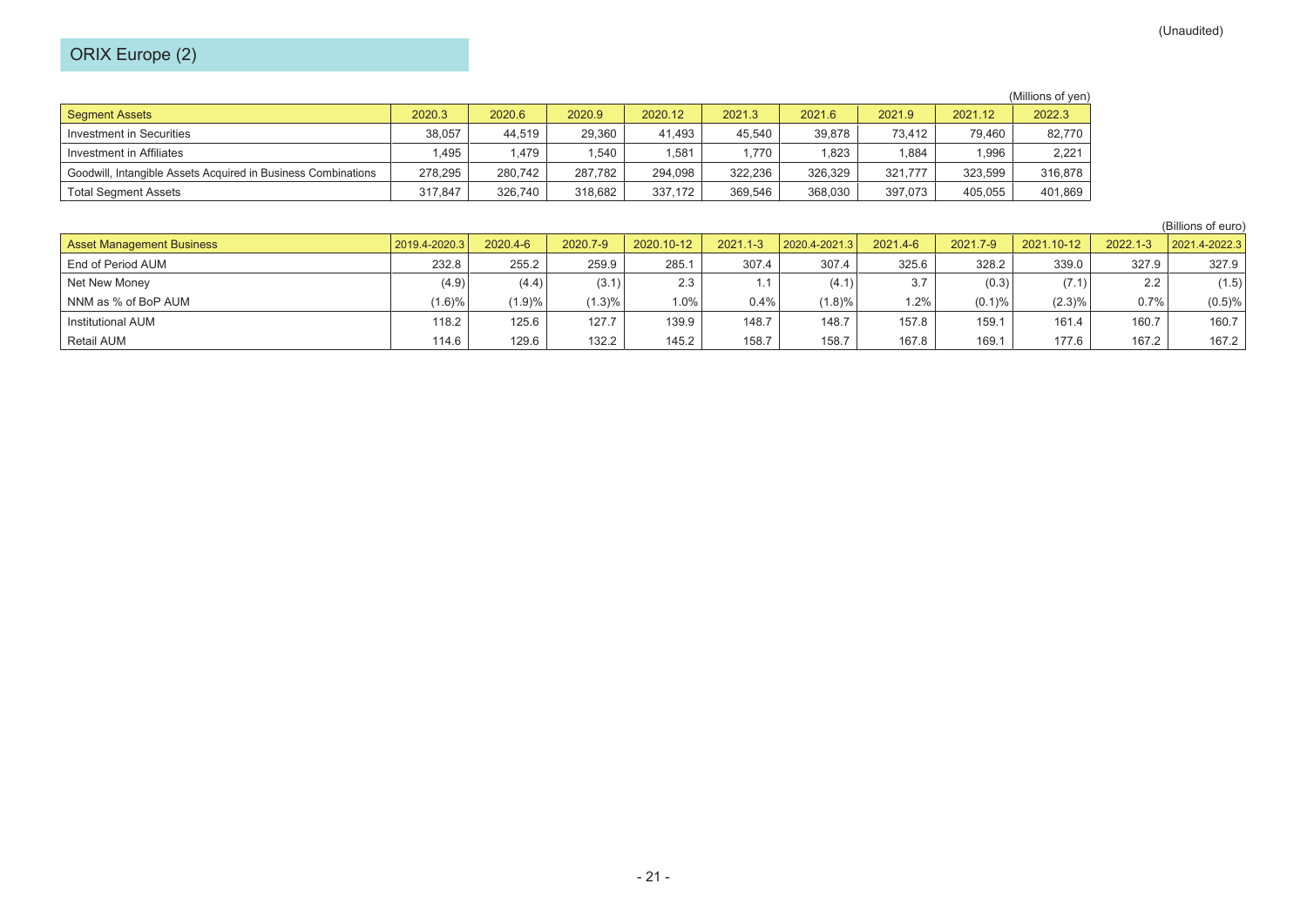(Unaudited)

# ORIX Europe (2)

(Millions of yen)

| Segment Assets | 2020.3 | 2020.6 | 2020.9 | 2020.12 | 2021.3 | 2021.6 | 2021.9 | 2021.12 | 2022.3 |
|---|---|---|---|---|---|---|---|---|---|
| Investment in Securities | 38,057 | 44,519 | 29,360 | 41,493 | 45,540 | 39,878 | 73,412 | 79,460 | 82,770 |
| Investment in Affiliates | 1,495 | 1,479 | 1,540 | 1,581 | 1,770 | 1,823 | 1,884 | 1,996 | 2,221 |
| Goodwill, Intangible Assets Acquired in Business Combinations | 278,295 | 280,742 | 287,782 | 294,098 | 322,236 | 326,329 | 321,777 | 323,599 | 316,878 |
| Total Segment Assets | 317,847 | 326,740 | 318,682 | 337,172 | 369,546 | 368,030 | 397,073 | 405,055 | 401,869 |

(Billions of euro)

| Asset Management Business | 2019.4-2020.3 | 2020.4-6 | 2020.7-9 | 2020.10-12 | 2021.1-3 | 2020.4-2021.3 | 2021.4-6 | 2021.7-9 | 2021.10-12 | 2022.1-3 | 2021.4-2022.3 |
|---|---|---|---|---|---|---|---|---|---|---|---|
| End of Period AUM | 232.8 | 255.2 | 259.9 | 285.1 | 307.4 | 307.4 | 325.6 | 328.2 | 339.0 | 327.9 | 327.9 |
| Net New Money | (4.9) | (4.4) | (3.1) | 2.3 | 1.1 | (4.1) | 3.7 | (0.3) | (7.1) | 2.2 | (1.5) |
| NNM as % of BoP AUM | (1.6)% | (1.9)% | (1.3)% | 1.0% | 0.4% | (1.8)% | 1.2% | (0.1)% | (2.3)% | 0.7% | (0.5)% |
| Institutional AUM | 118.2 | 125.6 | 127.7 | 139.9 | 148.7 | 148.7 | 157.8 | 159.1 | 161.4 | 160.7 | 160.7 |
| Retail AUM | 114.6 | 129.6 | 132.2 | 145.2 | 158.7 | 158.7 | 167.8 | 169.1 | 177.6 | 167.2 | 167.2 |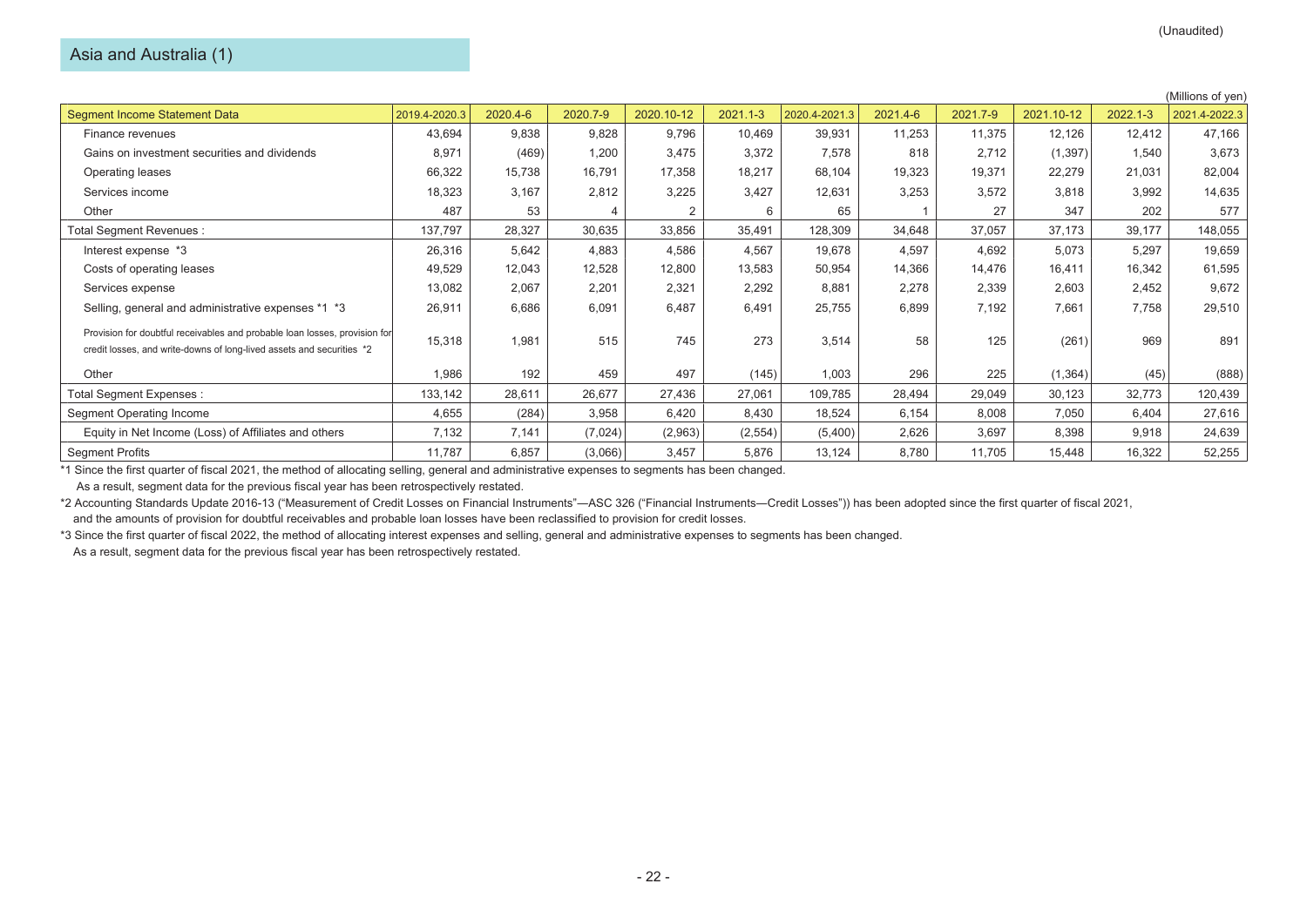(Unaudited)

## Asia and Australia (1)

(Millions of yen)

| Segment Income Statement Data | 2019.4-2020.3 | 2020.4-6 | 2020.7-9 | 2020.10-12 | 2021.1-3 | 2020.4-2021.3 | 2021.4-6 | 2021.7-9 | 2021.10-12 | 2022.1-3 | 2021.4-2022.3 |
|---|---|---|---|---|---|---|---|---|---|---|---|
| Finance revenues | 43,694 | 9,838 | 9,828 | 9,796 | 10,469 | 39,931 | 11,253 | 11,375 | 12,126 | 12,412 | 47,166 |
| Gains on investment securities and dividends | 8,971 | (469) | 1,200 | 3,475 | 3,372 | 7,578 | 818 | 2,712 | (1,397) | 1,540 | 3,673 |
| Operating leases | 66,322 | 15,738 | 16,791 | 17,358 | 18,217 | 68,104 | 19,323 | 19,371 | 22,279 | 21,031 | 82,004 |
| Services income | 18,323 | 3,167 | 2,812 | 3,225 | 3,427 | 12,631 | 3,253 | 3,572 | 3,818 | 3,992 | 14,635 |
| Other | 487 | 53 | 4 | 2 | 6 | 65 | 1 | 27 | 347 | 202 | 577 |
| Total Segment Revenues : | 137,797 | 28,327 | 30,635 | 33,856 | 35,491 | 128,309 | 34,648 | 37,057 | 37,173 | 39,177 | 148,055 |
| Interest expense *3 | 26,316 | 5,642 | 4,883 | 4,586 | 4,567 | 19,678 | 4,597 | 4,692 | 5,073 | 5,297 | 19,659 |
| Costs of operating leases | 49,529 | 12,043 | 12,528 | 12,800 | 13,583 | 50,954 | 14,366 | 14,476 | 16,411 | 16,342 | 61,595 |
| Services expense | 13,082 | 2,067 | 2,201 | 2,321 | 2,292 | 8,881 | 2,278 | 2,339 | 2,603 | 2,452 | 9,672 |
| Selling, general and administrative expenses *1 *3 | 26,911 | 6,686 | 6,091 | 6,487 | 6,491 | 25,755 | 6,899 | 7,192 | 7,661 | 7,758 | 29,510 |
| Provision for doubtful receivables and probable loan losses, provision for credit losses, and write-downs of long-lived assets and securities *2 | 15,318 | 1,981 | 515 | 745 | 273 | 3,514 | 58 | 125 | (261) | 969 | 891 |
| Other | 1,986 | 192 | 459 | 497 | (145) | 1,003 | 296 | 225 | (1,364) | (45) | (888) |
| Total Segment Expenses : | 133,142 | 28,611 | 26,677 | 27,436 | 27,061 | 109,785 | 28,494 | 29,049 | 30,123 | 32,773 | 120,439 |
| Segment Operating Income | 4,655 | (284) | 3,958 | 6,420 | 8,430 | 18,524 | 6,154 | 8,008 | 7,050 | 6,404 | 27,616 |
| Equity in Net Income (Loss) of Affiliates and others | 7,132 | 7,141 | (7,024) | (2,963) | (2,554) | (5,400) | 2,626 | 3,697 | 8,398 | 9,918 | 24,639 |
| Segment Profits | 11,787 | 6,857 | (3,066) | 3,457 | 5,876 | 13,124 | 8,780 | 11,705 | 15,448 | 16,322 | 52,255 |

*1 Since the first quarter of fiscal 2021, the method of allocating selling, general and administrative expenses to segments has been changed.
As a result, segment data for the previous fiscal year has been retrospectively restated.

*2 Accounting Standards Update 2016-13 ("Measurement of Credit Losses on Financial Instruments"—ASC 326 ("Financial Instruments—Credit Losses")) has been adopted since the first quarter of fiscal 2021,
and the amounts of provision for doubtful receivables and probable loan losses have been reclassified to provision for credit losses.

*3 Since the first quarter of fiscal 2022, the method of allocating interest expenses and selling, general and administrative expenses to segments has been changed.
As a result, segment data for the previous fiscal year has been retrospectively restated.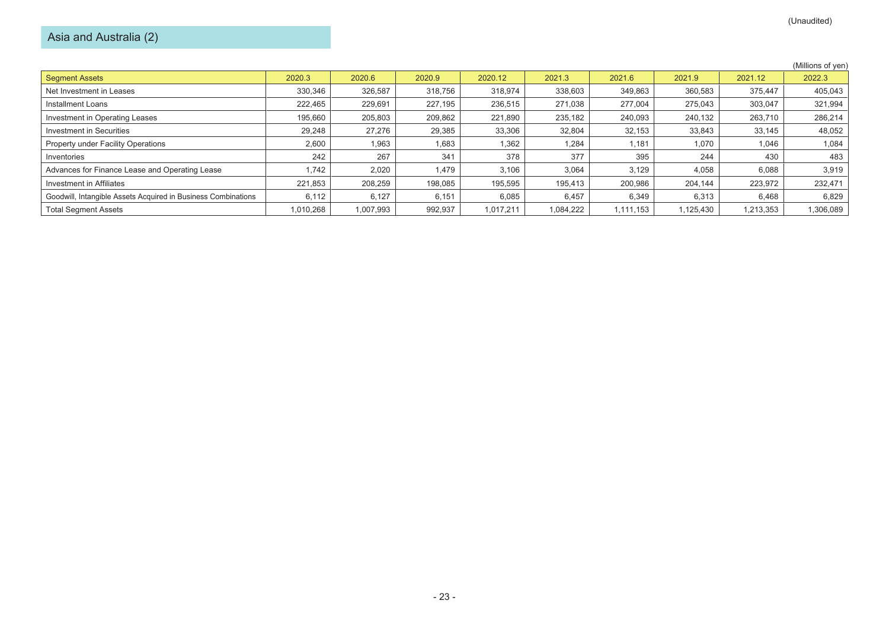(Unaudited)

## Asia and Australia (2)

(Millions of yen)

| Segment Assets | 2020.3 | 2020.6 | 2020.9 | 2020.12 | 2021.3 | 2021.6 | 2021.9 | 2021.12 | 2022.3 |
|---|---|---|---|---|---|---|---|---|---|
| Net Investment in Leases | 330,346 | 326,587 | 318,756 | 318,974 | 338,603 | 349,863 | 360,583 | 375,447 | 405,043 |
| Installment Loans | 222,465 | 229,691 | 227,195 | 236,515 | 271,038 | 277,004 | 275,043 | 303,047 | 321,994 |
| Investment in Operating Leases | 195,660 | 205,803 | 209,862 | 221,890 | 235,182 | 240,093 | 240,132 | 263,710 | 286,214 |
| Investment in Securities | 29,248 | 27,276 | 29,385 | 33,306 | 32,804 | 32,153 | 33,843 | 33,145 | 48,052 |
| Property under Facility Operations | 2,600 | 1,963 | 1,683 | 1,362 | 1,284 | 1,181 | 1,070 | 1,046 | 1,084 |
| Inventories | 242 | 267 | 341 | 378 | 377 | 395 | 244 | 430 | 483 |
| Advances for Finance Lease and Operating Lease | 1,742 | 2,020 | 1,479 | 3,106 | 3,064 | 3,129 | 4,058 | 6,088 | 3,919 |
| Investment in Affiliates | 221,853 | 208,259 | 198,085 | 195,595 | 195,413 | 200,986 | 204,144 | 223,972 | 232,471 |
| Goodwill, Intangible Assets Acquired in Business Combinations | 6,112 | 6,127 | 6,151 | 6,085 | 6,457 | 6,349 | 6,313 | 6,468 | 6,829 |
| Total Segment Assets | 1,010,268 | 1,007,993 | 992,937 | 1,017,211 | 1,084,222 | 1,111,153 | 1,125,430 | 1,213,353 | 1,306,089 |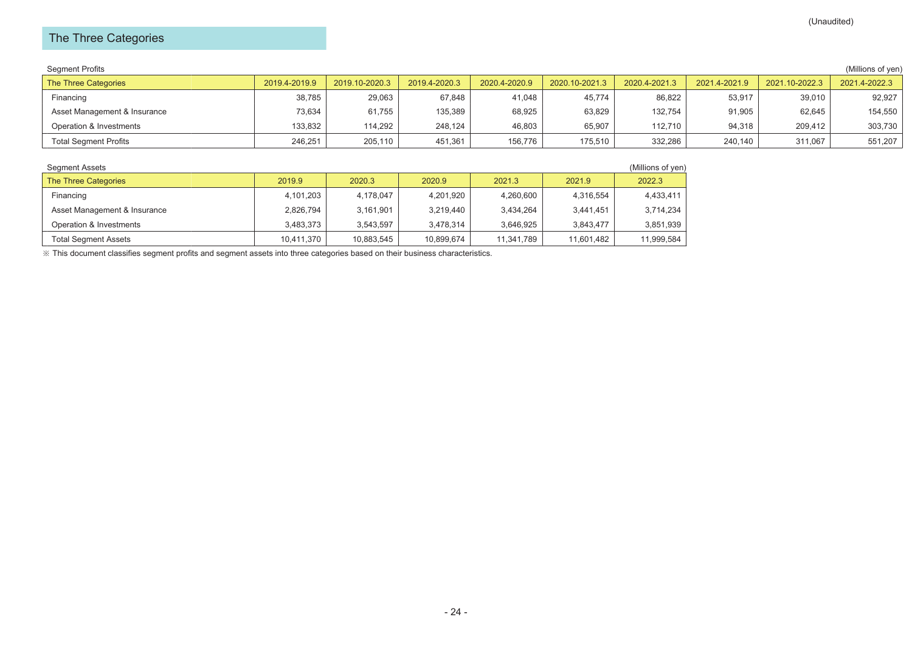(Unaudited)

## The Three Categories

Segment Profits

(Millions of yen)

| The Three Categories | 2019.4-2019.9 | 2019.10-2020.3 | 2019.4-2020.3 | 2020.4-2020.9 | 2020.10-2021.3 | 2020.4-2021.3 | 2021.4-2021.9 | 2021.10-2022.3 | 2021.4-2022.3 |
|---|---|---|---|---|---|---|---|---|---|
| Financing | 38,785 | 29,063 | 67,848 | 41,048 | 45,774 | 86,822 | 53,917 | 39,010 | 92,927 |
| Asset Management & Insurance | 73,634 | 61,755 | 135,389 | 68,925 | 63,829 | 132,754 | 91,905 | 62,645 | 154,550 |
| Operation & Investments | 133,832 | 114,292 | 248,124 | 46,803 | 65,907 | 112,710 | 94,318 | 209,412 | 303,730 |
| Total Segment Profits | 246,251 | 205,110 | 451,361 | 156,776 | 175,510 | 332,286 | 240,140 | 311,067 | 551,207 |

Segment Assets

(Millions of yen)

| The Three Categories | 2019.9 | 2020.3 | 2020.9 | 2021.3 | 2021.9 | 2022.3 |
|---|---|---|---|---|---|---|
| Financing | 4,101,203 | 4,178,047 | 4,201,920 | 4,260,600 | 4,316,554 | 4,433,411 |
| Asset Management & Insurance | 2,826,794 | 3,161,901 | 3,219,440 | 3,434,264 | 3,441,451 | 3,714,234 |
| Operation & Investments | 3,483,373 | 3,543,597 | 3,478,314 | 3,646,925 | 3,843,477 | 3,851,939 |
| Total Segment Assets | 10,411,370 | 10,883,545 | 10,899,674 | 11,341,789 | 11,601,482 | 11,999,584 |

※ This document classifies segment profits and segment assets into three categories based on their business characteristics.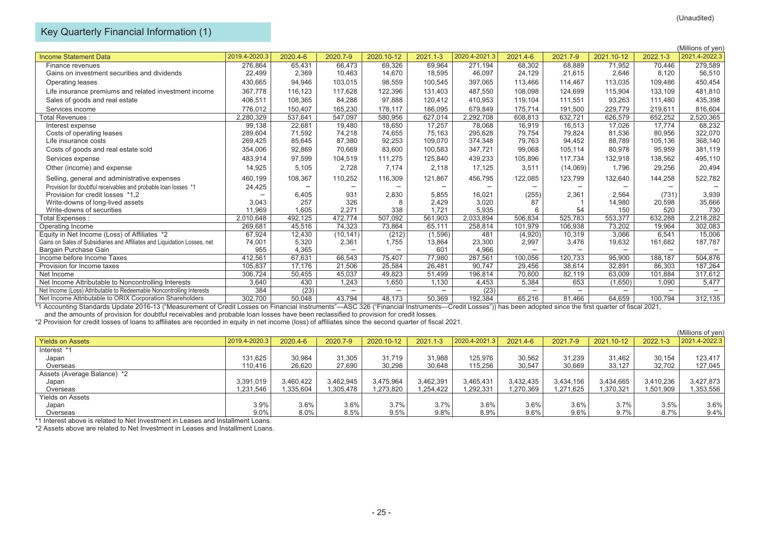(Unaudited)

# Key Quarterly Financial Information (1)

(Millions of yen)

| Income Statement Data | 2019.4-2020.3 | 2020.4-6 | 2020.7-9 | 2020.10-12 | 2021.1-3 | 2020.4-2021.3 | 2021.4-6 | 2021.7-9 | 2021.10-12 | 2022.1-3 | 2021.4-2022.3 |
|---|---|---|---|---|---|---|---|---|---|---|---|
| Finance revenues | 276,864 | 65,431 | 66,473 | 69,326 | 69,964 | 271,194 | 68,302 | 68,889 | 71,952 | 70,446 | 279,589 |
| Gains on investment securities and dividends | 22,499 | 2,369 | 10,463 | 14,670 | 18,595 | 46,097 | 24,129 | 21,615 | 2,646 | 8,120 | 56,510 |
| Operating leases | 430,665 | 94,946 | 103,015 | 98,559 | 100,545 | 397,065 | 113,466 | 114,467 | 113,035 | 109,486 | 450,454 |
| Life insurance premiums and related investment income | 367,778 | 116,123 | 117,628 | 122,396 | 131,403 | 487,550 | 108,098 | 124,699 | 115,904 | 133,109 | 481,810 |
| Sales of goods and real estate | 406,511 | 108,365 | 84,288 | 97,888 | 120,412 | 410,953 | 119,104 | 111,551 | 93,263 | 111,480 | 435,398 |
| Services income | 776,012 | 150,407 | 165,230 | 178,117 | 186,095 | 679,849 | 175,714 | 191,500 | 229,779 | 219,611 | 816,604 |
| Total Revenues : | 2,280,329 | 537,641 | 547,097 | 580,956 | 627,014 | 2,292,708 | 608,813 | 632,721 | 626,579 | 652,252 | 2,520,365 |
| Interest expense | 99,138 | 22,681 | 19,480 | 18,650 | 17,257 | 78,068 | 16,919 | 16,513 | 17,026 | 17,774 | 68,232 |
| Costs of operating leases | 289,604 | 71,592 | 74,218 | 74,655 | 75,163 | 295,628 | 79,754 | 79,824 | 81,536 | 80,956 | 322,070 |
| Life insurance costs | 269,425 | 85,645 | 87,380 | 92,253 | 109,070 | 374,348 | 79,763 | 94,452 | 88,789 | 105,136 | 368,140 |
| Costs of goods and real estate sold | 354,006 | 92,869 | 70,669 | 83,600 | 100,583 | 347,721 | 99,068 | 105,114 | 80,978 | 95,959 | 381,119 |
| Services expense | 483,914 | 97,599 | 104,519 | 111,275 | 125,840 | 439,233 | 105,896 | 117,734 | 132,918 | 138,562 | 495,110 |
| Other (income) and expense | 14,925 | 5,105 | 2,728 | 7,174 | 2,118 | 17,125 | 3,511 | (14,069) | 1,796 | 29,256 | 20,494 |
| Selling, general and administrative expenses | 460,199 | 108,367 | 110,252 | 116,309 | 121,867 | 456,795 | 122,085 | 123,799 | 132,640 | 144,258 | 522,782 |
| Provision for doubtful receivables and probable loan losses *1 | 24,425 | — | — | — | — | — | — | — | — | — | — |
| Provision for credit losses *1,2 | — | 6,405 | 931 | 2,830 | 5,855 | 16,021 | (255) | 2,361 | 2,564 | (731) | 3,939 |
| Write-downs of long-lived assets | 3,043 | 257 | 326 | 8 | 2,429 | 3,020 | 87 | 1 | 14,980 | 20,598 | 35,666 |
| Write-downs of securities | 11,969 | 1,605 | 2,271 | 338 | 1,721 | 5,935 | 6 | 54 | 150 | 520 | 730 |
| Total Expenses : | 2,010,648 | 492,125 | 472,774 | 507,092 | 561,903 | 2,033,894 | 506,834 | 525,783 | 553,377 | 632,288 | 2,218,282 |
| Operating Income | 269,681 | 45,516 | 74,323 | 73,864 | 65,111 | 258,814 | 101,979 | 106,938 | 73,202 | 19,964 | 302,083 |
| Equity in Net Income (Loss) of Affiliates *2 | 67,924 | 12,430 | (10,141) | (212) | (1,596) | 481 | (4,920) | 10,319 | 3,066 | 6,541 | 15,006 |
| Gains on Sales of Subsidiaries and Affiliates and Liquidation Losses, net | 74,001 | 5,320 | 2,361 | 1,755 | 13,864 | 23,300 | 2,997 | 3,476 | 19,632 | 161,682 | 187,787 |
| Bargain Purchase Gain | 955 | 4,365 | — | — | 601 | 4,966 | — | — | — | — | — |
| Income before Income Taxes | 412,561 | 67,631 | 66,543 | 75,407 | 77,980 | 287,561 | 100,056 | 120,733 | 95,900 | 188,187 | 504,876 |
| Provision for Income taxes | 105,837 | 17,176 | 21,506 | 25,584 | 26,481 | 90,747 | 29,456 | 38,614 | 32,891 | 86,303 | 187,264 |
| Net Income | 306,724 | 50,455 | 45,037 | 49,823 | 51,499 | 196,814 | 70,600 | 82,119 | 63,009 | 101,884 | 317,612 |
| Net Income Attributable to Noncontrolling Interests | 3,640 | 430 | 1,243 | 1,650 | 1,130 | 4,453 | 5,384 | 653 | (1,650) | 1,090 | 5,477 |
| Net Income (Loss) Attributable to Redeemable Noncontrolling Interests | 384 | (23) | — | — | — | (23) | — | — | — | — | — |
| Net Income Attributable to ORIX Corporation Shareholders | 302,700 | 50,048 | 43,794 | 48,173 | 50,369 | 192,384 | 65,216 | 81,466 | 64,659 | 100,794 | 312,135 |

*1 Accounting Standards Update 2016-13 ("Measurement of Credit Losses on Financial Instruments"—ASC 326 ("Financial Instruments—Credit Losses")) has been adopted since the first quarter of fiscal 2021, and the amounts of provision for doubtful receivables and probable loan losses have been reclassified to provision for credit losses.

*2 Provision for credit losses of loans to affiliates are recorded in equity in net income (loss) of affiliates since the second quarter of fiscal 2021.

(Millions of yen)

| Yields on Assets | 2019.4-2020.3 | 2020.4-6 | 2020.7-9 | 2020.10-12 | 2021.1-3 | 2020.4-2021.3 | 2021.4-6 | 2021.7-9 | 2021.10-12 | 2022.1-3 | 2021.4-2022.3 |
|---|---|---|---|---|---|---|---|---|---|---|---|
| Interest *1 | | | | | | | | | | | |
| Japan | 131,625 | 30,964 | 31,305 | 31,719 | 31,988 | 125,976 | 30,562 | 31,239 | 31,462 | 30,154 | 123,417 |
| Overseas | 110,416 | 26,620 | 27,690 | 30,298 | 30,648 | 115,256 | 30,547 | 30,669 | 33,127 | 32,702 | 127,045 |
| Assets (Average Balance) *2 | | | | | | | | | | | |
| Japan | 3,391,019 | 3,460,422 | 3,462,945 | 3,475,964 | 3,462,391 | 3,465,431 | 3,432,435 | 3,434,156 | 3,434,665 | 3,410,236 | 3,427,873 |
| Overseas | 1,231,546 | 1,335,604 | 1,305,478 | 1,273,820 | 1,254,422 | 1,292,331 | 1,270,369 | 1,271,625 | 1,370,321 | 1,501,909 | 1,353,556 |
| Yields on Assets | | | | | | | | | | | |
| Japan | 3.9% | 3.6% | 3.6% | 3.7% | 3.7% | 3.6% | 3.6% | 3.6% | 3.7% | 3.5% | 3.6% |
| Overseas | 9.0% | 8.0% | 8.5% | 9.5% | 9.8% | 8.9% | 9.6% | 9.6% | 9.7% | 8.7% | 9.4% |

*1 Interest above is related to Net Investment in Leases and Installment Loans.

*2 Assets above are related to Net Investment in Leases and Installment Loans.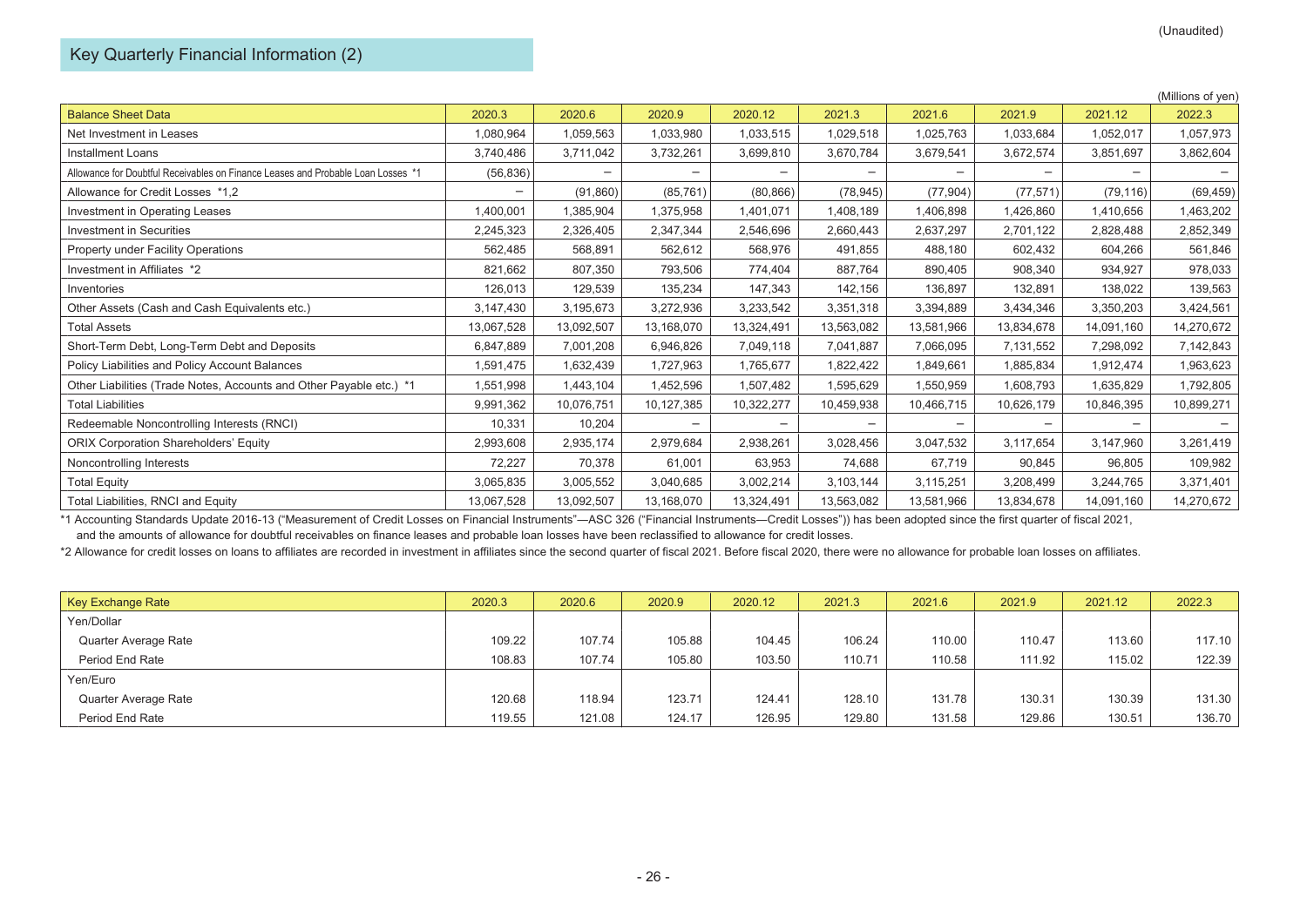(Unaudited)

## Key Quarterly Financial Information (2)

(Millions of yen)

| Balance Sheet Data | 2020.3 | 2020.6 | 2020.9 | 2020.12 | 2021.3 | 2021.6 | 2021.9 | 2021.12 | 2022.3 |
|---|---|---|---|---|---|---|---|---|---|
| Net Investment in Leases | 1,080,964 | 1,059,563 | 1,033,980 | 1,033,515 | 1,029,518 | 1,025,763 | 1,033,684 | 1,052,017 | 1,057,973 |
| Installment Loans | 3,740,486 | 3,711,042 | 3,732,261 | 3,699,810 | 3,670,784 | 3,679,541 | 3,672,574 | 3,851,697 | 3,862,604 |
| Allowance for Doubtful Receivables on Finance Leases and Probable Loan Losses *1 | (56,836) | − | − | − | − | − | − | − | − |
| Allowance for Credit Losses *1,2 | − | (91,860) | (85,761) | (80,866) | (78,945) | (77,904) | (77,571) | (79,116) | (69,459) |
| Investment in Operating Leases | 1,400,001 | 1,385,904 | 1,375,958 | 1,401,071 | 1,408,189 | 1,406,898 | 1,426,860 | 1,410,656 | 1,463,202 |
| Investment in Securities | 2,245,323 | 2,326,405 | 2,347,344 | 2,546,696 | 2,660,443 | 2,637,297 | 2,701,122 | 2,828,488 | 2,852,349 |
| Property under Facility Operations | 562,485 | 568,891 | 562,612 | 568,976 | 491,855 | 488,180 | 602,432 | 604,266 | 561,846 |
| Investment in Affiliates *2 | 821,662 | 807,350 | 793,506 | 774,404 | 887,764 | 890,405 | 908,340 | 934,927 | 978,033 |
| Inventories | 126,013 | 129,539 | 135,234 | 147,343 | 142,156 | 136,897 | 132,891 | 138,022 | 139,563 |
| Other Assets (Cash and Cash Equivalents etc.) | 3,147,430 | 3,195,673 | 3,272,936 | 3,233,542 | 3,351,318 | 3,394,889 | 3,434,346 | 3,350,203 | 3,424,561 |
| Total Assets | 13,067,528 | 13,092,507 | 13,168,070 | 13,324,491 | 13,563,082 | 13,581,966 | 13,834,678 | 14,091,160 | 14,270,672 |
| Short-Term Debt, Long-Term Debt and Deposits | 6,847,889 | 7,001,208 | 6,946,826 | 7,049,118 | 7,041,887 | 7,066,095 | 7,131,552 | 7,298,092 | 7,142,843 |
| Policy Liabilities and Policy Account Balances | 1,591,475 | 1,632,439 | 1,727,963 | 1,765,677 | 1,822,422 | 1,849,661 | 1,885,834 | 1,912,474 | 1,963,623 |
| Other Liabilities (Trade Notes, Accounts and Other Payable etc.) *1 | 1,551,998 | 1,443,104 | 1,452,596 | 1,507,482 | 1,595,629 | 1,550,959 | 1,608,793 | 1,635,829 | 1,792,805 |
| Total Liabilities | 9,991,362 | 10,076,751 | 10,127,385 | 10,322,277 | 10,459,938 | 10,466,715 | 10,626,179 | 10,846,395 | 10,899,271 |
| Redeemable Noncontrolling Interests (RNCI) | 10,331 | 10,204 | − | − | − | − | − | − | − |
| ORIX Corporation Shareholders' Equity | 2,993,608 | 2,935,174 | 2,979,684 | 2,938,261 | 3,028,456 | 3,047,532 | 3,117,654 | 3,147,960 | 3,261,419 |
| Noncontrolling Interests | 72,227 | 70,378 | 61,001 | 63,953 | 74,688 | 67,719 | 90,845 | 96,805 | 109,982 |
| Total Equity | 3,065,835 | 3,005,552 | 3,040,685 | 3,002,214 | 3,103,144 | 3,115,251 | 3,208,499 | 3,244,765 | 3,371,401 |
| Total Liabilities, RNCI and Equity | 13,067,528 | 13,092,507 | 13,168,070 | 13,324,491 | 13,563,082 | 13,581,966 | 13,834,678 | 14,091,160 | 14,270,672 |

*1 Accounting Standards Update 2016-13 ("Measurement of Credit Losses on Financial Instruments"—ASC 326 ("Financial Instruments—Credit Losses")) has been adopted since the first quarter of fiscal 2021, and the amounts of allowance for doubtful receivables on finance leases and probable loan losses have been reclassified to allowance for credit losses.

*2 Allowance for credit losses on loans to affiliates are recorded in investment in affiliates since the second quarter of fiscal 2021. Before fiscal 2020, there were no allowance for probable loan losses on affiliates.

| Key Exchange Rate | 2020.3 | 2020.6 | 2020.9 | 2020.12 | 2021.3 | 2021.6 | 2021.9 | 2021.12 | 2022.3 |
|---|---|---|---|---|---|---|---|---|---|
| Yen/Dollar | | | | | | | | | |
| Quarter Average Rate | 109.22 | 107.74 | 105.88 | 104.45 | 106.24 | 110.00 | 110.47 | 113.60 | 117.10 |
| Period End Rate | 108.83 | 107.74 | 105.80 | 103.50 | 110.71 | 110.58 | 111.92 | 115.02 | 122.39 |
| Yen/Euro | | | | | | | | | |
| Quarter Average Rate | 120.68 | 118.94 | 123.71 | 124.41 | 128.10 | 131.78 | 130.31 | 130.39 | 131.30 |
| Period End Rate | 119.55 | 121.08 | 124.17 | 126.95 | 129.80 | 131.58 | 129.86 | 130.51 | 136.70 |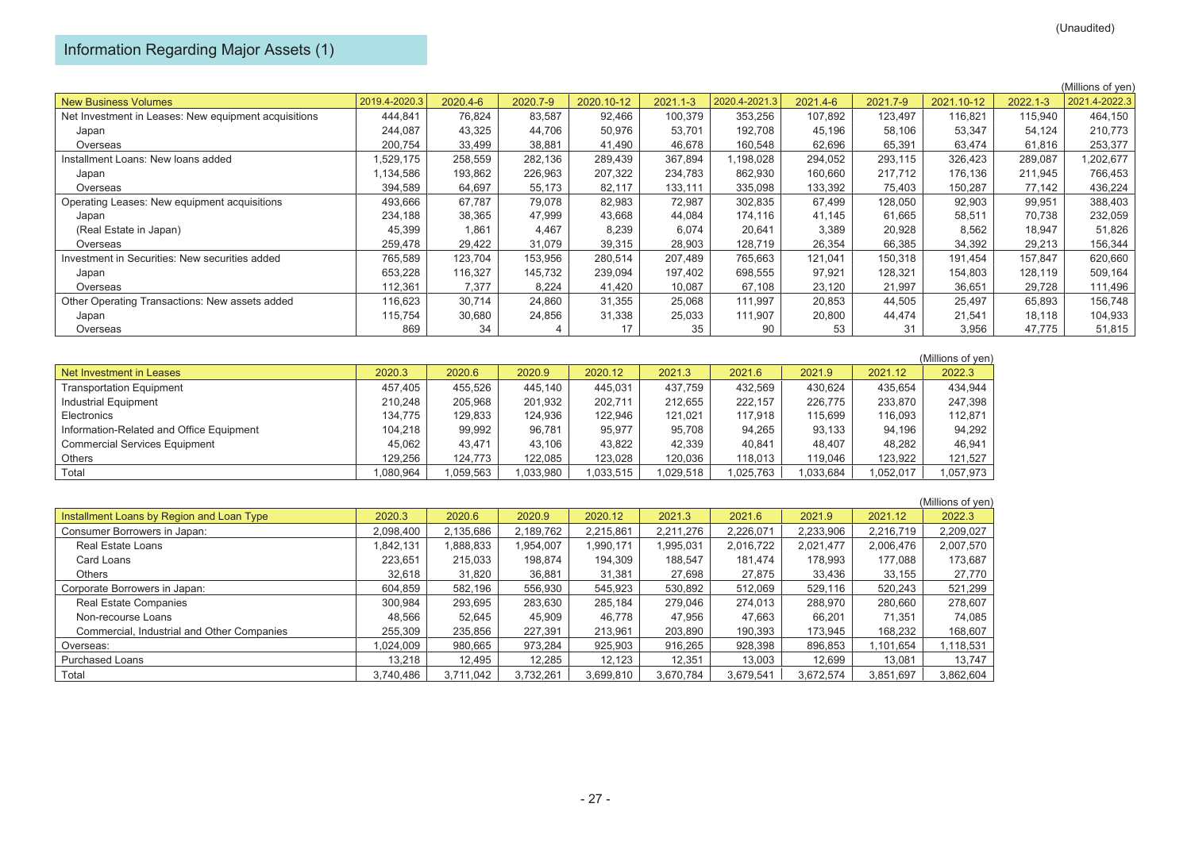(Unaudited)

# Information Regarding Major Assets (1)

(Millions of yen)

| New Business Volumes | 2019.4-2020.3 | 2020.4-6 | 2020.7-9 | 2020.10-12 | 2021.1-3 | 2020.4-2021.3 | 2021.4-6 | 2021.7-9 | 2021.10-12 | 2022.1-3 | 2021.4-2022.3 |
|---|---|---|---|---|---|---|---|---|---|---|---|
| Net Investment in Leases: New equipment acquisitions | 444,841 | 76,824 | 83,587 | 92,466 | 100,379 | 353,256 | 107,892 | 123,497 | 116,821 | 115,940 | 464,150 |
| Japan | 244,087 | 43,325 | 44,706 | 50,976 | 53,701 | 192,708 | 45,196 | 58,106 | 53,347 | 54,124 | 210,773 |
| Overseas | 200,754 | 33,499 | 38,881 | 41,490 | 46,678 | 160,548 | 62,696 | 65,391 | 63,474 | 61,816 | 253,377 |
| Installment Loans: New loans added | 1,529,175 | 258,559 | 282,136 | 289,439 | 367,894 | 1,198,028 | 294,052 | 293,115 | 326,423 | 289,087 | 1,202,677 |
| Japan | 1,134,586 | 193,862 | 226,963 | 207,322 | 234,783 | 862,930 | 160,660 | 217,712 | 176,136 | 211,945 | 766,453 |
| Overseas | 394,589 | 64,697 | 55,173 | 82,117 | 133,111 | 335,098 | 133,392 | 75,403 | 150,287 | 77,142 | 436,224 |
| Operating Leases: New equipment acquisitions | 493,666 | 67,787 | 79,078 | 82,983 | 72,987 | 302,835 | 67,499 | 128,050 | 92,903 | 99,951 | 388,403 |
| Japan | 234,188 | 38,365 | 47,999 | 43,668 | 44,084 | 174,116 | 41,145 | 61,665 | 58,511 | 70,738 | 232,059 |
| (Real Estate in Japan) | 45,399 | 1,861 | 4,467 | 8,239 | 6,074 | 20,641 | 3,389 | 20,928 | 8,562 | 18,947 | 51,826 |
| Overseas | 259,478 | 29,422 | 31,079 | 39,315 | 28,903 | 128,719 | 26,354 | 66,385 | 34,392 | 29,213 | 156,344 |
| Investment in Securities: New securities added | 765,589 | 123,704 | 153,956 | 280,514 | 207,489 | 765,663 | 121,041 | 150,318 | 191,454 | 157,847 | 620,660 |
| Japan | 653,228 | 116,327 | 145,732 | 239,094 | 197,402 | 698,555 | 97,921 | 128,321 | 154,803 | 128,119 | 509,164 |
| Overseas | 112,361 | 7,377 | 8,224 | 41,420 | 10,087 | 67,108 | 23,120 | 21,997 | 36,651 | 29,728 | 111,496 |
| Other Operating Transactions: New assets added | 116,623 | 30,714 | 24,860 | 31,355 | 25,068 | 111,997 | 20,853 | 44,505 | 25,497 | 65,893 | 156,748 |
| Japan | 115,754 | 30,680 | 24,856 | 31,338 | 25,033 | 111,907 | 20,800 | 44,474 | 21,541 | 18,118 | 104,933 |
| Overseas | 869 | 34 | 4 | 17 | 35 | 90 | 53 | 31 | 3,956 | 47,775 | 51,815 |

(Millions of yen)

| Net Investment in Leases | 2020.3 | 2020.6 | 2020.9 | 2020.12 | 2021.3 | 2021.6 | 2021.9 | 2021.12 | 2022.3 |
|---|---|---|---|---|---|---|---|---|---|
| Transportation Equipment | 457,405 | 455,526 | 445,140 | 445,031 | 437,759 | 432,569 | 430,624 | 435,654 | 434,944 |
| Industrial Equipment | 210,248 | 205,968 | 201,932 | 202,711 | 212,655 | 222,157 | 226,775 | 233,870 | 247,398 |
| Electronics | 134,775 | 129,833 | 124,936 | 122,946 | 121,021 | 117,918 | 115,699 | 116,093 | 112,871 |
| Information-Related and Office Equipment | 104,218 | 99,992 | 96,781 | 95,977 | 95,708 | 94,265 | 93,133 | 94,196 | 94,292 |
| Commercial Services Equipment | 45,062 | 43,471 | 43,106 | 43,822 | 42,339 | 40,841 | 48,407 | 48,282 | 46,941 |
| Others | 129,256 | 124,773 | 122,085 | 123,028 | 120,036 | 118,013 | 119,046 | 123,922 | 121,527 |
| Total | 1,080,964 | 1,059,563 | 1,033,980 | 1,033,515 | 1,029,518 | 1,025,763 | 1,033,684 | 1,052,017 | 1,057,973 |

(Millions of yen)

| Installment Loans by Region and Loan Type | 2020.3 | 2020.6 | 2020.9 | 2020.12 | 2021.3 | 2021.6 | 2021.9 | 2021.12 | 2022.3 |
|---|---|---|---|---|---|---|---|---|---|
| Consumer Borrowers in Japan: | 2,098,400 | 2,135,686 | 2,189,762 | 2,215,861 | 2,211,276 | 2,226,071 | 2,233,906 | 2,216,719 | 2,209,027 |
| Real Estate Loans | 1,842,131 | 1,888,833 | 1,954,007 | 1,990,171 | 1,995,031 | 2,016,722 | 2,021,477 | 2,006,476 | 2,007,570 |
| Card Loans | 223,651 | 215,033 | 198,874 | 194,309 | 188,547 | 181,474 | 178,993 | 177,088 | 173,687 |
| Others | 32,618 | 31,820 | 36,881 | 31,381 | 27,698 | 27,875 | 33,436 | 33,155 | 27,770 |
| Corporate Borrowers in Japan: | 604,859 | 582,196 | 556,930 | 545,923 | 530,892 | 512,069 | 529,116 | 520,243 | 521,299 |
| Real Estate Companies | 300,984 | 293,695 | 283,630 | 285,184 | 279,046 | 274,013 | 288,970 | 280,660 | 278,607 |
| Non-recourse Loans | 48,566 | 52,645 | 45,909 | 46,778 | 47,956 | 47,663 | 66,201 | 71,351 | 74,085 |
| Commercial, Industrial and Other Companies | 255,309 | 235,856 | 227,391 | 213,961 | 203,890 | 190,393 | 173,945 | 168,232 | 168,607 |
| Overseas: | 1,024,009 | 980,665 | 973,284 | 925,903 | 916,265 | 928,398 | 896,853 | 1,101,654 | 1,118,531 |
| Purchased Loans | 13,218 | 12,495 | 12,285 | 12,123 | 12,351 | 13,003 | 12,699 | 13,081 | 13,747 |
| Total | 3,740,486 | 3,711,042 | 3,732,261 | 3,699,810 | 3,670,784 | 3,679,541 | 3,672,574 | 3,851,697 | 3,862,604 |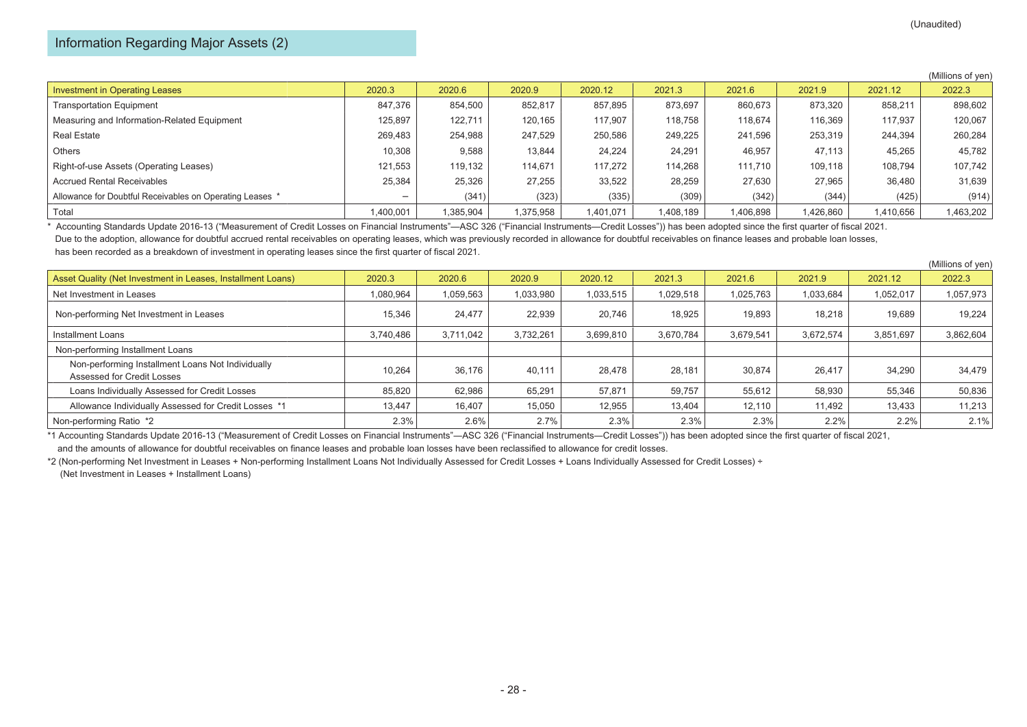(Unaudited)

## Information Regarding Major Assets (2)

(Millions of yen)

| Investment in Operating Leases | 2020.3 | 2020.6 | 2020.9 | 2020.12 | 2021.3 | 2021.6 | 2021.9 | 2021.12 | 2022.3 |
|---|---|---|---|---|---|---|---|---|---|
| Transportation Equipment | 847,376 | 854,500 | 852,817 | 857,895 | 873,697 | 860,673 | 873,320 | 858,211 | 898,602 |
| Measuring and Information-Related Equipment | 125,897 | 122,711 | 120,165 | 117,907 | 118,758 | 118,674 | 116,369 | 117,937 | 120,067 |
| Real Estate | 269,483 | 254,988 | 247,529 | 250,586 | 249,225 | 241,596 | 253,319 | 244,394 | 260,284 |
| Others | 10,308 | 9,588 | 13,844 | 24,224 | 24,291 | 46,957 | 47,113 | 45,265 | 45,782 |
| Right-of-use Assets (Operating Leases) | 121,553 | 119,132 | 114,671 | 117,272 | 114,268 | 111,710 | 109,118 | 108,794 | 107,742 |
| Accrued Rental Receivables | 25,384 | 25,326 | 27,255 | 33,522 | 28,259 | 27,630 | 27,965 | 36,480 | 31,639 |
| Allowance for Doubtful Receivables on Operating Leases * | – | (341) | (323) | (335) | (309) | (342) | (344) | (425) | (914) |
| Total | 1,400,001 | 1,385,904 | 1,375,958 | 1,401,071 | 1,408,189 | 1,406,898 | 1,426,860 | 1,410,656 | 1,463,202 |

\* Accounting Standards Update 2016-13 ("Measurement of Credit Losses on Financial Instruments"—ASC 326 ("Financial Instruments—Credit Losses")) has been adopted since the first quarter of fiscal 2021.
Due to the adoption, allowance for doubtful accrued rental receivables on operating leases, which was previously recorded in allowance for doubtful receivables on finance leases and probable loan losses, has been recorded as a breakdown of investment in operating leases since the first quarter of fiscal 2021.

(Millions of yen)

| Asset Quality (Net Investment in Leases, Installment Loans) | 2020.3 | 2020.6 | 2020.9 | 2020.12 | 2021.3 | 2021.6 | 2021.9 | 2021.12 | 2022.3 |
|---|---|---|---|---|---|---|---|---|---|
| Net Investment in Leases | 1,080,964 | 1,059,563 | 1,033,980 | 1,033,515 | 1,029,518 | 1,025,763 | 1,033,684 | 1,052,017 | 1,057,973 |
| Non-performing Net Investment in Leases | 15,346 | 24,477 | 22,939 | 20,746 | 18,925 | 19,893 | 18,218 | 19,689 | 19,224 |
| Installment Loans | 3,740,486 | 3,711,042 | 3,732,261 | 3,699,810 | 3,670,784 | 3,679,541 | 3,672,574 | 3,851,697 | 3,862,604 |
| Non-performing Installment Loans | | | | | | | | | |
| Non-performing Installment Loans Not Individually Assessed for Credit Losses | 10,264 | 36,176 | 40,111 | 28,478 | 28,181 | 30,874 | 26,417 | 34,290 | 34,479 |
| Loans Individually Assessed for Credit Losses | 85,820 | 62,986 | 65,291 | 57,871 | 59,757 | 55,612 | 58,930 | 55,346 | 50,836 |
| Allowance Individually Assessed for Credit Losses *1 | 13,447 | 16,407 | 15,050 | 12,955 | 13,404 | 12,110 | 11,492 | 13,433 | 11,213 |
| Non-performing Ratio *2 | 2.3% | 2.6% | 2.7% | 2.3% | 2.3% | 2.3% | 2.2% | 2.2% | 2.1% |

*1 Accounting Standards Update 2016-13 ("Measurement of Credit Losses on Financial Instruments"—ASC 326 ("Financial Instruments—Credit Losses")) has been adopted since the first quarter of fiscal 2021, and the amounts of allowance for doubtful receivables on finance leases and probable loan losses have been reclassified to allowance for credit losses.

*2 (Non-performing Net Investment in Leases + Non-performing Installment Loans Not Individually Assessed for Credit Losses + Loans Individually Assessed for Credit Losses) ÷ (Net Investment in Leases + Installment Loans)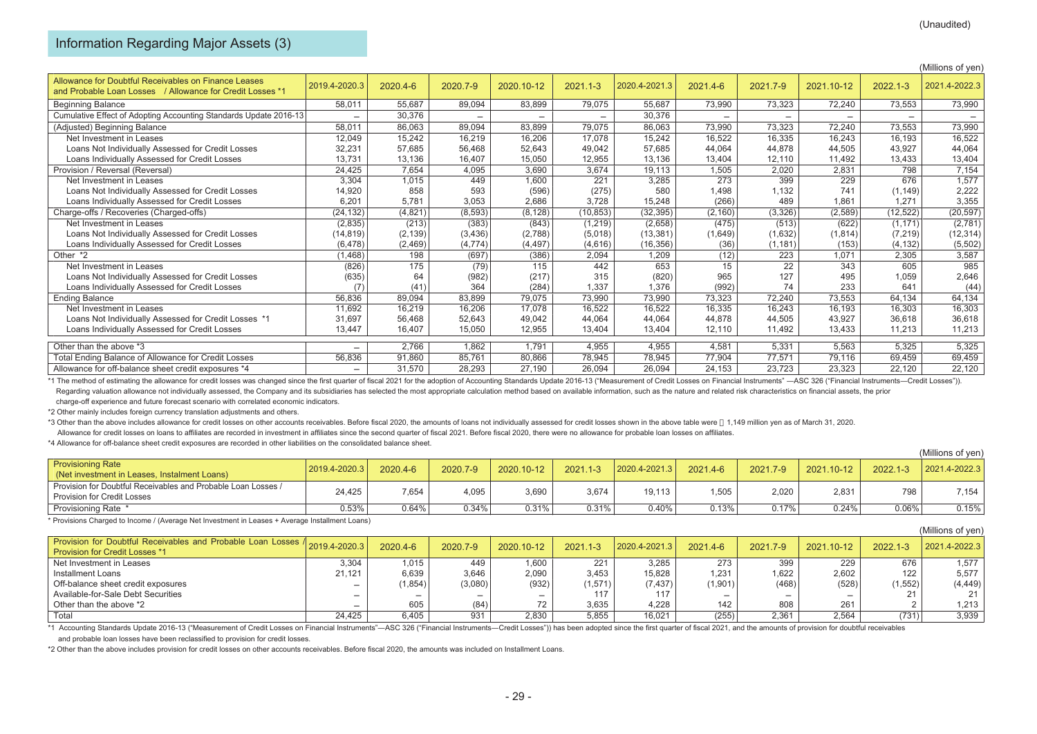(Unaudited)

## Information Regarding Major Assets (3)

(Millions of yen)

| Allowance for Doubtful Receivables on Finance Leases and Probable Loan Losses / Allowance for Credit Losses *1 | 2019.4-2020.3 | 2020.4-6 | 2020.7-9 | 2020.10-12 | 2021.1-3 | 2020.4-2021.3 | 2021.4-6 | 2021.7-9 | 2021.10-12 | 2022.1-3 | 2021.4-2022.3 |
|---|---|---|---|---|---|---|---|---|---|---|---|
| Beginning Balance | 58,011 | 55,687 | 89,094 | 83,899 | 79,075 | 55,687 | 73,990 | 73,323 | 72,240 | 73,553 | 73,990 |
| Cumulative Effect of Adopting Accounting Standards Update 2016-13 | – | 30,376 | – | – | – | 30,376 | – | – | – | – | – |
| (Adjusted) Beginning Balance | 58,011 | 86,063 | 89,094 | 83,899 | 79,075 | 86,063 | 73,990 | 73,323 | 72,240 | 73,553 | 73,990 |
| Net Investment in Leases | 12,049 | 15,242 | 16,219 | 16,206 | 17,078 | 15,242 | 16,522 | 16,335 | 16,243 | 16,193 | 16,522 |
| Loans Not Individually Assessed for Credit Losses | 32,231 | 57,685 | 56,468 | 52,643 | 49,042 | 57,685 | 44,064 | 44,878 | 44,505 | 43,927 | 44,064 |
| Loans Individually Assessed for Credit Losses | 13,731 | 13,136 | 16,407 | 15,050 | 12,955 | 13,136 | 13,404 | 12,110 | 11,492 | 13,433 | 13,404 |
| Provision / Reversal (Reversal) | 24,425 | 7,654 | 4,095 | 3,690 | 3,674 | 19,113 | 1,505 | 2,020 | 2,831 | 798 | 7,154 |
| Net Investment in Leases | 3,304 | 1,015 | 449 | 1,600 | 221 | 3,285 | 273 | 399 | 229 | 676 | 1,577 |
| Loans Not Individually Assessed for Credit Losses | 14,920 | 858 | 593 | (596) | (275) | 580 | 1,498 | 1,132 | 741 | (1,149) | 2,222 |
| Loans Individually Assessed for Credit Losses | 6,201 | 5,781 | 3,053 | 2,686 | 3,728 | 15,248 | (266) | 489 | 1,861 | 1,271 | 3,355 |
| Charge-offs / Recoveries (Charged-offs) | (24,132) | (4,821) | (8,593) | (8,128) | (10,853) | (32,395) | (2,160) | (3,326) | (2,589) | (12,522) | (20,597) |
| Net Investment in Leases | (2,835) | (213) | (383) | (843) | (1,219) | (2,658) | (475) | (513) | (622) | (1,171) | (2,781) |
| Loans Not Individually Assessed for Credit Losses | (14,819) | (2,139) | (3,436) | (2,788) | (5,018) | (13,381) | (1,649) | (1,632) | (1,814) | (7,219) | (12,314) |
| Loans Individually Assessed for Credit Losses | (6,478) | (2,469) | (4,774) | (4,497) | (4,616) | (16,356) | (36) | (1,181) | (153) | (4,132) | (5,502) |
| Other *2 | (1,468) | 198 | (697) | (386) | 2,094 | 1,209 | (12) | 223 | 1,071 | 2,305 | 3,587 |
| Net Investment in Leases | (826) | 175 | (79) | 115 | 442 | 653 | 15 | 22 | 343 | 605 | 985 |
| Loans Not Individually Assessed for Credit Losses | (635) | 64 | (982) | (217) | 315 | (820) | 965 | 127 | 495 | 1,059 | 2,646 |
| Loans Individually Assessed for Credit Losses | (7) | (41) | 364 | (284) | 1,337 | 1,376 | (992) | 74 | 233 | 641 | (44) |
| Ending Balance | 56,836 | 89,094 | 83,899 | 79,075 | 73,990 | 73,990 | 73,323 | 72,240 | 73,553 | 64,134 | 64,134 |
| Net Investment in Leases | 11,692 | 16,219 | 16,206 | 17,078 | 16,522 | 16,522 | 16,335 | 16,243 | 16,193 | 16,303 | 16,303 |
| Loans Not Individually Assessed for Credit Losses *1 | 31,697 | 56,468 | 52,643 | 49,042 | 44,064 | 44,064 | 44,878 | 44,505 | 43,927 | 36,618 | 36,618 |
| Loans Individually Assessed for Credit Losses | 13,447 | 16,407 | 15,050 | 12,955 | 13,404 | 13,404 | 12,110 | 11,492 | 13,433 | 11,213 | 11,213 |
| Other than the above *3 | – | 2,766 | 1,862 | 1,791 | 4,955 | 4,955 | 4,581 | 5,331 | 5,563 | 5,325 | 5,325 |
| Total Ending Balance of Allowance for Credit Losses | 56,836 | 91,860 | 85,761 | 80,866 | 78,945 | 78,945 | 77,904 | 77,571 | 79,116 | 69,459 | 69,459 |
| Allowance for off-balance sheet credit exposures *4 | – | 31,570 | 28,293 | 27,190 | 26,094 | 26,094 | 24,153 | 23,723 | 23,323 | 22,120 | 22,120 |

*1 The method of estimating the allowance for credit losses was changed since the first quarter of fiscal 2021 for the adoption of Accounting Standards Update 2016-13 ("Measurement of Credit Losses on Financial Instruments" —ASC 326 ("Financial Instruments—Credit Losses")). Regarding valuation allowance not individually assessed, the Company and its subsidiaries has selected the most appropriate calculation method based on available information, such as the nature and related risk characteristics on financial assets, the prior charge-off experience and future forecast scenario with correlated economic indicators.

*2 Other mainly includes foreign currency translation adjustments and others.

*3 Other than the above includes allowance for credit losses on other accounts receivables. Before fiscal 2020, the amounts of loans not individually assessed for credit losses shown in the above table were 1,149 million yen as of March 31, 2020.
Allowance for credit losses on loans to affiliates are recorded in investment in affiliates since the second quarter of fiscal 2021. Before fiscal 2020, there were no allowance for probable loan losses on affiliates.

*4 Allowance for off-balance sheet credit exposures are recorded in other liabilities on the consolidated balance sheet.

(Millions of yen)

| Provisioning Rate (Net investment in Leases, Instalment Loans) | 2019.4-2020.3 | 2020.4-6 | 2020.7-9 | 2020.10-12 | 2021.1-3 | 2020.4-2021.3 | 2021.4-6 | 2021.7-9 | 2021.10-12 | 2022.1-3 | 2021.4-2022.3 |
|---|---|---|---|---|---|---|---|---|---|---|---|
| Provision for Doubtful Receivables and Probable Loan Losses / Provision for Credit Losses | 24,425 | 7,654 | 4,095 | 3,690 | 3,674 | 19,113 | 1,505 | 2,020 | 2,831 | 798 | 7,154 |
| Provisioning Rate * | 0.53% | 0.64% | 0.34% | 0.31% | 0.31% | 0.40% | 0.13% | 0.17% | 0.24% | 0.06% | 0.15% |

* Provisions Charged to Income / (Average Net Investment in Leases + Average Installment Loans)

(Millions of yen)

| Provision for Doubtful Receivables and Probable Loan Losses / Provision for Credit Losses *1 | 2019.4-2020.3 | 2020.4-6 | 2020.7-9 | 2020.10-12 | 2021.1-3 | 2020.4-2021.3 | 2021.4-6 | 2021.7-9 | 2021.10-12 | 2022.1-3 | 2021.4-2022.3 |
|---|---|---|---|---|---|---|---|---|---|---|---|
| Net Investment in Leases | 3,304 | 1,015 | 449 | 1,600 | 221 | 3,285 | 273 | 399 | 229 | 676 | 1,577 |
| Installment Loans | 21,121 | 6,639 | 3,646 | 2,090 | 3,453 | 15,828 | 1,231 | 1,622 | 2,602 | 122 | 5,577 |
| Off-balance sheet credit exposures | – | (1,854) | (3,080) | (932) | (1,571) | (7,437) | (1,901) | (468) | (528) | (1,552) | (4,449) |
| Available-for-Sale Debt Securities | – | – | – | – | 117 | 117 | – | – | – | 21 | 21 |
| Other than the above *2 | – | 605 | (84) | 72 | 3,635 | 4,228 | 142 | 808 | 261 | 2 | 1,213 |
| Total | 24,425 | 6,405 | 931 | 2,830 | 5,855 | 16,021 | (255) | 2,361 | 2,564 | (731) | 3,939 |

*1 Accounting Standards Update 2016-13 ("Measurement of Credit Losses on Financial Instruments"—ASC 326 ("Financial Instruments—Credit Losses")) has been adopted since the first quarter of fiscal 2021, and the amounts of provision for doubtful receivables and probable loan losses have been reclassified to provision for credit losses.

*2 Other than the above includes provision for credit losses on other accounts receivables. Before fiscal 2020, the amounts was included on Installment Loans.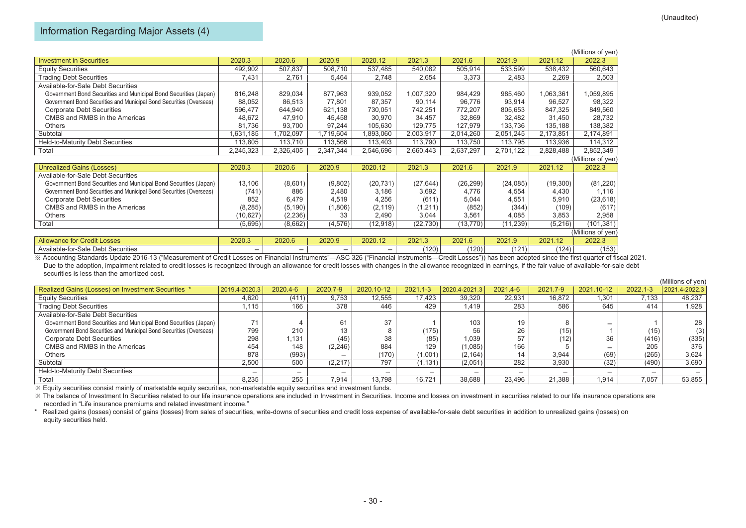(Unaudited)

## Information Regarding Major Assets (4)

(Millions of yen)

| Investment in Securities | 2020.3 | 2020.6 | 2020.9 | 2020.12 | 2021.3 | 2021.6 | 2021.9 | 2021.12 | 2022.3 |
|---|---|---|---|---|---|---|---|---|---|
| Equity Securities | 492,902 | 507,837 | 508,710 | 537,485 | 540,082 | 505,914 | 533,599 | 538,432 | 560,643 |
| Trading Debt Securities | 7,431 | 2,761 | 5,464 | 2,748 | 2,654 | 3,373 | 2,483 | 2,269 | 2,503 |
| Available-for-Sale Debt Securities | | | | | | | | | |
| Government Bond Securities and Municipal Bond Securities (Japan) | 816,248 | 829,034 | 877,963 | 939,052 | 1,007,320 | 984,429 | 985,460 | 1,063,361 | 1,059,895 |
| Government Bond Securities and Municipal Bond Securities (Overseas) | 88,052 | 86,513 | 77,801 | 87,357 | 90,114 | 96,776 | 93,914 | 96,527 | 98,322 |
| Corporate Debt Securities | 596,477 | 644,940 | 621,138 | 730,051 | 742,251 | 772,207 | 805,653 | 847,325 | 849,560 |
| CMBS and RMBS in the Americas | 48,672 | 47,910 | 45,458 | 30,970 | 34,457 | 32,869 | 32,482 | 31,450 | 28,732 |
| Others | 81,736 | 93,700 | 97,244 | 105,630 | 129,775 | 127,979 | 133,736 | 135,188 | 138,382 |
| Subtotal | 1,631,185 | 1,702,097 | 1,719,604 | 1,893,060 | 2,003,917 | 2,014,260 | 2,051,245 | 2,173,851 | 2,174,891 |
| Held-to-Maturity Debt Securities | 113,805 | 113,710 | 113,566 | 113,403 | 113,790 | 113,750 | 113,795 | 113,936 | 114,312 |
| Total | 2,245,323 | 2,326,405 | 2,347,344 | 2,546,696 | 2,660,443 | 2,637,297 | 2,701,122 | 2,828,488 | 2,852,349 |

(Millions of yen)

| Unrealized Gains (Losses) | 2020.3 | 2020.6 | 2020.9 | 2020.12 | 2021.3 | 2021.6 | 2021.9 | 2021.12 | 2022.3 |
|---|---|---|---|---|---|---|---|---|---|
| Available-for-Sale Debt Securities | | | | | | | | | |
| Government Bond Securities and Municipal Bond Securities (Japan) | 13,106 | (8,601) | (9,802) | (20,731) | (27,644) | (26,299) | (24,085) | (19,300) | (81,220) |
| Government Bond Securities and Municipal Bond Securities (Overseas) | (741) | 886 | 2,480 | 3,186 | 3,692 | 4,776 | 4,554 | 4,430 | 1,116 |
| Corporate Debt Securities | 852 | 6,479 | 4,519 | 4,256 | (611) | 5,044 | 4,551 | 5,910 | (23,618) |
| CMBS and RMBS in the Americas | (8,285) | (5,190) | (1,806) | (2,119) | (1,211) | (852) | (344) | (109) | (617) |
| Others | (10,627) | (2,236) | 33 | 2,490 | 3,044 | 3,561 | 4,085 | 3,853 | 2,958 |
| Total | (5,695) | (8,662) | (4,576) | (12,918) | (22,730) | (13,770) | (11,239) | (5,216) | (101,381) |

(Millions of yen)

| Allowance for Credit Losses | 2020.3 | 2020.6 | 2020.9 | 2020.12 | 2021.3 | 2021.6 | 2021.9 | 2021.12 | 2022.3 |
|---|---|---|---|---|---|---|---|---|---|
| Available-for-Sale Debt Securities | – | – | – | – | (120) | (120) | (121) | (124) | (153) |

※ Accounting Standards Update 2016-13 ("Measurement of Credit Losses on Financial Instruments"—ASC 326 ("Financial Instruments—Credit Losses")) has been adopted since the first quarter of fiscal 2021. Due to the adoption, impairment related to credit losses is recognized through an allowance for credit losses with changes in the allowance recognized in earnings, if the fair value of available-for-sale debt securities is less than the amortized cost.

(Millions of yen)

| Realized Gains (Losses) on Investment Securities * | 2019.4-2020.3 | 2020.4-6 | 2020.7-9 | 2020.10-12 | 2021.1-3 | 2020.4-2021.3 | 2021.4-6 | 2021.7-9 | 2021.10-12 | 2022.1-3 | 2021.4-2022.3 |
|---|---|---|---|---|---|---|---|---|---|---|---|
| Equity Securities | 4,620 | (411) | 9,753 | 12,555 | 17,423 | 39,320 | 22,931 | 16,872 | 1,301 | 7,133 | 48,237 |
| Trading Debt Securities | 1,115 | 166 | 378 | 446 | 429 | 1,419 | 283 | 586 | 645 | 414 | 1,928 |
| Available-for-Sale Debt Securities | | | | | | | | | | | |
| Government Bond Securities and Municipal Bond Securities (Japan) | 71 | 4 | 61 | 37 | 1 | 103 | 19 | 8 | – | 1 | 28 |
| Government Bond Securities and Municipal Bond Securities (Overseas) | 799 | 210 | 13 | 8 | (175) | 56 | 26 | (15) | 1 | (15) | (3) |
| Corporate Debt Securities | 298 | 1,131 | (45) | 38 | (85) | 1,039 | 57 | (12) | 36 | (416) | (335) |
| CMBS and RMBS in the Americas | 454 | 148 | (2,246) | 884 | 129 | (1,085) | 166 | 5 | – | 205 | 376 |
| Others | 878 | (993) | – | (170) | (1,001) | (2,164) | 14 | 3,944 | (69) | (265) | 3,624 |
| Subtotal | 2,500 | 500 | (2,217) | 797 | (1,131) | (2,051) | 282 | 3,930 | (32) | (490) | 3,690 |
| Held-to-Maturity Debt Securities | – | – | – | – | – | – | – | – | – | – | – |
| Total | 8,235 | 255 | 7,914 | 13,798 | 16,721 | 38,688 | 23,496 | 21,388 | 1,914 | 7,057 | 53,855 |

※ Equity securities consist mainly of marketable equity securities, non-marketable equity securities and investment funds.

※ The balance of Investment In Securities related to our life insurance operations are included in Investment in Securities. Income and losses on investment in securities related to our life insurance operations are recorded in "Life insurance premiums and related investment income."

\* Realized gains (losses) consist of gains (losses) from sales of securities, write-downs of securities and credit loss expense of available-for-sale debt securities in addition to unrealized gains (losses) on equity securities held.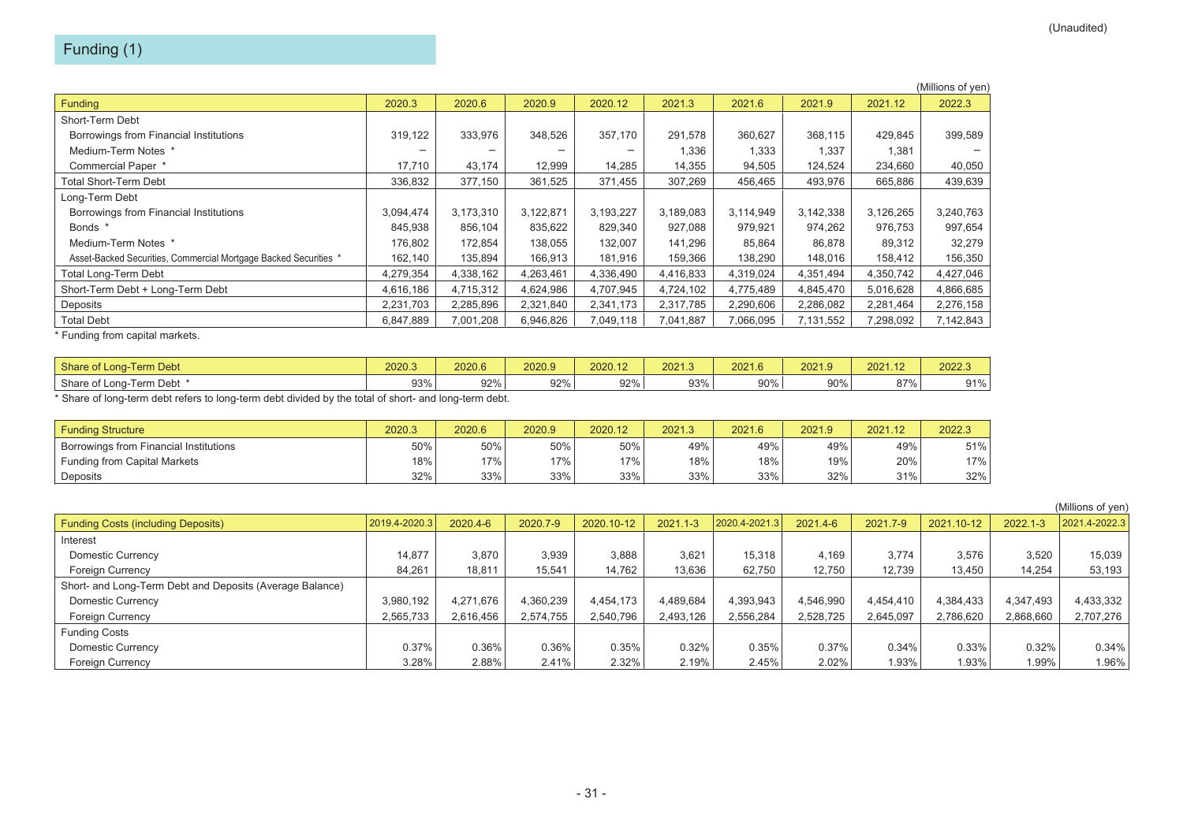(Unaudited)

## Funding (1)

(Millions of yen)

| Funding | 2020.3 | 2020.6 | 2020.9 | 2020.12 | 2021.3 | 2021.6 | 2021.9 | 2021.12 | 2022.3 |
|---|---|---|---|---|---|---|---|---|---|
| Short-Term Debt | | | | | | | | | |
| Borrowings from Financial Institutions | 319,122 | 333,976 | 348,526 | 357,170 | 291,578 | 360,627 | 368,115 | 429,845 | 399,589 |
| Medium-Term Notes * | – | – | – | – | 1,336 | 1,333 | 1,337 | 1,381 | – |
| Commercial Paper * | 17,710 | 43,174 | 12,999 | 14,285 | 14,355 | 94,505 | 124,524 | 234,660 | 40,050 |
| Total Short-Term Debt | 336,832 | 377,150 | 361,525 | 371,455 | 307,269 | 456,465 | 493,976 | 665,886 | 439,639 |
| Long-Term Debt | | | | | | | | | |
| Borrowings from Financial Institutions | 3,094,474 | 3,173,310 | 3,122,871 | 3,193,227 | 3,189,083 | 3,114,949 | 3,142,338 | 3,126,265 | 3,240,763 |
| Bonds * | 845,938 | 856,104 | 835,622 | 829,340 | 927,088 | 979,921 | 974,262 | 976,753 | 997,654 |
| Medium-Term Notes * | 176,802 | 172,854 | 138,055 | 132,007 | 141,296 | 85,864 | 86,878 | 89,312 | 32,279 |
| Asset-Backed Securities, Commercial Mortgage Backed Securities * | 162,140 | 135,894 | 166,913 | 181,916 | 159,366 | 138,290 | 148,016 | 158,412 | 156,350 |
| Total Long-Term Debt | 4,279,354 | 4,338,162 | 4,263,461 | 4,336,490 | 4,416,833 | 4,319,024 | 4,351,494 | 4,350,742 | 4,427,046 |
| Short-Term Debt + Long-Term Debt | 4,616,186 | 4,715,312 | 4,624,986 | 4,707,945 | 4,724,102 | 4,775,489 | 4,845,470 | 5,016,628 | 4,866,685 |
| Deposits | 2,231,703 | 2,285,896 | 2,321,840 | 2,341,173 | 2,317,785 | 2,290,606 | 2,286,082 | 2,281,464 | 2,276,158 |
| Total Debt | 6,847,889 | 7,001,208 | 6,946,826 | 7,049,118 | 7,041,887 | 7,066,095 | 7,131,552 | 7,298,092 | 7,142,843 |

* Funding from capital markets.

| Share of Long-Term Debt | 2020.3 | 2020.6 | 2020.9 | 2020.12 | 2021.3 | 2021.6 | 2021.9 | 2021.12 | 2022.3 |
|---|---|---|---|---|---|---|---|---|---|
| Share of Long-Term Debt * | 93% | 92% | 92% | 92% | 93% | 90% | 90% | 87% | 91% |

* Share of long-term debt refers to long-term debt divided by the total of short- and long-term debt.

| Funding Structure | 2020.3 | 2020.6 | 2020.9 | 2020.12 | 2021.3 | 2021.6 | 2021.9 | 2021.12 | 2022.3 |
|---|---|---|---|---|---|---|---|---|---|
| Borrowings from Financial Institutions | 50% | 50% | 50% | 50% | 49% | 49% | 49% | 49% | 51% |
| Funding from Capital Markets | 18% | 17% | 17% | 17% | 18% | 18% | 19% | 20% | 17% |
| Deposits | 32% | 33% | 33% | 33% | 33% | 33% | 32% | 31% | 32% |

(Millions of yen)

| Funding Costs (including Deposits) | 2019.4-2020.3 | 2020.4-6 | 2020.7-9 | 2020.10-12 | 2021.1-3 | 2020.4-2021.3 | 2021.4-6 | 2021.7-9 | 2021.10-12 | 2022.1-3 | 2021.4-2022.3 |
|---|---|---|---|---|---|---|---|---|---|---|---|
| Interest | | | | | | | | | | | |
| Domestic Currency | 14,877 | 3,870 | 3,939 | 3,888 | 3,621 | 15,318 | 4,169 | 3,774 | 3,576 | 3,520 | 15,039 |
| Foreign Currency | 84,261 | 18,811 | 15,541 | 14,762 | 13,636 | 62,750 | 12,750 | 12,739 | 13,450 | 14,254 | 53,193 |
| Short- and Long-Term Debt and Deposits (Average Balance) | | | | | | | | | | | |
| Domestic Currency | 3,980,192 | 4,271,676 | 4,360,239 | 4,454,173 | 4,489,684 | 4,393,943 | 4,546,990 | 4,454,410 | 4,384,433 | 4,347,493 | 4,433,332 |
| Foreign Currency | 2,565,733 | 2,616,456 | 2,574,755 | 2,540,796 | 2,493,126 | 2,556,284 | 2,528,725 | 2,645,097 | 2,786,620 | 2,868,660 | 2,707,276 |
| Funding Costs | | | | | | | | | | | |
| Domestic Currency | 0.37% | 0.36% | 0.36% | 0.35% | 0.32% | 0.35% | 0.37% | 0.34% | 0.33% | 0.32% | 0.34% |
| Foreign Currency | 3.28% | 2.88% | 2.41% | 2.32% | 2.19% | 2.45% | 2.02% | 1.93% | 1.93% | 1.99% | 1.96% |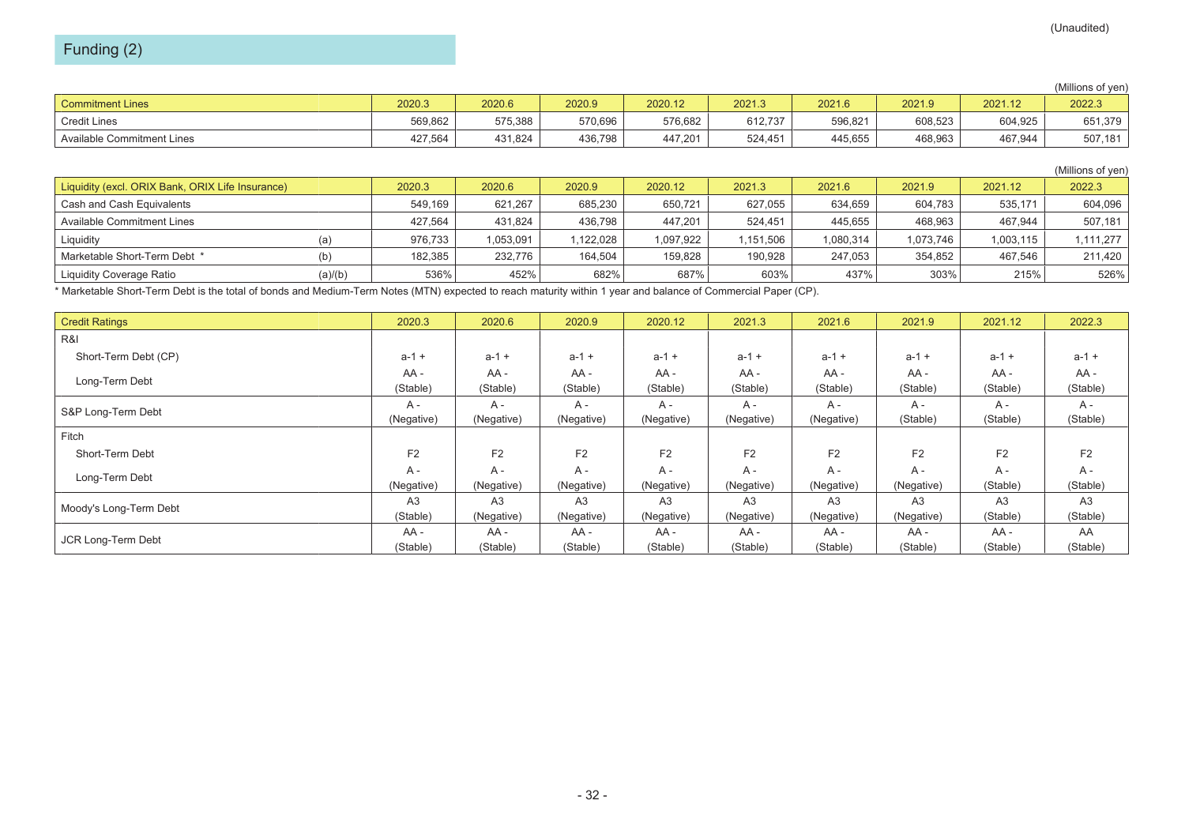(Unaudited)

## Funding (2)

(Millions of yen)

| Commitment Lines | 2020.3 | 2020.6 | 2020.9 | 2020.12 | 2021.3 | 2021.6 | 2021.9 | 2021.12 | 2022.3 |
|---|---|---|---|---|---|---|---|---|---|
| Credit Lines | 569,862 | 575,388 | 570,696 | 576,682 | 612,737 | 596,821 | 608,523 | 604,925 | 651,379 |
| Available Commitment Lines | 427,564 | 431,824 | 436,798 | 447,201 | 524,451 | 445,655 | 468,963 | 467,944 | 507,181 |

(Millions of yen)

| Liquidity (excl. ORIX Bank, ORIX Life Insurance) | | 2020.3 | 2020.6 | 2020.9 | 2020.12 | 2021.3 | 2021.6 | 2021.9 | 2021.12 | 2022.3 |
|---|---|---|---|---|---|---|---|---|---|---|
| Cash and Cash Equivalents | | 549,169 | 621,267 | 685,230 | 650,721 | 627,055 | 634,659 | 604,783 | 535,171 | 604,096 |
| Available Commitment Lines | | 427,564 | 431,824 | 436,798 | 447,201 | 524,451 | 445,655 | 468,963 | 467,944 | 507,181 |
| Liquidity | (a) | 976,733 | 1,053,091 | 1,122,028 | 1,097,922 | 1,151,506 | 1,080,314 | 1,073,746 | 1,003,115 | 1,111,277 |
| Marketable Short-Term Debt * | (b) | 182,385 | 232,776 | 164,504 | 159,828 | 190,928 | 247,053 | 354,852 | 467,546 | 211,420 |
| Liquidity Coverage Ratio | (a)/(b) | 536% | 452% | 682% | 687% | 603% | 437% | 303% | 215% | 526% |

* Marketable Short-Term Debt is the total of bonds and Medium-Term Notes (MTN) expected to reach maturity within 1 year and balance of Commercial Paper (CP).

| Credit Ratings | 2020.3 | 2020.6 | 2020.9 | 2020.12 | 2021.3 | 2021.6 | 2021.9 | 2021.12 | 2022.3 |
|---|---|---|---|---|---|---|---|---|---|
| R&I | | | | | | | | | |
| Short-Term Debt (CP) | a-1 + | a-1 + | a-1 + | a-1 + | a-1 + | a-1 + | a-1 + | a-1 + | a-1 + |
| Long-Term Debt | AA - (Stable) | AA - (Stable) | AA - (Stable) | AA - (Stable) | AA - (Stable) | AA - (Stable) | AA - (Stable) | AA - (Stable) | AA - (Stable) |
| S&P Long-Term Debt | A - (Negative) | A - (Negative) | A - (Negative) | A - (Negative) | A - (Negative) | A - (Negative) | A - (Stable) | A - (Stable) | A - (Stable) |
| Fitch | | | | | | | | | |
| Short-Term Debt | F2 | F2 | F2 | F2 | F2 | F2 | F2 | F2 | F2 |
| Long-Term Debt | A - (Negative) | A - (Negative) | A - (Negative) | A - (Negative) | A - (Negative) | A - (Negative) | A - (Negative) | A - (Stable) | A - (Stable) |
| Moody's Long-Term Debt | A3 (Stable) | A3 (Negative) | A3 (Negative) | A3 (Negative) | A3 (Negative) | A3 (Negative) | A3 (Negative) | A3 (Stable) | A3 (Stable) |
| JCR Long-Term Debt | AA - (Stable) | AA - (Stable) | AA - (Stable) | AA - (Stable) | AA - (Stable) | AA - (Stable) | AA - (Stable) | AA - (Stable) | AA (Stable) |